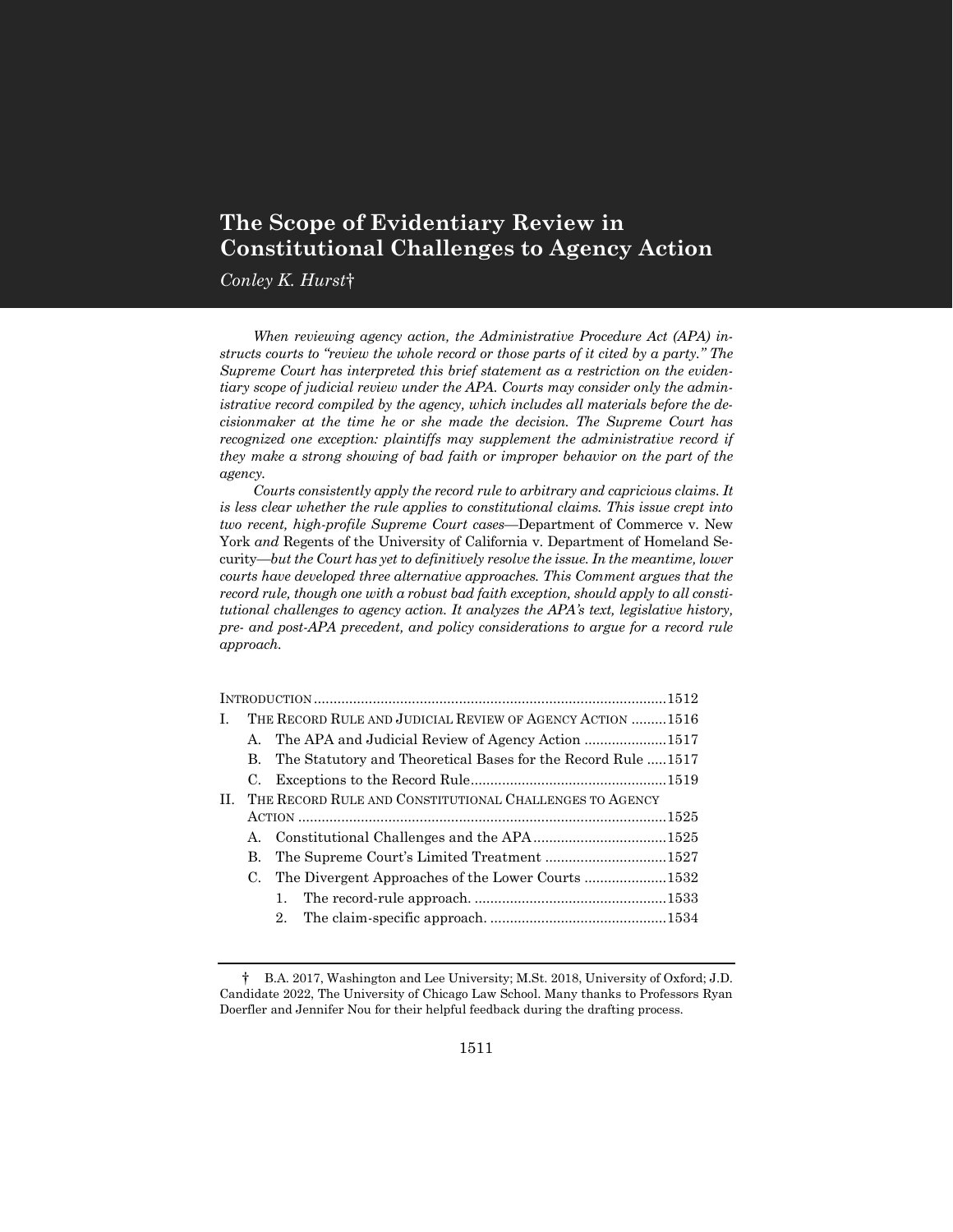# The Scope of Evidentiary Review in Constitutional Challenges to Agency Action

*Conley K. Hurst*†

*When reviewing agency action, the Administrative Procedure Act (APA) instructs courts to "review the whole record or those parts of it cited by a party." The Supreme Court has interpreted this brief statement as a restriction on the evidentiary scope of judicial review under the APA. Courts may consider only the administrative record compiled by the agency, which includes all materials before the decisionmaker at the time he or she made the decision. The Supreme Court has recognized one exception: plaintiffs may supplement the administrative record if they make a strong showing of bad faith or improper behavior on the part of the agency.*

*Courts consistently apply the record rule to arbitrary and capricious claims. It is less clear whether the rule applies to constitutional claims. This issue crept into two recent, high-profile Supreme Court cases—*Department of Commerce v. New York *and* Regents of the University of California v. Department of Homeland Security*—but the Court has yet to definitively resolve the issue. In the meantime, lower courts have developed three alternative approaches. This Comment argues that the record rule, though one with a robust bad faith exception, should apply to all constitutional challenges to agency action. It analyzes the APA's text, legislative history, pre- and post-APA precedent, and policy considerations to argue for a record rule approach.*

| | | |
|---|---|---|
| INTRODUCTION | | 1512 |
| I. | THE RECORD RULE AND JUDICIAL REVIEW OF AGENCY ACTION | 1516 |
| | A. The APA and Judicial Review of Agency Action | 1517 |
| | B. The Statutory and Theoretical Bases for the Record Rule | 1517 |
| | C. Exceptions to the Record Rule | 1519 |
| II. | THE RECORD RULE AND CONSTITUTIONAL CHALLENGES TO AGENCY ACTION | 1525 |
| | A. Constitutional Challenges and the APA | 1525 |
| | B. The Supreme Court's Limited Treatment | 1527 |
| | C. The Divergent Approaches of the Lower Courts | 1532 |
| | 1. The record-rule approach. | 1533 |
| | 2. The claim-specific approach. | 1534 |

† B.A. 2017, Washington and Lee University; M.St. 2018, University of Oxford; J.D. Candidate 2022, The University of Chicago Law School. Many thanks to Professors Ryan Doerfler and Jennifer Nou for their helpful feedback during the drafting process.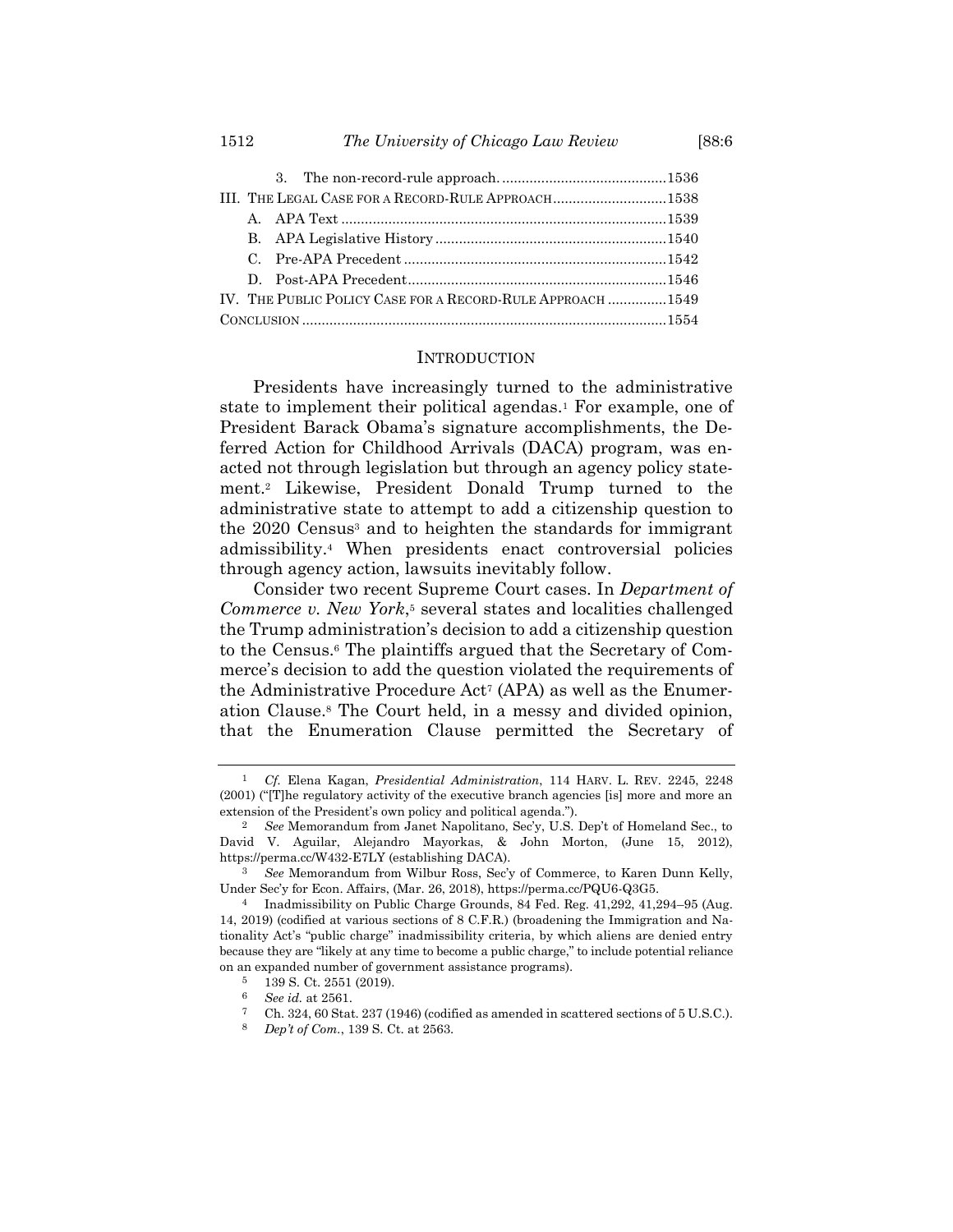3. The non-record-rule approach. ..........................................1536

III. THE LEGAL CASE FOR A RECORD-RULE APPROACH............................1538

A. APA Text ..................................................................................1539

B. APA Legislative History ..........................................................1540

C. Pre-APA Precedent ..................................................................1542

D. Post-APA Precedent..................................................................1546

IV. THE PUBLIC POLICY CASE FOR A RECORD-RULE APPROACH ..............1549

CONCLUSION ............................................................................................1554

## INTRODUCTION

Presidents have increasingly turned to the administrative state to implement their political agendas.[1] For example, one of President Barack Obama's signature accomplishments, the Deferred Action for Childhood Arrivals (DACA) program, was enacted not through legislation but through an agency policy statement.[2] Likewise, President Donald Trump turned to the administrative state to attempt to add a citizenship question to the 2020 Census[3] and to heighten the standards for immigrant admissibility.[4] When presidents enact controversial policies through agency action, lawsuits inevitably follow.

Consider two recent Supreme Court cases. In *Department of Commerce v. New York*,[5] several states and localities challenged the Trump administration's decision to add a citizenship question to the Census.[6] The plaintiffs argued that the Secretary of Commerce's decision to add the question violated the requirements of the Administrative Procedure Act[7] (APA) as well as the Enumeration Clause.[8] The Court held, in a messy and divided opinion, that the Enumeration Clause permitted the Secretary of

---

[1] *Cf.* Elena Kagan, *Presidential Administration*, 114 HARV. L. REV. 2245, 2248 (2001) ("[T]he regulatory activity of the executive branch agencies [is] more and more an extension of the President's own policy and political agenda.").

[2] *See* Memorandum from Janet Napolitano, Sec'y, U.S. Dep't of Homeland Sec., to David V. Aguilar, Alejandro Mayorkas, & John Morton, (June 15, 2012), https://perma.cc/W432-E7LY (establishing DACA).

[3] *See* Memorandum from Wilbur Ross, Sec'y of Commerce, to Karen Dunn Kelly, Under Sec'y for Econ. Affairs, (Mar. 26, 2018), https://perma.cc/PQU6-Q3G5.

[4] Inadmissibility on Public Charge Grounds, 84 Fed. Reg. 41,292, 41,294–95 (Aug. 14, 2019) (codified at various sections of 8 C.F.R.) (broadening the Immigration and Nationality Act's "public charge" inadmissibility criteria, by which aliens are denied entry because they are "likely at any time to become a public charge," to include potential reliance on an expanded number of government assistance programs).

[5] 139 S. Ct. 2551 (2019).

[6] *See id.* at 2561.

[7] Ch. 324, 60 Stat. 237 (1946) (codified as amended in scattered sections of 5 U.S.C.).

[8] *Dep't of Com.*, 139 S. Ct. at 2563.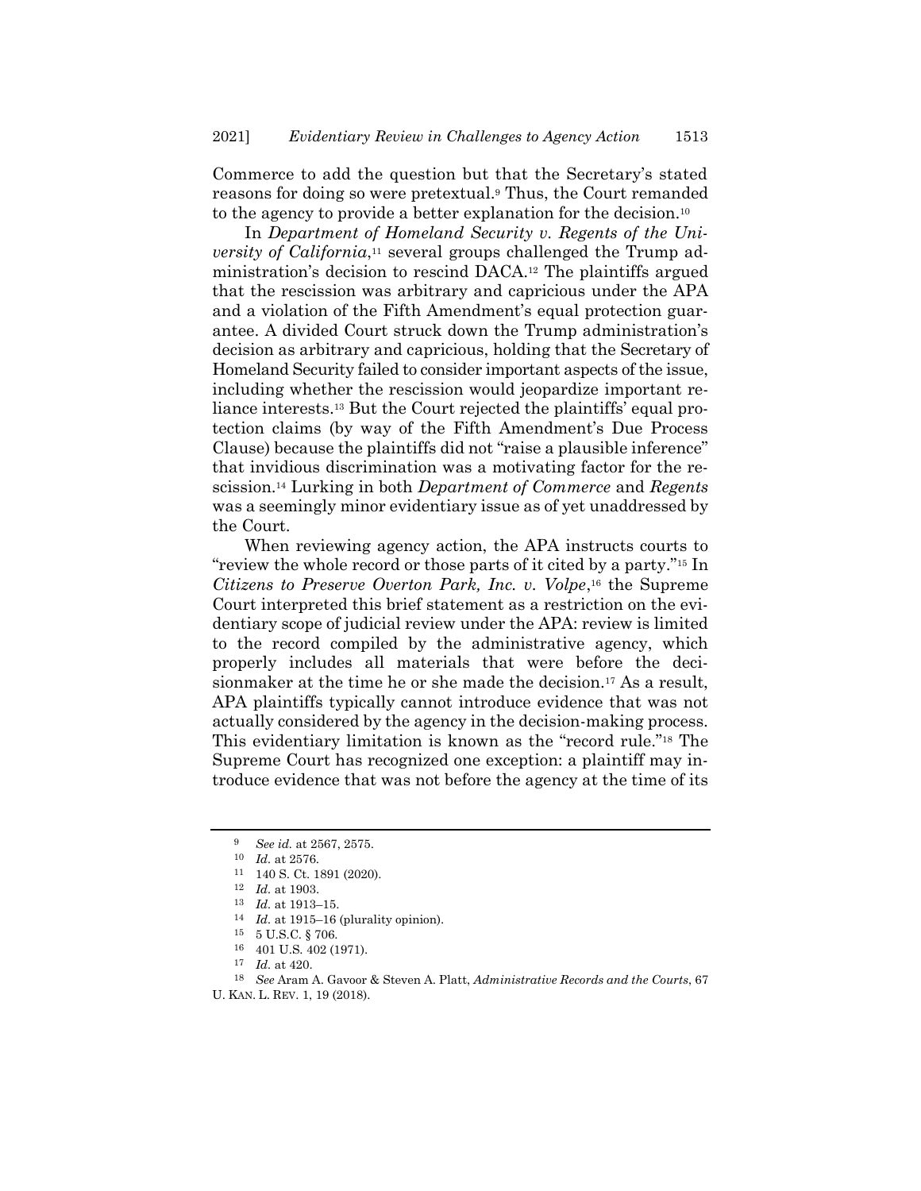Commerce to add the question but that the Secretary's stated reasons for doing so were pretextual.[9] Thus, the Court remanded to the agency to provide a better explanation for the decision.[10]

In *Department of Homeland Security v. Regents of the University of California*,[11] several groups challenged the Trump administration's decision to rescind DACA.[12] The plaintiffs argued that the rescission was arbitrary and capricious under the APA and a violation of the Fifth Amendment's equal protection guarantee. A divided Court struck down the Trump administration's decision as arbitrary and capricious, holding that the Secretary of Homeland Security failed to consider important aspects of the issue, including whether the rescission would jeopardize important reliance interests.[13] But the Court rejected the plaintiffs' equal protection claims (by way of the Fifth Amendment's Due Process Clause) because the plaintiffs did not "raise a plausible inference" that invidious discrimination was a motivating factor for the rescission.[14] Lurking in both *Department of Commerce* and *Regents* was a seemingly minor evidentiary issue as of yet unaddressed by the Court.

When reviewing agency action, the APA instructs courts to "review the whole record or those parts of it cited by a party."[15] In *Citizens to Preserve Overton Park, Inc. v. Volpe*,[16] the Supreme Court interpreted this brief statement as a restriction on the evidentiary scope of judicial review under the APA: review is limited to the record compiled by the administrative agency, which properly includes all materials that were before the decisionmaker at the time he or she made the decision.[17] As a result, APA plaintiffs typically cannot introduce evidence that was not actually considered by the agency in the decision-making process. This evidentiary limitation is known as the "record rule."[18] The Supreme Court has recognized one exception: a plaintiff may introduce evidence that was not before the agency at the time of its

---

[9] *See id.* at 2567, 2575.

[10] *Id.* at 2576.

[11] 140 S. Ct. 1891 (2020).

[12] *Id.* at 1903.

[13] *Id.* at 1913–15.

[14] *Id.* at 1915–16 (plurality opinion).

[15] 5 U.S.C. § 706.

[16] 401 U.S. 402 (1971).

[17] *Id.* at 420.

[18] *See* Aram A. Gavoor & Steven A. Platt, *Administrative Records and the Courts*, 67 U. KAN. L. REV. 1, 19 (2018).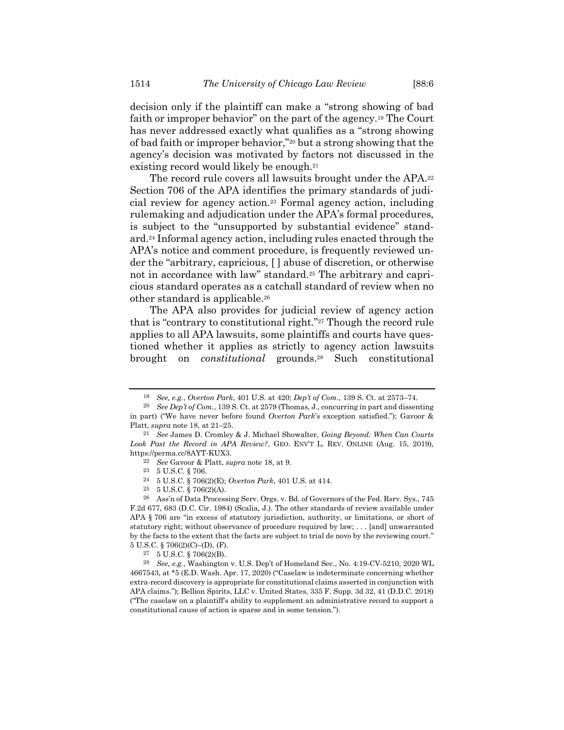decision only if the plaintiff can make a "strong showing of bad faith or improper behavior" on the part of the agency.[19] The Court has never addressed exactly what qualifies as a "strong showing of bad faith or improper behavior,"[20] but a strong showing that the agency's decision was motivated by factors not discussed in the existing record would likely be enough.[21]

The record rule covers all lawsuits brought under the APA.[22] Section 706 of the APA identifies the primary standards of judicial review for agency action.[23] Formal agency action, including rulemaking and adjudication under the APA's formal procedures, is subject to the "unsupported by substantial evidence" standard.[24] Informal agency action, including rules enacted through the APA's notice and comment procedure, is frequently reviewed under the "arbitrary, capricious, [ ] abuse of discretion, or otherwise not in accordance with law" standard.[25] The arbitrary and capricious standard operates as a catchall standard of review when no other standard is applicable.[26]

The APA also provides for judicial review of agency action that is "contrary to constitutional right."[27] Though the record rule applies to all APA lawsuits, some plaintiffs and courts have questioned whether it applies as strictly to agency action lawsuits brought on *constitutional* grounds.[28] Such constitutional

---

[19] *See, e.g.*, *Overton Park*, 401 U.S. at 420; *Dep't of Com.*, 139 S. Ct. at 2573–74.

[20] *See Dep't of Com.*, 139 S. Ct. at 2579 (Thomas, J., concurring in part and dissenting in part) ("We have never before found *Overton Park*'s exception satisfied."); Gavoor & Platt, *supra* note 18, at 21–25.

[21] *See* James D. Cromley & J. Michael Showalter, *Going Beyond: When Can Courts Look Past the Record in APA Review?*, GEO. ENV'T L. REV. ONLINE (Aug. 15, 2019), https://perma.cc/8AYT-KUX3.

[22] *See* Gavoor & Platt, *supra* note 18, at 9.

[23] 5 U.S.C. § 706.

[24] 5 U.S.C. § 706(2)(E); *Overton Park*, 401 U.S. at 414.

[25] 5 U.S.C. § 706(2)(A).

[26] Ass'n of Data Processing Serv. Orgs. v. Bd. of Governors of the Fed. Rsrv. Sys., 745 F.2d 677, 683 (D.C. Cir. 1984) (Scalia, J.). The other standards of review available under APA § 706 are "in excess of statutory jurisdiction, authority, or limitations, or short of statutory right; without observance of procedure required by law; . . . [and] unwarranted by the facts to the extent that the facts are subject to trial de novo by the reviewing court." 5 U.S.C. § 706(2)(C)–(D), (F).

[27] 5 U.S.C. § 706(2)(B).

[28] *See, e.g.*, Washington v. U.S. Dep't of Homeland Sec., No. 4:19-CV-5210, 2020 WL 4667543, at *5 (E.D. Wash. Apr. 17, 2020) ("Caselaw is indeterminate concerning whether extra-record discovery is appropriate for constitutional claims asserted in conjunction with APA claims."); Bellion Spirits, LLC v. United States, 335 F. Supp. 3d 32, 41 (D.D.C. 2018) ("The caselaw on a plaintiff's ability to supplement an administrative record to support a constitutional cause of action is sparse and in some tension.").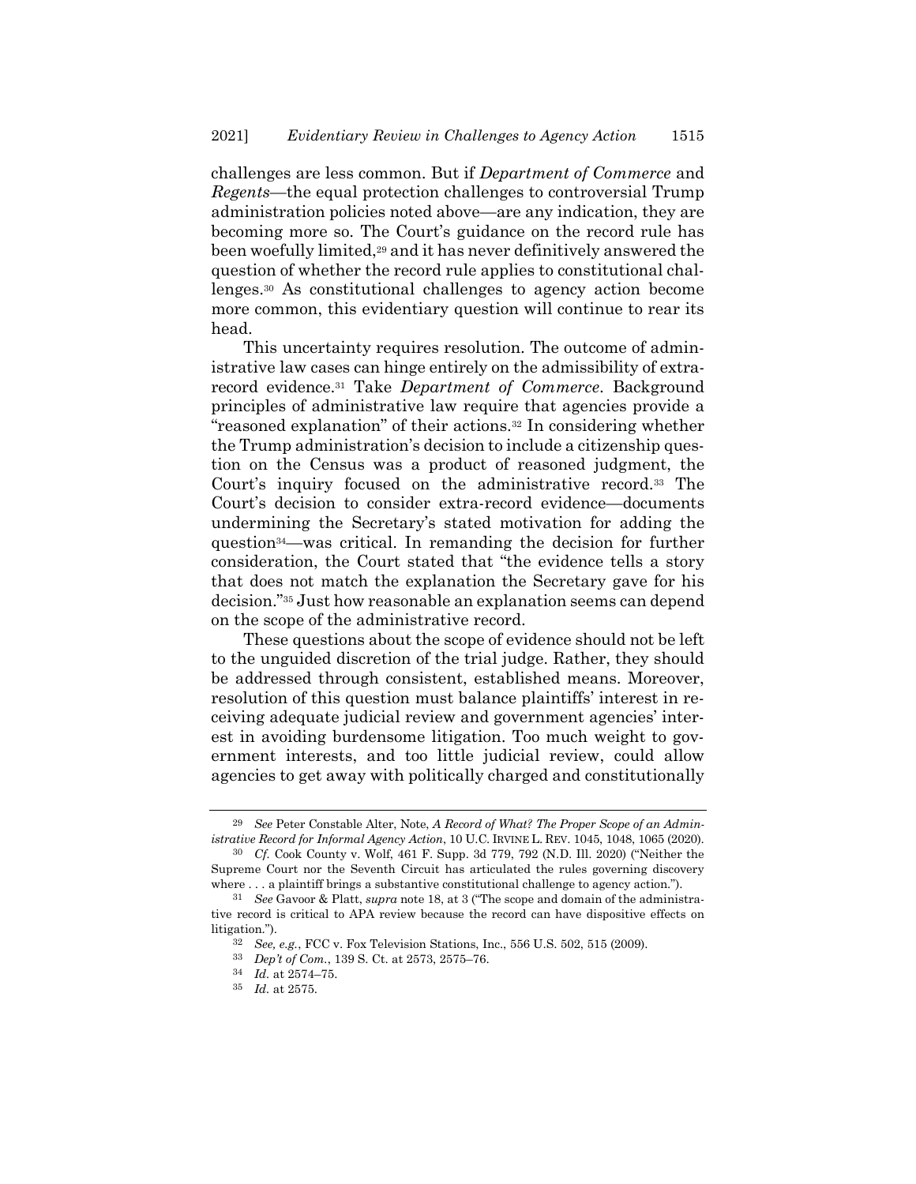challenges are less common. But if *Department of Commerce* and *Regents*—the equal protection challenges to controversial Trump administration policies noted above—are any indication, they are becoming more so. The Court's guidance on the record rule has been woefully limited,[29] and it has never definitively answered the question of whether the record rule applies to constitutional challenges.[30] As constitutional challenges to agency action become more common, this evidentiary question will continue to rear its head.

This uncertainty requires resolution. The outcome of administrative law cases can hinge entirely on the admissibility of extra-record evidence.[31] Take *Department of Commerce*. Background principles of administrative law require that agencies provide a "reasoned explanation" of their actions.[32] In considering whether the Trump administration's decision to include a citizenship question on the Census was a product of reasoned judgment, the Court's inquiry focused on the administrative record.[33] The Court's decision to consider extra-record evidence—documents undermining the Secretary's stated motivation for adding the question[34]—was critical. In remanding the decision for further consideration, the Court stated that "the evidence tells a story that does not match the explanation the Secretary gave for his decision."[35] Just how reasonable an explanation seems can depend on the scope of the administrative record.

These questions about the scope of evidence should not be left to the unguided discretion of the trial judge. Rather, they should be addressed through consistent, established means. Moreover, resolution of this question must balance plaintiffs' interest in receiving adequate judicial review and government agencies' interest in avoiding burdensome litigation. Too much weight to government interests, and too little judicial review, could allow agencies to get away with politically charged and constitutionally

---

[29] *See* Peter Constable Alter, Note, *A Record of What? The Proper Scope of an Administrative Record for Informal Agency Action*, 10 U.C. IRVINE L. REV. 1045, 1048, 1065 (2020).

[30] *Cf.* Cook County v. Wolf, 461 F. Supp. 3d 779, 792 (N.D. Ill. 2020) ("Neither the Supreme Court nor the Seventh Circuit has articulated the rules governing discovery where . . . a plaintiff brings a substantive constitutional challenge to agency action.").

[31] *See* Gavoor & Platt, *supra* note 18, at 3 ("The scope and domain of the administrative record is critical to APA review because the record can have dispositive effects on litigation.").

[32] *See, e.g.*, FCC v. Fox Television Stations, Inc., 556 U.S. 502, 515 (2009).

[33] *Dep't of Com.*, 139 S. Ct. at 2573, 2575–76.

[34] *Id.* at 2574–75.

[35] *Id.* at 2575.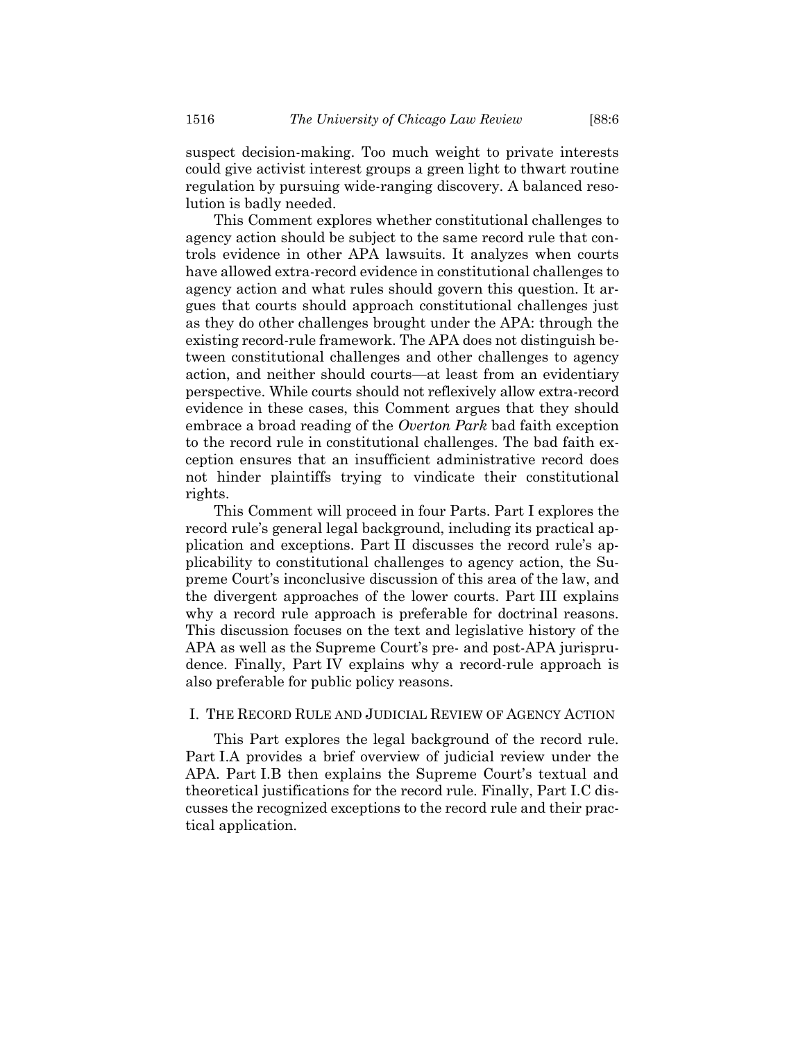suspect decision-making. Too much weight to private interests could give activist interest groups a green light to thwart routine regulation by pursuing wide-ranging discovery. A balanced resolution is badly needed.

This Comment explores whether constitutional challenges to agency action should be subject to the same record rule that controls evidence in other APA lawsuits. It analyzes when courts have allowed extra-record evidence in constitutional challenges to agency action and what rules should govern this question. It argues that courts should approach constitutional challenges just as they do other challenges brought under the APA: through the existing record-rule framework. The APA does not distinguish between constitutional challenges and other challenges to agency action, and neither should courts—at least from an evidentiary perspective. While courts should not reflexively allow extra-record evidence in these cases, this Comment argues that they should embrace a broad reading of the *Overton Park* bad faith exception to the record rule in constitutional challenges. The bad faith exception ensures that an insufficient administrative record does not hinder plaintiffs trying to vindicate their constitutional rights.

This Comment will proceed in four Parts. Part I explores the record rule's general legal background, including its practical application and exceptions. Part II discusses the record rule's applicability to constitutional challenges to agency action, the Supreme Court's inconclusive discussion of this area of the law, and the divergent approaches of the lower courts. Part III explains why a record rule approach is preferable for doctrinal reasons. This discussion focuses on the text and legislative history of the APA as well as the Supreme Court's pre- and post-APA jurisprudence. Finally, Part IV explains why a record-rule approach is also preferable for public policy reasons.

## I. The Record Rule and Judicial Review of Agency Action

This Part explores the legal background of the record rule. Part I.A provides a brief overview of judicial review under the APA. Part I.B then explains the Supreme Court's textual and theoretical justifications for the record rule. Finally, Part I.C discusses the recognized exceptions to the record rule and their practical application.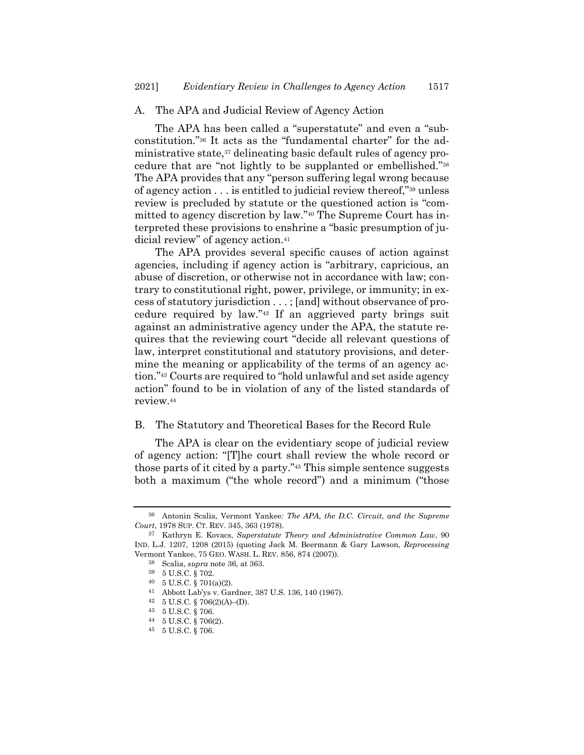## A. The APA and Judicial Review of Agency Action

The APA has been called a "superstatute" and even a "subconstitution."[36] It acts as the "fundamental charter" for the administrative state,[37] delineating basic default rules of agency procedure that are "not lightly to be supplanted or embellished."[38] The APA provides that any "person suffering legal wrong because of agency action . . . is entitled to judicial review thereof,"[39] unless review is precluded by statute or the questioned action is "committed to agency discretion by law."[40] The Supreme Court has interpreted these provisions to enshrine a "basic presumption of judicial review" of agency action.[41]

The APA provides several specific causes of action against agencies, including if agency action is "arbitrary, capricious, an abuse of discretion, or otherwise not in accordance with law; contrary to constitutional right, power, privilege, or immunity; in excess of statutory jurisdiction . . . ; [and] without observance of procedure required by law."[42] If an aggrieved party brings suit against an administrative agency under the APA, the statute requires that the reviewing court "decide all relevant questions of law, interpret constitutional and statutory provisions, and determine the meaning or applicability of the terms of an agency action."[43] Courts are required to "hold unlawful and set aside agency action" found to be in violation of any of the listed standards of review.[44]

## B. The Statutory and Theoretical Bases for the Record Rule

The APA is clear on the evidentiary scope of judicial review of agency action: "[T]he court shall review the whole record or those parts of it cited by a party."[45] This simple sentence suggests both a maximum ("the whole record") and a minimum ("those

---

36 Antonin Scalia, Vermont Yankee*: The APA, the D.C. Circuit, and the Supreme Court*, 1978 SUP. CT. REV. 345, 363 (1978).

37 Kathryn E. Kovacs, *Superstatute Theory and Administrative Common Law*, 90 IND. L.J. 1207, 1208 (2015) (quoting Jack M. Beermann & Gary Lawson, *Reprocessing* Vermont Yankee, 75 GEO. WASH. L. REV. 856, 874 (2007)).

38 Scalia, *supra* note 36, at 363.

39 5 U.S.C. § 702.

40 5 U.S.C. § 701(a)(2).

41 Abbott Lab'ys v. Gardner, 387 U.S. 136, 140 (1967).

42 5 U.S.C. § 706(2)(A)–(D).

43 5 U.S.C. § 706.

44 5 U.S.C. § 706(2).

45 5 U.S.C. § 706.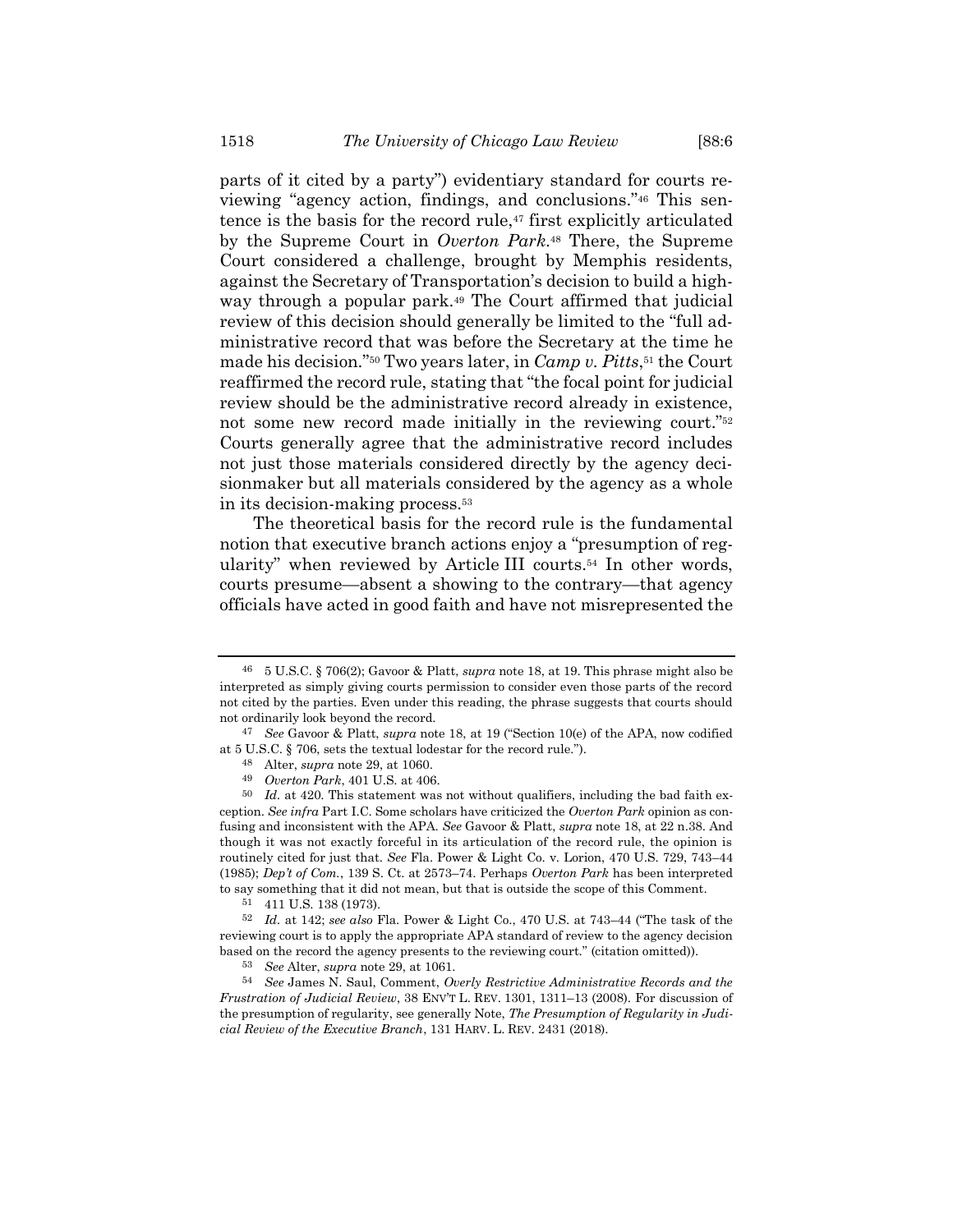parts of it cited by a party") evidentiary standard for courts reviewing "agency action, findings, and conclusions."[46] This sentence is the basis for the record rule,[47] first explicitly articulated by the Supreme Court in *Overton Park*.[48] There, the Supreme Court considered a challenge, brought by Memphis residents, against the Secretary of Transportation's decision to build a highway through a popular park.[49] The Court affirmed that judicial review of this decision should generally be limited to the "full administrative record that was before the Secretary at the time he made his decision."[50] Two years later, in *Camp v. Pitts*,[51] the Court reaffirmed the record rule, stating that "the focal point for judicial review should be the administrative record already in existence, not some new record made initially in the reviewing court."[52] Courts generally agree that the administrative record includes not just those materials considered directly by the agency decisionmaker but all materials considered by the agency as a whole in its decision-making process.[53]

The theoretical basis for the record rule is the fundamental notion that executive branch actions enjoy a "presumption of regularity" when reviewed by Article III courts.[54] In other words, courts presume—absent a showing to the contrary—that agency officials have acted in good faith and have not misrepresented the

---

[46] 5 U.S.C. § 706(2); Gavoor & Platt, *supra* note 18, at 19. This phrase might also be interpreted as simply giving courts permission to consider even those parts of the record not cited by the parties. Even under this reading, the phrase suggests that courts should not ordinarily look beyond the record.

[47] *See* Gavoor & Platt, *supra* note 18, at 19 ("Section 10(e) of the APA, now codified at 5 U.S.C. § 706, sets the textual lodestar for the record rule.").

[48] Alter, *supra* note 29, at 1060.

[49] *Overton Park*, 401 U.S. at 406.

[50] *Id.* at 420. This statement was not without qualifiers, including the bad faith exception. *See infra* Part I.C. Some scholars have criticized the *Overton Park* opinion as confusing and inconsistent with the APA. *See* Gavoor & Platt, *supra* note 18, at 22 n.38. And though it was not exactly forceful in its articulation of the record rule, the opinion is routinely cited for just that. *See* Fla. Power & Light Co. v. Lorion, 470 U.S. 729, 743–44 (1985); *Dep't of Com.*, 139 S. Ct. at 2573–74. Perhaps *Overton Park* has been interpreted to say something that it did not mean, but that is outside the scope of this Comment.

[51] 411 U.S. 138 (1973).

[52] *Id.* at 142; *see also* Fla. Power & Light Co., 470 U.S. at 743–44 ("The task of the reviewing court is to apply the appropriate APA standard of review to the agency decision based on the record the agency presents to the reviewing court." (citation omitted)).

[53] *See* Alter, *supra* note 29, at 1061.

[54] *See* James N. Saul, Comment, *Overly Restrictive Administrative Records and the Frustration of Judicial Review*, 38 ENV'T L. REV. 1301, 1311–13 (2008). For discussion of the presumption of regularity, see generally Note, *The Presumption of Regularity in Judicial Review of the Executive Branch*, 131 HARV. L. REV. 2431 (2018).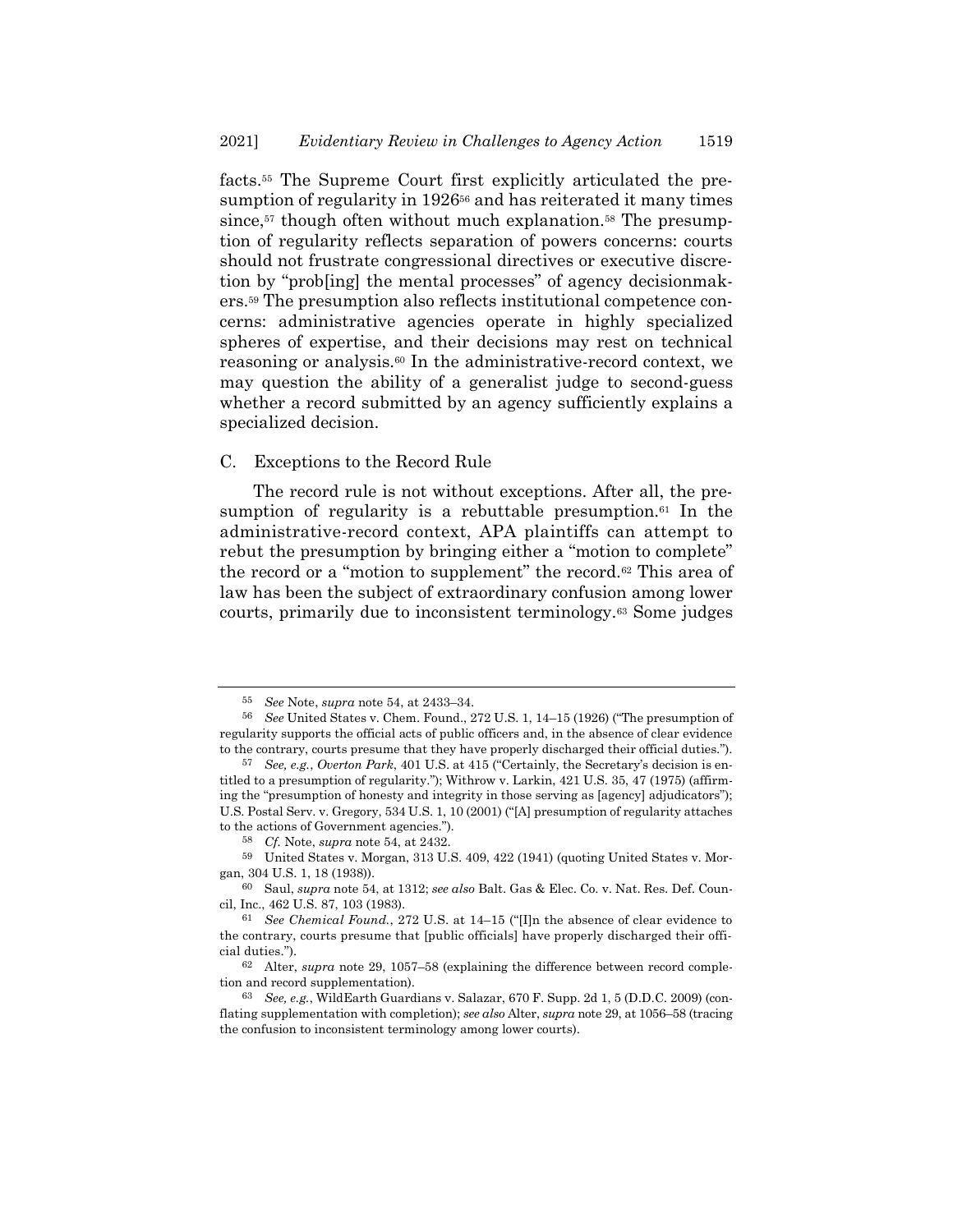facts.[55] The Supreme Court first explicitly articulated the presumption of regularity in 1926[56] and has reiterated it many times since,[57] though often without much explanation.[58] The presumption of regularity reflects separation of powers concerns: courts should not frustrate congressional directives or executive discretion by "prob[ing] the mental processes" of agency decisionmakers.[59] The presumption also reflects institutional competence concerns: administrative agencies operate in highly specialized spheres of expertise, and their decisions may rest on technical reasoning or analysis.[60] In the administrative-record context, we may question the ability of a generalist judge to second-guess whether a record submitted by an agency sufficiently explains a specialized decision.

## C. Exceptions to the Record Rule

The record rule is not without exceptions. After all, the presumption of regularity is a rebuttable presumption.[61] In the administrative-record context, APA plaintiffs can attempt to rebut the presumption by bringing either a "motion to complete" the record or a "motion to supplement" the record.[62] This area of law has been the subject of extraordinary confusion among lower courts, primarily due to inconsistent terminology.[63] Some judges

---

[55] *See* Note, *supra* note 54, at 2433–34.

[56] *See* United States v. Chem. Found., 272 U.S. 1, 14–15 (1926) ("The presumption of regularity supports the official acts of public officers and, in the absence of clear evidence to the contrary, courts presume that they have properly discharged their official duties.").

[57] *See, e.g.*, *Overton Park*, 401 U.S. at 415 ("Certainly, the Secretary's decision is entitled to a presumption of regularity."); Withrow v. Larkin, 421 U.S. 35, 47 (1975) (affirming the "presumption of honesty and integrity in those serving as [agency] adjudicators"); U.S. Postal Serv. v. Gregory, 534 U.S. 1, 10 (2001) ("[A] presumption of regularity attaches to the actions of Government agencies.").

[58] *Cf.* Note, *supra* note 54, at 2432.

[59] United States v. Morgan, 313 U.S. 409, 422 (1941) (quoting United States v. Morgan, 304 U.S. 1, 18 (1938)).

[60] Saul, *supra* note 54, at 1312; *see also* Balt. Gas & Elec. Co. v. Nat. Res. Def. Council, Inc., 462 U.S. 87, 103 (1983).

[61] *See Chemical Found.*, 272 U.S. at 14–15 ("[I]n the absence of clear evidence to the contrary, courts presume that [public officials] have properly discharged their official duties.").

[62] Alter, *supra* note 29, 1057–58 (explaining the difference between record completion and record supplementation).

[63] *See, e.g.*, WildEarth Guardians v. Salazar, 670 F. Supp. 2d 1, 5 (D.D.C. 2009) (conflating supplementation with completion); *see also* Alter, *supra* note 29, at 1056–58 (tracing the confusion to inconsistent terminology among lower courts).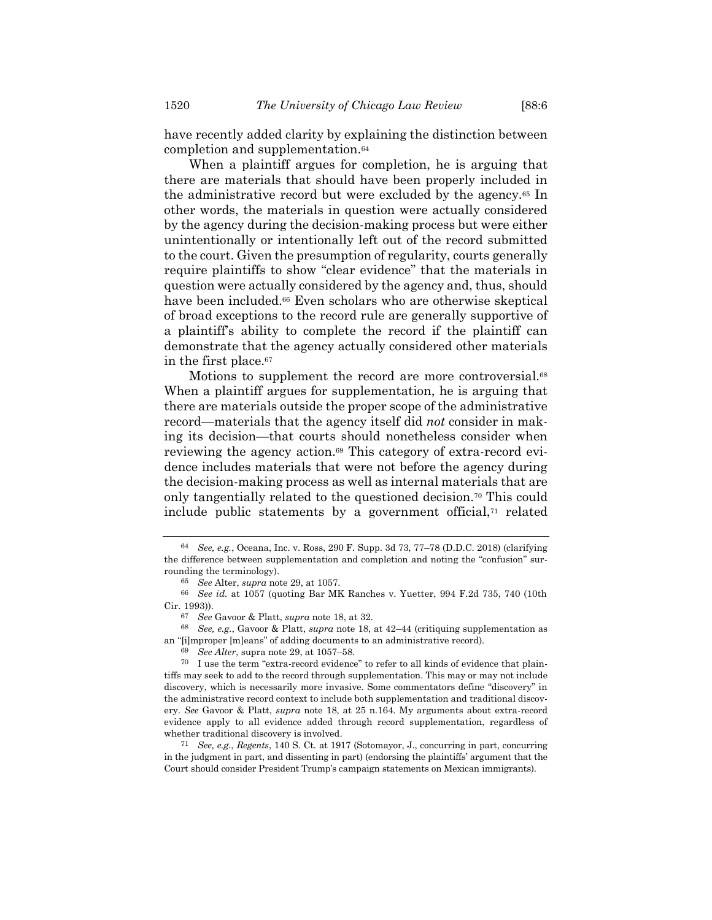have recently added clarity by explaining the distinction between completion and supplementation.[64]

When a plaintiff argues for completion, he is arguing that there are materials that should have been properly included in the administrative record but were excluded by the agency.[65] In other words, the materials in question were actually considered by the agency during the decision-making process but were either unintentionally or intentionally left out of the record submitted to the court. Given the presumption of regularity, courts generally require plaintiffs to show "clear evidence" that the materials in question were actually considered by the agency and, thus, should have been included.[66] Even scholars who are otherwise skeptical of broad exceptions to the record rule are generally supportive of a plaintiff's ability to complete the record if the plaintiff can demonstrate that the agency actually considered other materials in the first place.[67]

Motions to supplement the record are more controversial.[68] When a plaintiff argues for supplementation, he is arguing that there are materials outside the proper scope of the administrative record—materials that the agency itself did *not* consider in making its decision—that courts should nonetheless consider when reviewing the agency action.[69] This category of extra-record evidence includes materials that were not before the agency during the decision-making process as well as internal materials that are only tangentially related to the questioned decision.[70] This could include public statements by a government official,[71] related

---

[64] *See, e.g.*, Oceana, Inc. v. Ross, 290 F. Supp. 3d 73, 77–78 (D.D.C. 2018) (clarifying the difference between supplementation and completion and noting the "confusion" surrounding the terminology).

[65] *See* Alter, *supra* note 29, at 1057.

[66] *See id.* at 1057 (quoting Bar MK Ranches v. Yuetter, 994 F.2d 735, 740 (10th Cir. 1993)).

[67] *See* Gavoor & Platt, *supra* note 18, at 32.

[68] *See, e.g.*, Gavoor & Platt, *supra* note 18, at 42–44 (critiquing supplementation as an "[i]mproper [m]eans" of adding documents to an administrative record).

[69] *See Alter*, supra note 29, at 1057–58.

[70] I use the term "extra-record evidence" to refer to all kinds of evidence that plaintiffs may seek to add to the record through supplementation. This may or may not include discovery, which is necessarily more invasive. Some commentators define "discovery" in the administrative record context to include both supplementation and traditional discovery. *See* Gavoor & Platt, *supra* note 18, at 25 n.164. My arguments about extra-record evidence apply to all evidence added through record supplementation, regardless of whether traditional discovery is involved.

[71] *See, e.g.*, *Regents*, 140 S. Ct. at 1917 (Sotomayor, J., concurring in part, concurring in the judgment in part, and dissenting in part) (endorsing the plaintiffs' argument that the Court should consider President Trump's campaign statements on Mexican immigrants).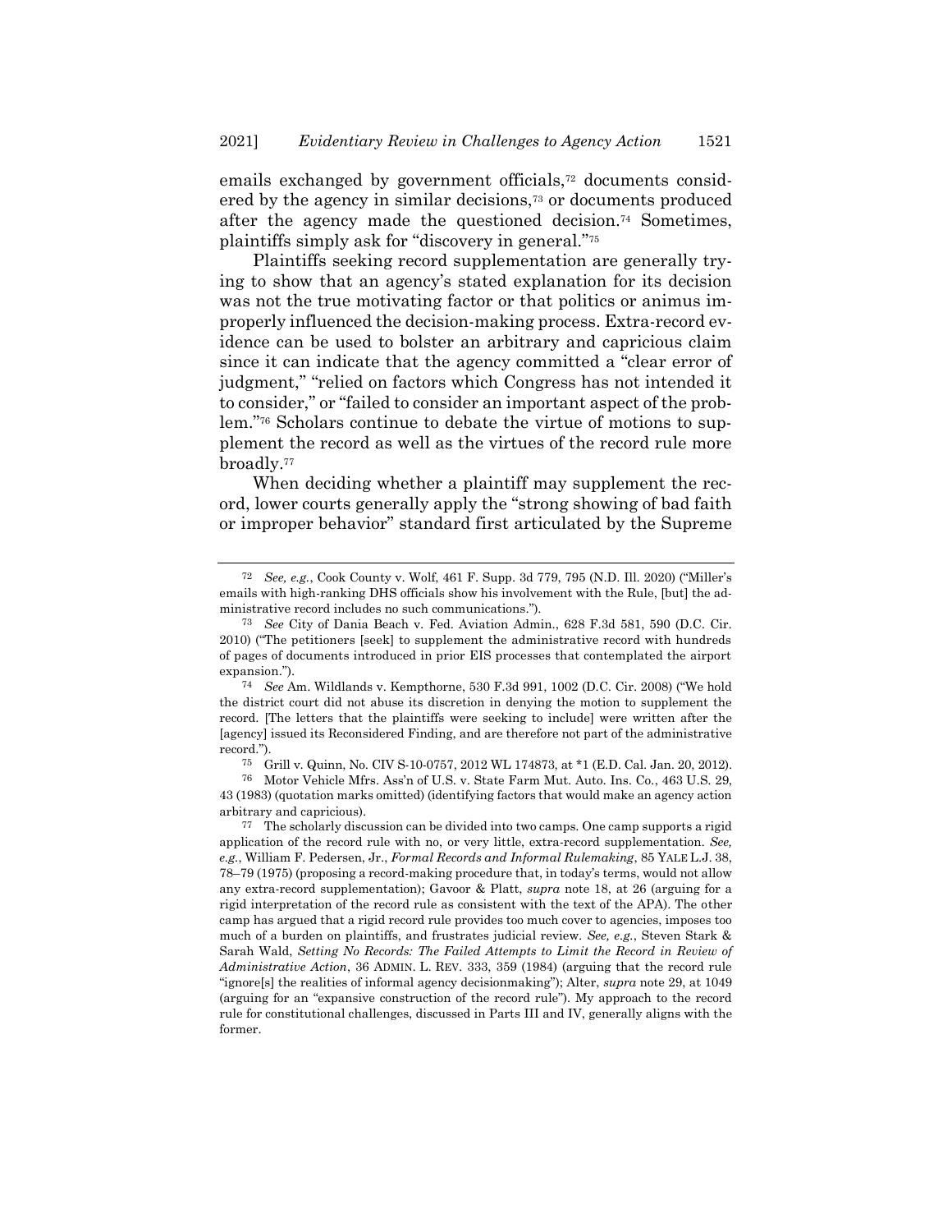emails exchanged by government officials,[72] documents considered by the agency in similar decisions,[73] or documents produced after the agency made the questioned decision.[74] Sometimes, plaintiffs simply ask for "discovery in general."[75]

Plaintiffs seeking record supplementation are generally trying to show that an agency's stated explanation for its decision was not the true motivating factor or that politics or animus improperly influenced the decision-making process. Extra-record evidence can be used to bolster an arbitrary and capricious claim since it can indicate that the agency committed a "clear error of judgment," "relied on factors which Congress has not intended it to consider," or "failed to consider an important aspect of the problem."[76] Scholars continue to debate the virtue of motions to supplement the record as well as the virtues of the record rule more broadly.[77]

When deciding whether a plaintiff may supplement the record, lower courts generally apply the "strong showing of bad faith or improper behavior" standard first articulated by the Supreme

---

[72] *See, e.g.*, Cook County v. Wolf, 461 F. Supp. 3d 779, 795 (N.D. Ill. 2020) ("Miller's emails with high-ranking DHS officials show his involvement with the Rule, [but] the administrative record includes no such communications.").

[73] *See* City of Dania Beach v. Fed. Aviation Admin., 628 F.3d 581, 590 (D.C. Cir. 2010) ("The petitioners [seek] to supplement the administrative record with hundreds of pages of documents introduced in prior EIS processes that contemplated the airport expansion.").

[74] *See* Am. Wildlands v. Kempthorne, 530 F.3d 991, 1002 (D.C. Cir. 2008) ("We hold the district court did not abuse its discretion in denying the motion to supplement the record. [The letters that the plaintiffs were seeking to include] were written after the [agency] issued its Reconsidered Finding, and are therefore not part of the administrative record.").

[75] Grill v. Quinn, No. CIV S-10-0757, 2012 WL 174873, at *1 (E.D. Cal. Jan. 20, 2012).

[76] Motor Vehicle Mfrs. Ass'n of U.S. v. State Farm Mut. Auto. Ins. Co., 463 U.S. 29, 43 (1983) (quotation marks omitted) (identifying factors that would make an agency action arbitrary and capricious).

[77] The scholarly discussion can be divided into two camps. One camp supports a rigid application of the record rule with no, or very little, extra-record supplementation. *See, e.g.*, William F. Pedersen, Jr., *Formal Records and Informal Rulemaking*, 85 YALE L.J. 38, 78–79 (1975) (proposing a record-making procedure that, in today's terms, would not allow any extra-record supplementation); Gavoor & Platt, *supra* note 18, at 26 (arguing for a rigid interpretation of the record rule as consistent with the text of the APA). The other camp has argued that a rigid record rule provides too much cover to agencies, imposes too much of a burden on plaintiffs, and frustrates judicial review. *See, e.g.*, Steven Stark & Sarah Wald, *Setting No Records: The Failed Attempts to Limit the Record in Review of Administrative Action*, 36 ADMIN. L. REV. 333, 359 (1984) (arguing that the record rule "ignore[s] the realities of informal agency decisionmaking"); Alter, *supra* note 29, at 1049 (arguing for an "expansive construction of the record rule"). My approach to the record rule for constitutional challenges, discussed in Parts III and IV, generally aligns with the former.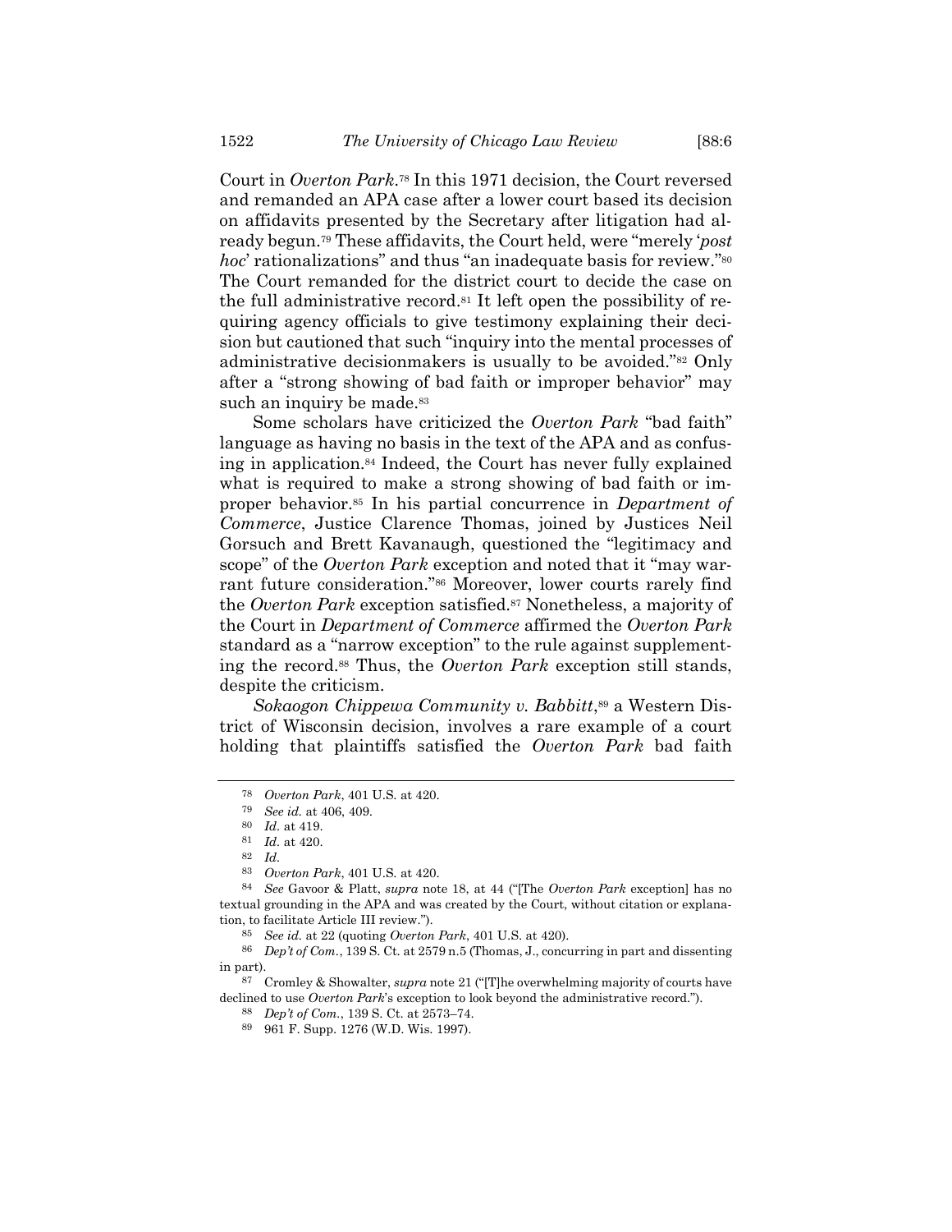Court in *Overton Park*.[78] In this 1971 decision, the Court reversed and remanded an APA case after a lower court based its decision on affidavits presented by the Secretary after litigation had already begun.[79] These affidavits, the Court held, were "merely '*post hoc*' rationalizations" and thus "an inadequate basis for review."[80] The Court remanded for the district court to decide the case on the full administrative record.[81] It left open the possibility of requiring agency officials to give testimony explaining their decision but cautioned that such "inquiry into the mental processes of administrative decisionmakers is usually to be avoided."[82] Only after a "strong showing of bad faith or improper behavior" may such an inquiry be made.[83]

Some scholars have criticized the *Overton Park* "bad faith" language as having no basis in the text of the APA and as confusing in application.[84] Indeed, the Court has never fully explained what is required to make a strong showing of bad faith or improper behavior.[85] In his partial concurrence in *Department of Commerce*, Justice Clarence Thomas, joined by Justices Neil Gorsuch and Brett Kavanaugh, questioned the "legitimacy and scope" of the *Overton Park* exception and noted that it "may warrant future consideration."[86] Moreover, lower courts rarely find the *Overton Park* exception satisfied.[87] Nonetheless, a majority of the Court in *Department of Commerce* affirmed the *Overton Park* standard as a "narrow exception" to the rule against supplementing the record.[88] Thus, the *Overton Park* exception still stands, despite the criticism.

*Sokaogon Chippewa Community v. Babbitt*,[89] a Western District of Wisconsin decision, involves a rare example of a court holding that plaintiffs satisfied the *Overton Park* bad faith

---

[78] *Overton Park*, 401 U.S. at 420.

[79] *See id.* at 406, 409.

[80] *Id.* at 419.

[81] *Id.* at 420.

[82] *Id.*

[83] *Overton Park*, 401 U.S. at 420.

[84] *See* Gavoor & Platt, *supra* note 18, at 44 ("[The *Overton Park* exception] has no textual grounding in the APA and was created by the Court, without citation or explanation, to facilitate Article III review.").

[85] *See id.* at 22 (quoting *Overton Park*, 401 U.S. at 420).

[86] *Dep't of Com.*, 139 S. Ct. at 2579 n.5 (Thomas, J., concurring in part and dissenting in part).

[87] Cromley & Showalter, *supra* note 21 ("[T]he overwhelming majority of courts have declined to use *Overton Park*'s exception to look beyond the administrative record.").

[88] *Dep't of Com.*, 139 S. Ct. at 2573–74.

[89] 961 F. Supp. 1276 (W.D. Wis. 1997).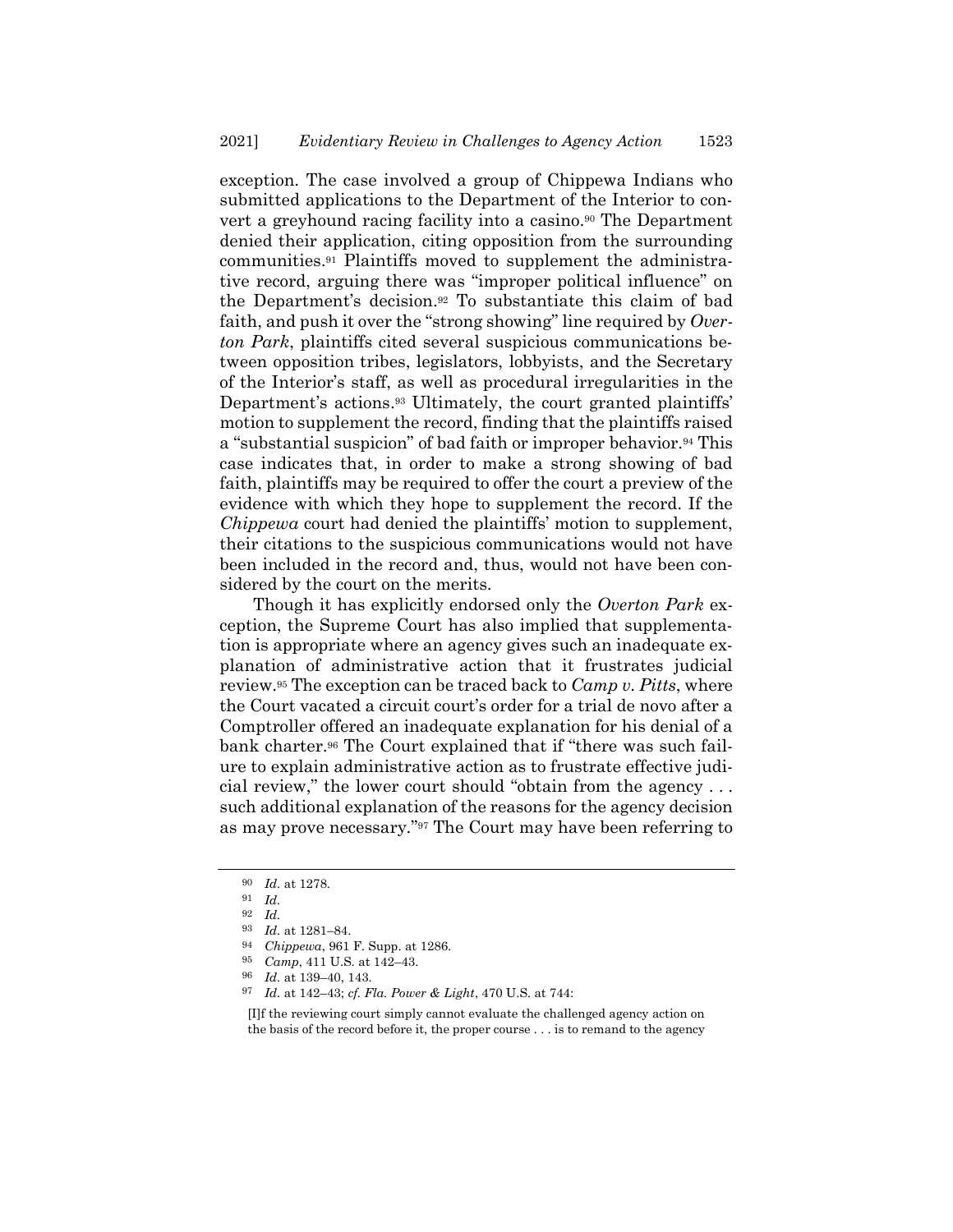exception. The case involved a group of Chippewa Indians who submitted applications to the Department of the Interior to convert a greyhound racing facility into a casino.[90] The Department denied their application, citing opposition from the surrounding communities.[91] Plaintiffs moved to supplement the administrative record, arguing there was "improper political influence" on the Department's decision.[92] To substantiate this claim of bad faith, and push it over the "strong showing" line required by *Overton Park*, plaintiffs cited several suspicious communications between opposition tribes, legislators, lobbyists, and the Secretary of the Interior's staff, as well as procedural irregularities in the Department's actions.[93] Ultimately, the court granted plaintiffs' motion to supplement the record, finding that the plaintiffs raised a "substantial suspicion" of bad faith or improper behavior.[94] This case indicates that, in order to make a strong showing of bad faith, plaintiffs may be required to offer the court a preview of the evidence with which they hope to supplement the record. If the *Chippewa* court had denied the plaintiffs' motion to supplement, their citations to the suspicious communications would not have been included in the record and, thus, would not have been considered by the court on the merits.

Though it has explicitly endorsed only the *Overton Park* exception, the Supreme Court has also implied that supplementation is appropriate where an agency gives such an inadequate explanation of administrative action that it frustrates judicial review.[95] The exception can be traced back to *Camp v. Pitts*, where the Court vacated a circuit court's order for a trial de novo after a Comptroller offered an inadequate explanation for his denial of a bank charter.[96] The Court explained that if "there was such failure to explain administrative action as to frustrate effective judicial review," the lower court should "obtain from the agency . . . such additional explanation of the reasons for the agency decision as may prove necessary."[97] The Court may have been referring to

---

[90] *Id.* at 1278.

[91] *Id.*

[92] *Id.*

[93] *Id.* at 1281–84.

[94] *Chippewa*, 961 F. Supp. at 1286.

[95] *Camp*, 411 U.S. at 142–43.

[96] *Id.* at 139–40, 143.

[97] *Id.* at 142–43; *cf. Fla. Power & Light*, 470 U.S. at 744:

> [I]f the reviewing court simply cannot evaluate the challenged agency action on the basis of the record before it, the proper course . . . is to remand to the agency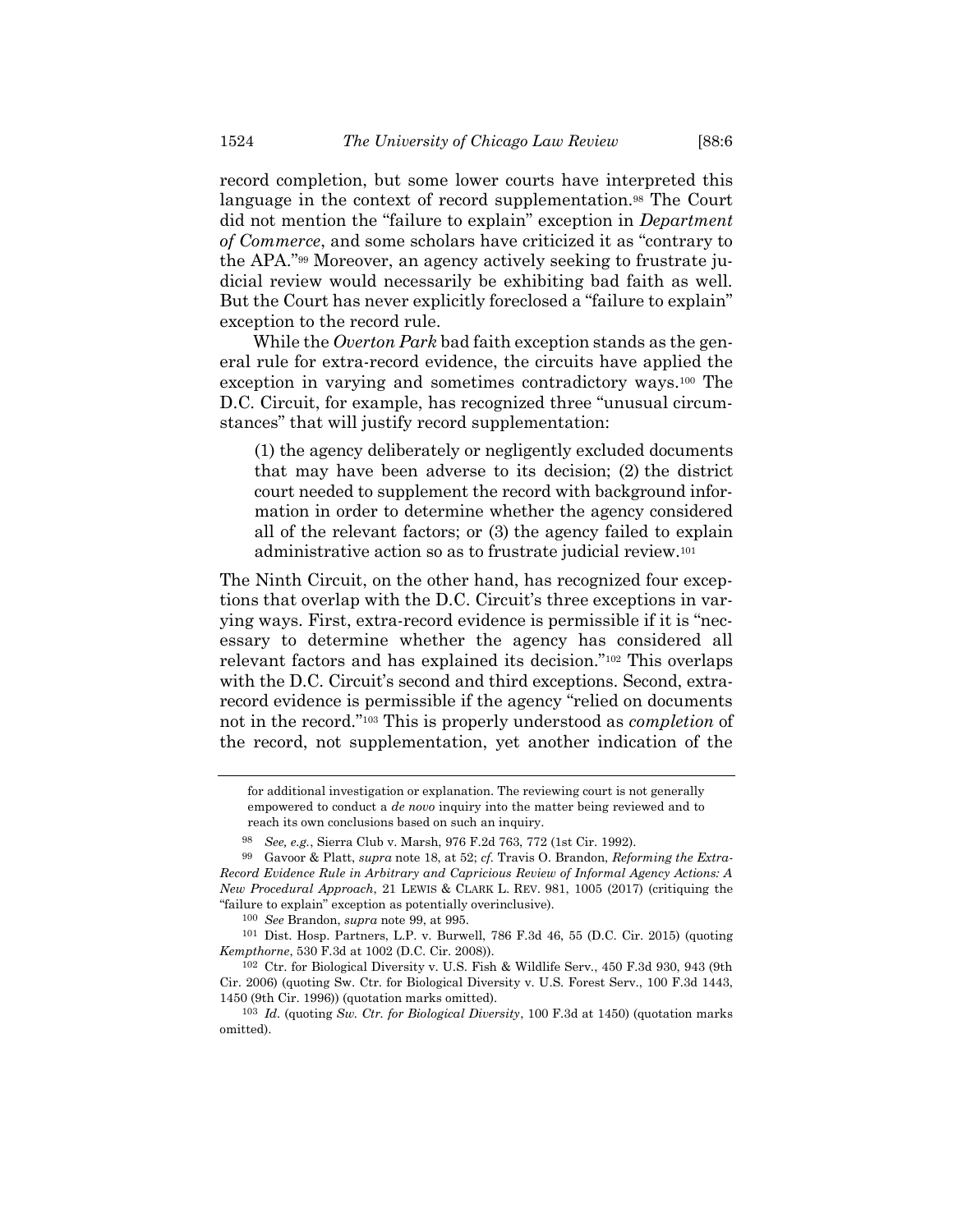record completion, but some lower courts have interpreted this language in the context of record supplementation.[98] The Court did not mention the "failure to explain" exception in *Department of Commerce*, and some scholars have criticized it as "contrary to the APA."[99] Moreover, an agency actively seeking to frustrate judicial review would necessarily be exhibiting bad faith as well. But the Court has never explicitly foreclosed a "failure to explain" exception to the record rule.

While the *Overton Park* bad faith exception stands as the general rule for extra-record evidence, the circuits have applied the exception in varying and sometimes contradictory ways.[100] The D.C. Circuit, for example, has recognized three "unusual circumstances" that will justify record supplementation:

> (1) the agency deliberately or negligently excluded documents that may have been adverse to its decision; (2) the district court needed to supplement the record with background information in order to determine whether the agency considered all of the relevant factors; or (3) the agency failed to explain administrative action so as to frustrate judicial review.[101]

The Ninth Circuit, on the other hand, has recognized four exceptions that overlap with the D.C. Circuit's three exceptions in varying ways. First, extra-record evidence is permissible if it is "necessary to determine whether the agency has considered all relevant factors and has explained its decision."[102] This overlaps with the D.C. Circuit's second and third exceptions. Second, extra-record evidence is permissible if the agency "relied on documents not in the record."[103] This is properly understood as *completion* of the record, not supplementation, yet another indication of the

---

for additional investigation or explanation. The reviewing court is not generally empowered to conduct a *de novo* inquiry into the matter being reviewed and to reach its own conclusions based on such an inquiry.

[98] *See, e.g.*, Sierra Club v. Marsh, 976 F.2d 763, 772 (1st Cir. 1992).

[99] Gavoor & Platt, *supra* note 18, at 52; *cf.* Travis O. Brandon, *Reforming the Extra-Record Evidence Rule in Arbitrary and Capricious Review of Informal Agency Actions: A New Procedural Approach*, 21 LEWIS & CLARK L. REV. 981, 1005 (2017) (critiquing the "failure to explain" exception as potentially overinclusive).

[100] *See* Brandon, *supra* note 99, at 995.

[101] Dist. Hosp. Partners, L.P. v. Burwell, 786 F.3d 46, 55 (D.C. Cir. 2015) (quoting *Kempthorne*, 530 F.3d at 1002 (D.C. Cir. 2008)).

[102] Ctr. for Biological Diversity v. U.S. Fish & Wildlife Serv., 450 F.3d 930, 943 (9th Cir. 2006) (quoting Sw. Ctr. for Biological Diversity v. U.S. Forest Serv., 100 F.3d 1443, 1450 (9th Cir. 1996)) (quotation marks omitted).

[103] *Id.* (quoting *Sw. Ctr. for Biological Diversity*, 100 F.3d at 1450) (quotation marks omitted).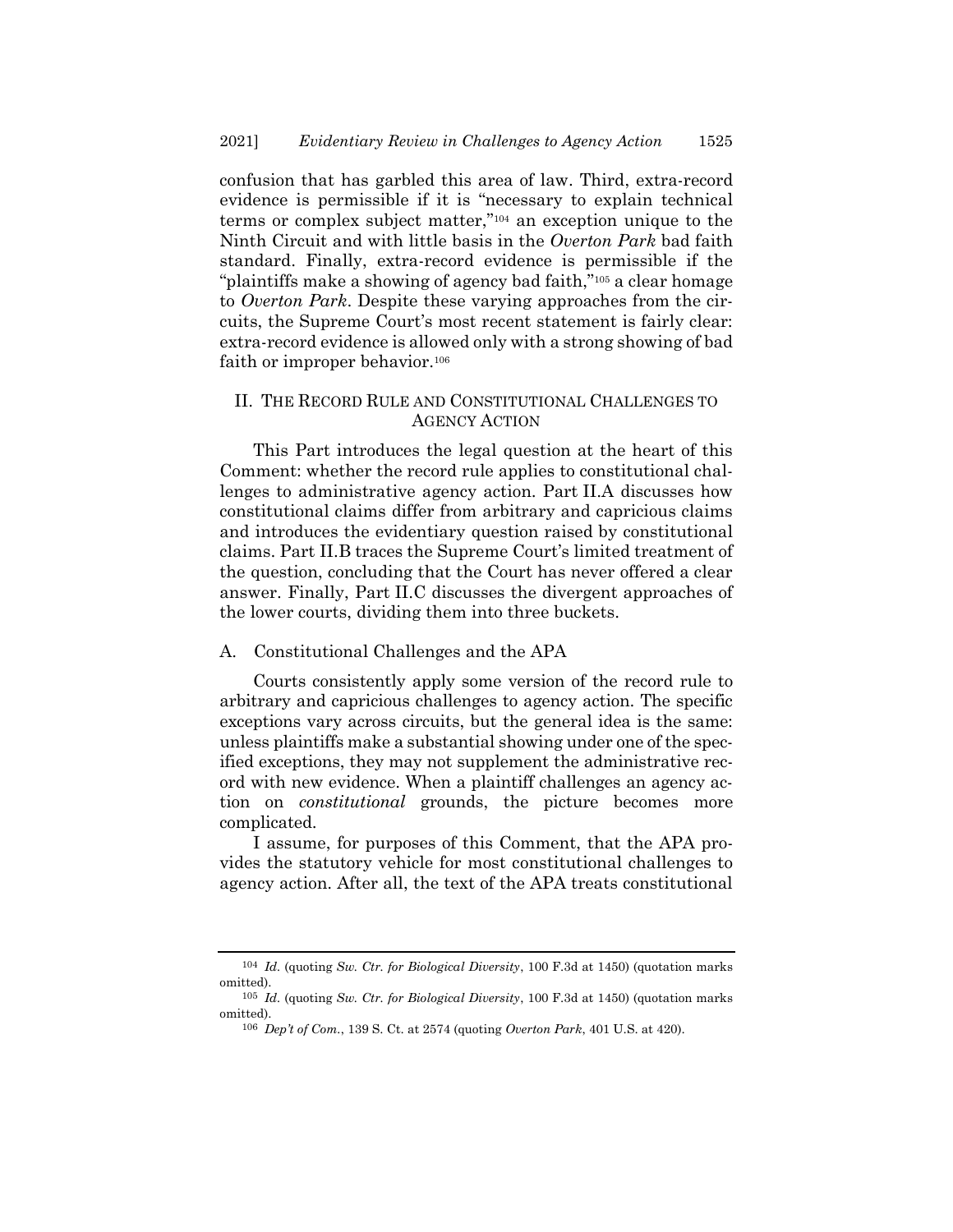confusion that has garbled this area of law. Third, extra-record evidence is permissible if it is "necessary to explain technical terms or complex subject matter,"[104] an exception unique to the Ninth Circuit and with little basis in the *Overton Park* bad faith standard. Finally, extra-record evidence is permissible if the "plaintiffs make a showing of agency bad faith,"[105] a clear homage to *Overton Park*. Despite these varying approaches from the circuits, the Supreme Court's most recent statement is fairly clear: extra-record evidence is allowed only with a strong showing of bad faith or improper behavior.[106]

## II. THE RECORD RULE AND CONSTITUTIONAL CHALLENGES TO AGENCY ACTION

This Part introduces the legal question at the heart of this Comment: whether the record rule applies to constitutional challenges to administrative agency action. Part II.A discusses how constitutional claims differ from arbitrary and capricious claims and introduces the evidentiary question raised by constitutional claims. Part II.B traces the Supreme Court's limited treatment of the question, concluding that the Court has never offered a clear answer. Finally, Part II.C discusses the divergent approaches of the lower courts, dividing them into three buckets.

### A. Constitutional Challenges and the APA

Courts consistently apply some version of the record rule to arbitrary and capricious challenges to agency action. The specific exceptions vary across circuits, but the general idea is the same: unless plaintiffs make a substantial showing under one of the specified exceptions, they may not supplement the administrative record with new evidence. When a plaintiff challenges an agency action on *constitutional* grounds, the picture becomes more complicated.

I assume, for purposes of this Comment, that the APA provides the statutory vehicle for most constitutional challenges to agency action. After all, the text of the APA treats constitutional

---

[104] *Id.* (quoting *Sw. Ctr. for Biological Diversity*, 100 F.3d at 1450) (quotation marks omitted).

[105] *Id.* (quoting *Sw. Ctr. for Biological Diversity*, 100 F.3d at 1450) (quotation marks omitted).

[106] *Dep't of Com.*, 139 S. Ct. at 2574 (quoting *Overton Park*, 401 U.S. at 420).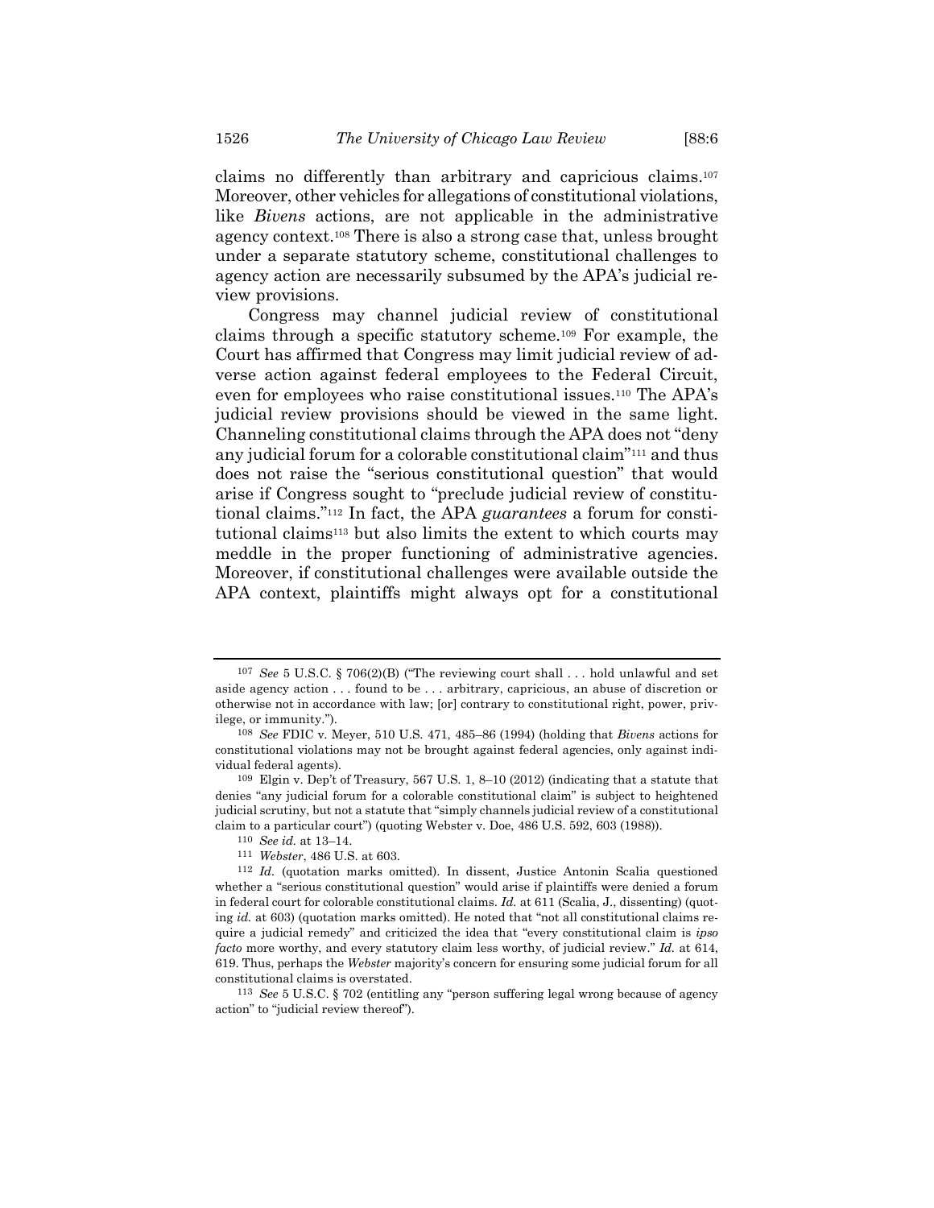claims no differently than arbitrary and capricious claims.[107] Moreover, other vehicles for allegations of constitutional violations, like *Bivens* actions, are not applicable in the administrative agency context.[108] There is also a strong case that, unless brought under a separate statutory scheme, constitutional challenges to agency action are necessarily subsumed by the APA's judicial review provisions.

Congress may channel judicial review of constitutional claims through a specific statutory scheme.[109] For example, the Court has affirmed that Congress may limit judicial review of adverse action against federal employees to the Federal Circuit, even for employees who raise constitutional issues.[110] The APA's judicial review provisions should be viewed in the same light. Channeling constitutional claims through the APA does not "deny any judicial forum for a colorable constitutional claim"[111] and thus does not raise the "serious constitutional question" that would arise if Congress sought to "preclude judicial review of constitutional claims."[112] In fact, the APA *guarantees* a forum for constitutional claims[113] but also limits the extent to which courts may meddle in the proper functioning of administrative agencies. Moreover, if constitutional challenges were available outside the APA context, plaintiffs might always opt for a constitutional

---

[107] *See* 5 U.S.C. § 706(2)(B) ("The reviewing court shall . . . hold unlawful and set aside agency action . . . found to be . . . arbitrary, capricious, an abuse of discretion or otherwise not in accordance with law; [or] contrary to constitutional right, power, privilege, or immunity.").

[108] *See* FDIC v. Meyer, 510 U.S. 471, 485–86 (1994) (holding that *Bivens* actions for constitutional violations may not be brought against federal agencies, only against individual federal agents).

[109] Elgin v. Dep't of Treasury, 567 U.S. 1, 8–10 (2012) (indicating that a statute that denies "any judicial forum for a colorable constitutional claim" is subject to heightened judicial scrutiny, but not a statute that "simply channels judicial review of a constitutional claim to a particular court") (quoting Webster v. Doe, 486 U.S. 592, 603 (1988)).

[110] *See id.* at 13–14.

[111] *Webster*, 486 U.S. at 603.

[112] *Id.* (quotation marks omitted). In dissent, Justice Antonin Scalia questioned whether a "serious constitutional question" would arise if plaintiffs were denied a forum in federal court for colorable constitutional claims. *Id.* at 611 (Scalia, J., dissenting) (quoting *id.* at 603) (quotation marks omitted). He noted that "not all constitutional claims require a judicial remedy" and criticized the idea that "every constitutional claim is *ipso facto* more worthy, and every statutory claim less worthy, of judicial review." *Id.* at 614, 619. Thus, perhaps the *Webster* majority's concern for ensuring some judicial forum for all constitutional claims is overstated.

[113] *See* 5 U.S.C. § 702 (entitling any "person suffering legal wrong because of agency action" to "judicial review thereof").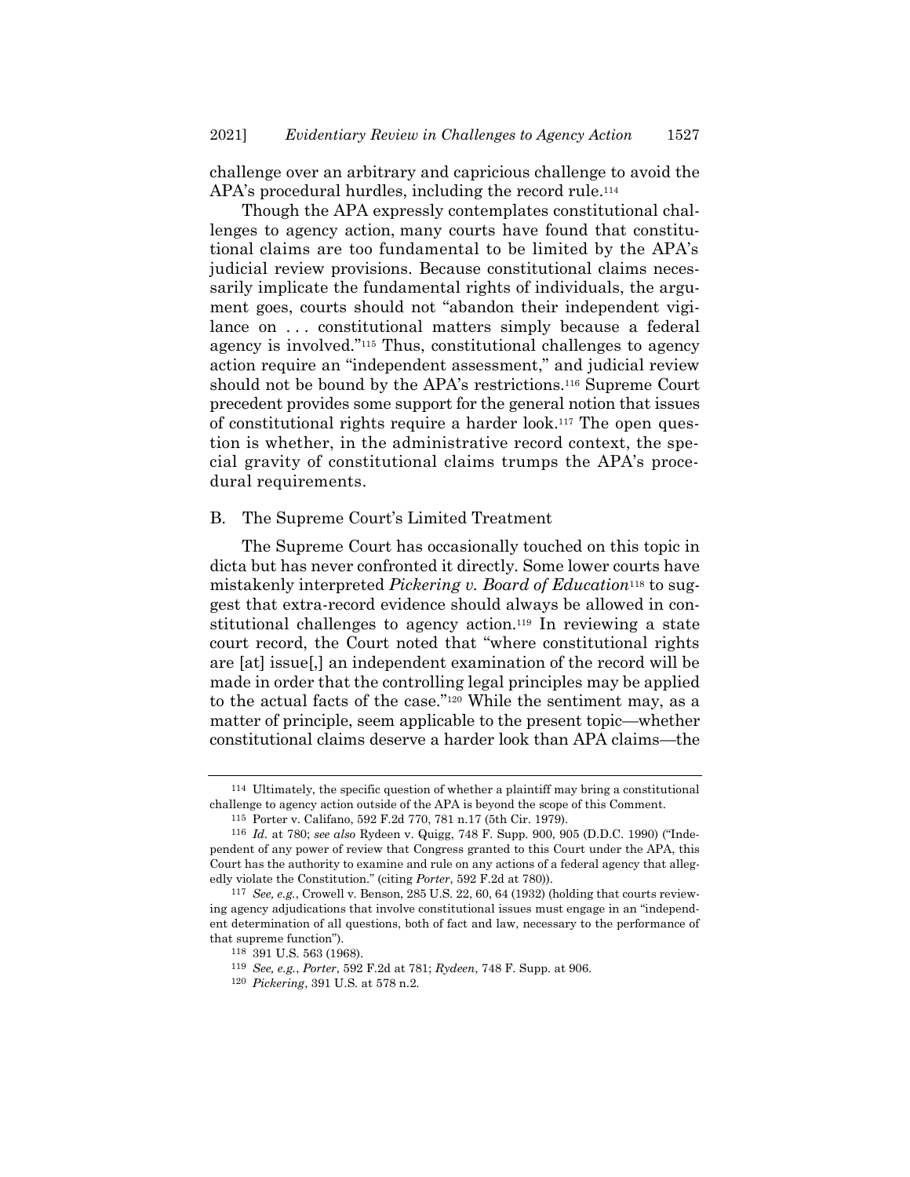challenge over an arbitrary and capricious challenge to avoid the APA's procedural hurdles, including the record rule.[114]

Though the APA expressly contemplates constitutional challenges to agency action, many courts have found that constitutional claims are too fundamental to be limited by the APA's judicial review provisions. Because constitutional claims necessarily implicate the fundamental rights of individuals, the argument goes, courts should not "abandon their independent vigilance on . . . constitutional matters simply because a federal agency is involved."[115] Thus, constitutional challenges to agency action require an "independent assessment," and judicial review should not be bound by the APA's restrictions.[116] Supreme Court precedent provides some support for the general notion that issues of constitutional rights require a harder look.[117] The open question is whether, in the administrative record context, the special gravity of constitutional claims trumps the APA's procedural requirements.

### B. The Supreme Court's Limited Treatment

The Supreme Court has occasionally touched on this topic in dicta but has never confronted it directly. Some lower courts have mistakenly interpreted *Pickering v. Board of Education*[118] to suggest that extra-record evidence should always be allowed in constitutional challenges to agency action.[119] In reviewing a state court record, the Court noted that "where constitutional rights are [at] issue[,] an independent examination of the record will be made in order that the controlling legal principles may be applied to the actual facts of the case."[120] While the sentiment may, as a matter of principle, seem applicable to the present topic—whether constitutional claims deserve a harder look than APA claims—the

---

[114] Ultimately, the specific question of whether a plaintiff may bring a constitutional challenge to agency action outside of the APA is beyond the scope of this Comment.

[115] Porter v. Califano, 592 F.2d 770, 781 n.17 (5th Cir. 1979).

[116] *Id.* at 780; *see also* Rydeen v. Quigg, 748 F. Supp. 900, 905 (D.D.C. 1990) ("Independent of any power of review that Congress granted to this Court under the APA, this Court has the authority to examine and rule on any actions of a federal agency that allegedly violate the Constitution." (citing *Porter*, 592 F.2d at 780)).

[117] *See, e.g.*, Crowell v. Benson, 285 U.S. 22, 60, 64 (1932) (holding that courts reviewing agency adjudications that involve constitutional issues must engage in an "independent determination of all questions, both of fact and law, necessary to the performance of that supreme function").

[118] 391 U.S. 563 (1968).

[119] *See, e.g.*, *Porter*, 592 F.2d at 781; *Rydeen*, 748 F. Supp. at 906.

[120] *Pickering*, 391 U.S. at 578 n.2.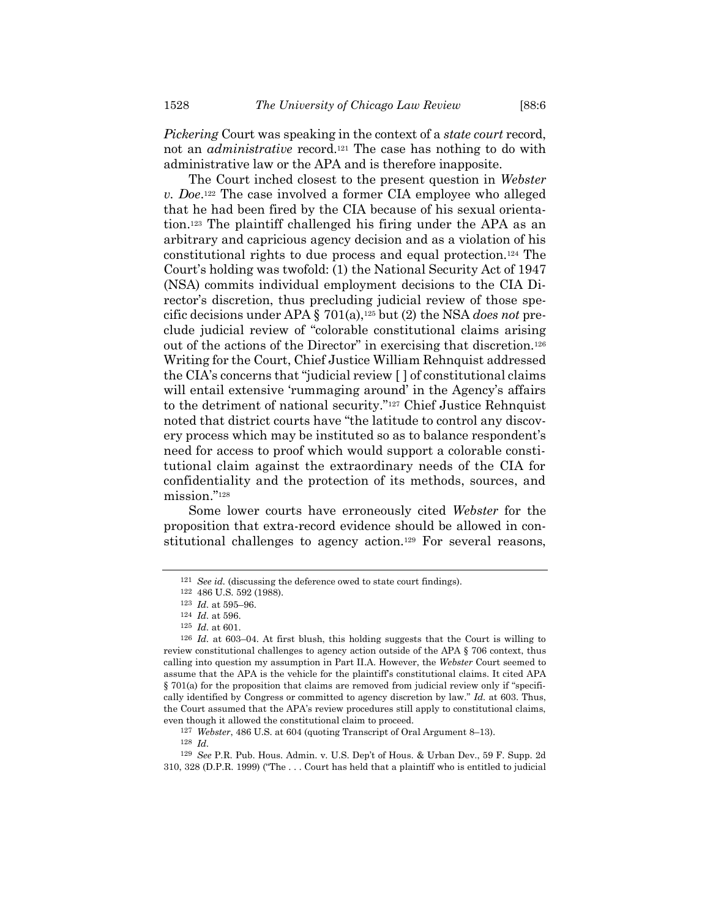*Pickering* Court was speaking in the context of a *state court* record, not an *administrative* record.[121] The case has nothing to do with administrative law or the APA and is therefore inapposite.

The Court inched closest to the present question in *Webster v. Doe*.[122] The case involved a former CIA employee who alleged that he had been fired by the CIA because of his sexual orientation.[123] The plaintiff challenged his firing under the APA as an arbitrary and capricious agency decision and as a violation of his constitutional rights to due process and equal protection.[124] The Court's holding was twofold: (1) the National Security Act of 1947 (NSA) commits individual employment decisions to the CIA Director's discretion, thus precluding judicial review of those specific decisions under APA § 701(a),[125] but (2) the NSA *does not* preclude judicial review of "colorable constitutional claims arising out of the actions of the Director" in exercising that discretion.[126] Writing for the Court, Chief Justice William Rehnquist addressed the CIA's concerns that "judicial review [ ] of constitutional claims will entail extensive 'rummaging around' in the Agency's affairs to the detriment of national security."[127] Chief Justice Rehnquist noted that district courts have "the latitude to control any discovery process which may be instituted so as to balance respondent's need for access to proof which would support a colorable constitutional claim against the extraordinary needs of the CIA for confidentiality and the protection of its methods, sources, and mission."[128]

Some lower courts have erroneously cited *Webster* for the proposition that extra-record evidence should be allowed in constitutional challenges to agency action.[129] For several reasons,

---

[121] *See id.* (discussing the deference owed to state court findings).

[122] 486 U.S. 592 (1988).

[123] *Id.* at 595–96.

[124] *Id.* at 596.

[125] *Id.* at 601.

[126] *Id.* at 603–04. At first blush, this holding suggests that the Court is willing to review constitutional challenges to agency action outside of the APA § 706 context, thus calling into question my assumption in Part II.A. However, the *Webster* Court seemed to assume that the APA is the vehicle for the plaintiff's constitutional claims. It cited APA § 701(a) for the proposition that claims are removed from judicial review only if "specifically identified by Congress or committed to agency discretion by law." *Id.* at 603. Thus, the Court assumed that the APA's review procedures still apply to constitutional claims, even though it allowed the constitutional claim to proceed.

[127] *Webster*, 486 U.S. at 604 (quoting Transcript of Oral Argument 8–13).

[128] *Id.*

[129] *See* P.R. Pub. Hous. Admin. v. U.S. Dep't of Hous. & Urban Dev., 59 F. Supp. 2d 310, 328 (D.P.R. 1999) ("The . . . Court has held that a plaintiff who is entitled to judicial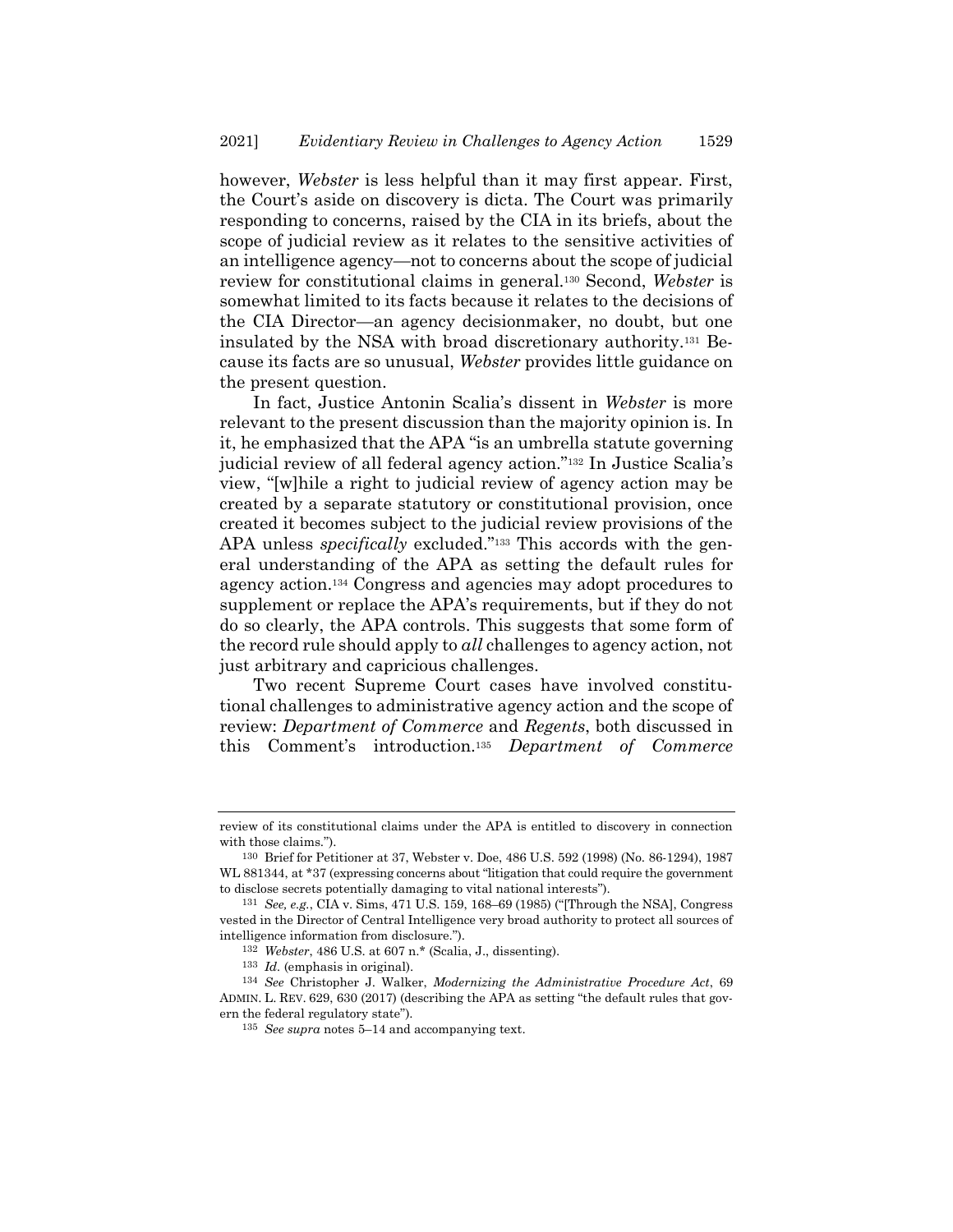however, *Webster* is less helpful than it may first appear. First, the Court's aside on discovery is dicta. The Court was primarily responding to concerns, raised by the CIA in its briefs, about the scope of judicial review as it relates to the sensitive activities of an intelligence agency—not to concerns about the scope of judicial review for constitutional claims in general.[130] Second, *Webster* is somewhat limited to its facts because it relates to the decisions of the CIA Director—an agency decisionmaker, no doubt, but one insulated by the NSA with broad discretionary authority.[131] Because its facts are so unusual, *Webster* provides little guidance on the present question.

In fact, Justice Antonin Scalia's dissent in *Webster* is more relevant to the present discussion than the majority opinion is. In it, he emphasized that the APA "is an umbrella statute governing judicial review of all federal agency action."[132] In Justice Scalia's view, "[w]hile a right to judicial review of agency action may be created by a separate statutory or constitutional provision, once created it becomes subject to the judicial review provisions of the APA unless *specifically* excluded."[133] This accords with the general understanding of the APA as setting the default rules for agency action.[134] Congress and agencies may adopt procedures to supplement or replace the APA's requirements, but if they do not do so clearly, the APA controls. This suggests that some form of the record rule should apply to *all* challenges to agency action, not just arbitrary and capricious challenges.

Two recent Supreme Court cases have involved constitutional challenges to administrative agency action and the scope of review: *Department of Commerce* and *Regents*, both discussed in this Comment's introduction.[135] *Department of Commerce*

---

review of its constitutional claims under the APA is entitled to discovery in connection with those claims.").

[130] Brief for Petitioner at 37, Webster v. Doe, 486 U.S. 592 (1998) (No. 86-1294), 1987 WL 881344, at *37 (expressing concerns about "litigation that could require the government to disclose secrets potentially damaging to vital national interests").

[131] *See, e.g.*, CIA v. Sims, 471 U.S. 159, 168–69 (1985) ("[Through the NSA], Congress vested in the Director of Central Intelligence very broad authority to protect all sources of intelligence information from disclosure.").

[132] *Webster*, 486 U.S. at 607 n.* (Scalia, J., dissenting).

[133] *Id.* (emphasis in original).

[134] *See* Christopher J. Walker, *Modernizing the Administrative Procedure Act*, 69 ADMIN. L. REV. 629, 630 (2017) (describing the APA as setting "the default rules that govern the federal regulatory state").

[135] *See supra* notes 5–14 and accompanying text.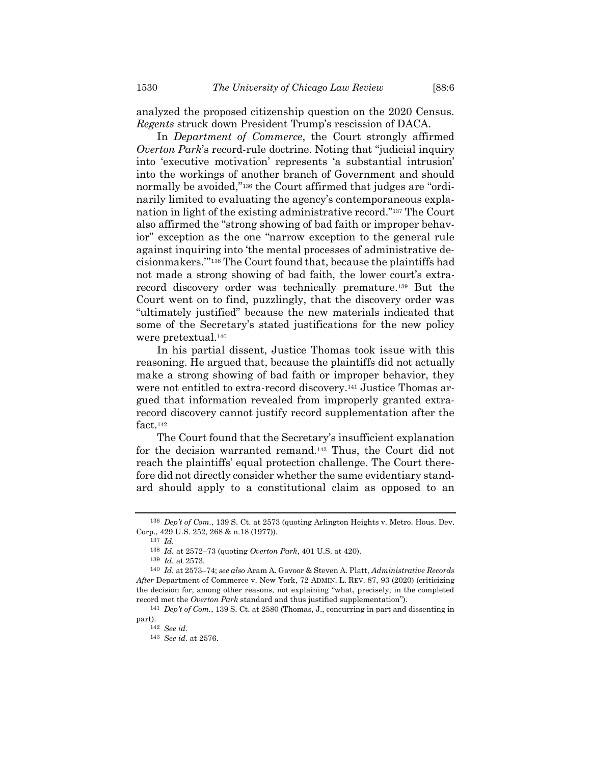analyzed the proposed citizenship question on the 2020 Census. *Regents* struck down President Trump's rescission of DACA.

In *Department of Commerce*, the Court strongly affirmed *Overton Park*'s record-rule doctrine. Noting that "judicial inquiry into 'executive motivation' represents 'a substantial intrusion' into the workings of another branch of Government and should normally be avoided,"[136] the Court affirmed that judges are "ordinarily limited to evaluating the agency's contemporaneous explanation in light of the existing administrative record."[137] The Court also affirmed the "strong showing of bad faith or improper behavior" exception as the one "narrow exception to the general rule against inquiring into 'the mental processes of administrative decisionmakers.'"[138] The Court found that, because the plaintiffs had not made a strong showing of bad faith, the lower court's extra-record discovery order was technically premature.[139] But the Court went on to find, puzzlingly, that the discovery order was "ultimately justified" because the new materials indicated that some of the Secretary's stated justifications for the new policy were pretextual.[140]

In his partial dissent, Justice Thomas took issue with this reasoning. He argued that, because the plaintiffs did not actually make a strong showing of bad faith or improper behavior, they were not entitled to extra-record discovery.[141] Justice Thomas argued that information revealed from improperly granted extra-record discovery cannot justify record supplementation after the fact.[142]

The Court found that the Secretary's insufficient explanation for the decision warranted remand.[143] Thus, the Court did not reach the plaintiffs' equal protection challenge. The Court therefore did not directly consider whether the same evidentiary standard should apply to a constitutional claim as opposed to an

---

[136] *Dep't of Com.*, 139 S. Ct. at 2573 (quoting Arlington Heights v. Metro. Hous. Dev. Corp., 429 U.S. 252, 268 & n.18 (1977)).

[137] *Id.*

[138] *Id.* at 2572–73 (quoting *Overton Park*, 401 U.S. at 420).

[139] *Id.* at 2573.

[140] *Id.* at 2573–74; *see also* Aram A. Gavoor & Steven A. Platt, *Administrative Records After* Department of Commerce v. New York, 72 ADMIN. L. REV. 87, 93 (2020) (criticizing the decision for, among other reasons, not explaining "what, precisely, in the completed record met the *Overton Park* standard and thus justified supplementation").

[141] *Dep't of Com.*, 139 S. Ct. at 2580 (Thomas, J., concurring in part and dissenting in part).

[142] *See id.*

[143] *See id.* at 2576.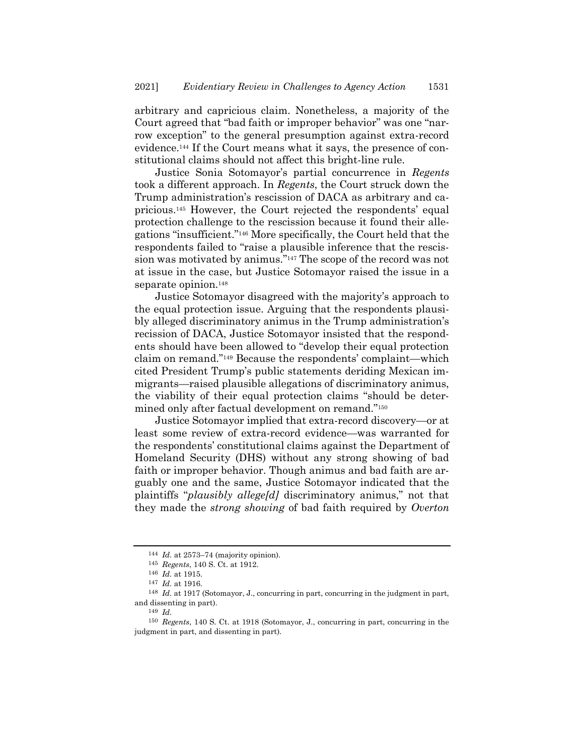arbitrary and capricious claim. Nonetheless, a majority of the Court agreed that "bad faith or improper behavior" was one "narrow exception" to the general presumption against extra-record evidence.[144] If the Court means what it says, the presence of constitutional claims should not affect this bright-line rule.

Justice Sonia Sotomayor's partial concurrence in *Regents* took a different approach. In *Regents*, the Court struck down the Trump administration's rescission of DACA as arbitrary and capricious.[145] However, the Court rejected the respondents' equal protection challenge to the rescission because it found their allegations "insufficient."[146] More specifically, the Court held that the respondents failed to "raise a plausible inference that the rescission was motivated by animus."[147] The scope of the record was not at issue in the case, but Justice Sotomayor raised the issue in a separate opinion.[148]

Justice Sotomayor disagreed with the majority's approach to the equal protection issue. Arguing that the respondents plausibly alleged discriminatory animus in the Trump administration's recission of DACA, Justice Sotomayor insisted that the respondents should have been allowed to "develop their equal protection claim on remand."[149] Because the respondents' complaint—which cited President Trump's public statements deriding Mexican immigrants—raised plausible allegations of discriminatory animus, the viability of their equal protection claims "should be determined only after factual development on remand."[150]

Justice Sotomayor implied that extra-record discovery—or at least some review of extra-record evidence—was warranted for the respondents' constitutional claims against the Department of Homeland Security (DHS) without any strong showing of bad faith or improper behavior. Though animus and bad faith are arguably one and the same, Justice Sotomayor indicated that the plaintiffs "*plausibly allege[d]* discriminatory animus," not that they made the *strong showing* of bad faith required by *Overton*

---

[144] *Id.* at 2573–74 (majority opinion).

[145] *Regents*, 140 S. Ct. at 1912.

[146] *Id.* at 1915.

[147] *Id.* at 1916.

[148] *Id.* at 1917 (Sotomayor, J., concurring in part, concurring in the judgment in part, and dissenting in part).

[149] *Id.*

[150] *Regents*, 140 S. Ct. at 1918 (Sotomayor, J., concurring in part, concurring in the judgment in part, and dissenting in part).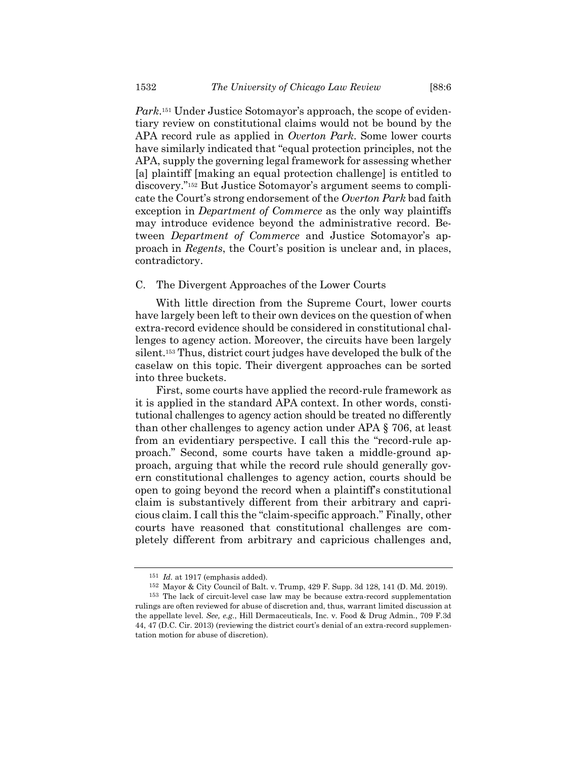*Park*.[151] Under Justice Sotomayor's approach, the scope of evidentiary review on constitutional claims would not be bound by the APA record rule as applied in *Overton Park*. Some lower courts have similarly indicated that "equal protection principles, not the APA, supply the governing legal framework for assessing whether [a] plaintiff [making an equal protection challenge] is entitled to discovery."[152] But Justice Sotomayor's argument seems to complicate the Court's strong endorsement of the *Overton Park* bad faith exception in *Department of Commerce* as the only way plaintiffs may introduce evidence beyond the administrative record. Between *Department of Commerce* and Justice Sotomayor's approach in *Regents*, the Court's position is unclear and, in places, contradictory.

### C. The Divergent Approaches of the Lower Courts

With little direction from the Supreme Court, lower courts have largely been left to their own devices on the question of when extra-record evidence should be considered in constitutional challenges to agency action. Moreover, the circuits have been largely silent.[153] Thus, district court judges have developed the bulk of the caselaw on this topic. Their divergent approaches can be sorted into three buckets.

First, some courts have applied the record-rule framework as it is applied in the standard APA context. In other words, constitutional challenges to agency action should be treated no differently than other challenges to agency action under APA § 706, at least from an evidentiary perspective. I call this the "record-rule approach." Second, some courts have taken a middle-ground approach, arguing that while the record rule should generally govern constitutional challenges to agency action, courts should be open to going beyond the record when a plaintiff's constitutional claim is substantively different from their arbitrary and capricious claim. I call this the "claim-specific approach." Finally, other courts have reasoned that constitutional challenges are completely different from arbitrary and capricious challenges and,

---

[151] *Id.* at 1917 (emphasis added).

[152] Mayor & City Council of Balt. v. Trump, 429 F. Supp. 3d 128, 141 (D. Md. 2019).

[153] The lack of circuit-level case law may be because extra-record supplementation rulings are often reviewed for abuse of discretion and, thus, warrant limited discussion at the appellate level. *See, e.g.*, Hill Dermaceuticals, Inc. v. Food & Drug Admin., 709 F.3d 44, 47 (D.C. Cir. 2013) (reviewing the district court's denial of an extra-record supplementation motion for abuse of discretion).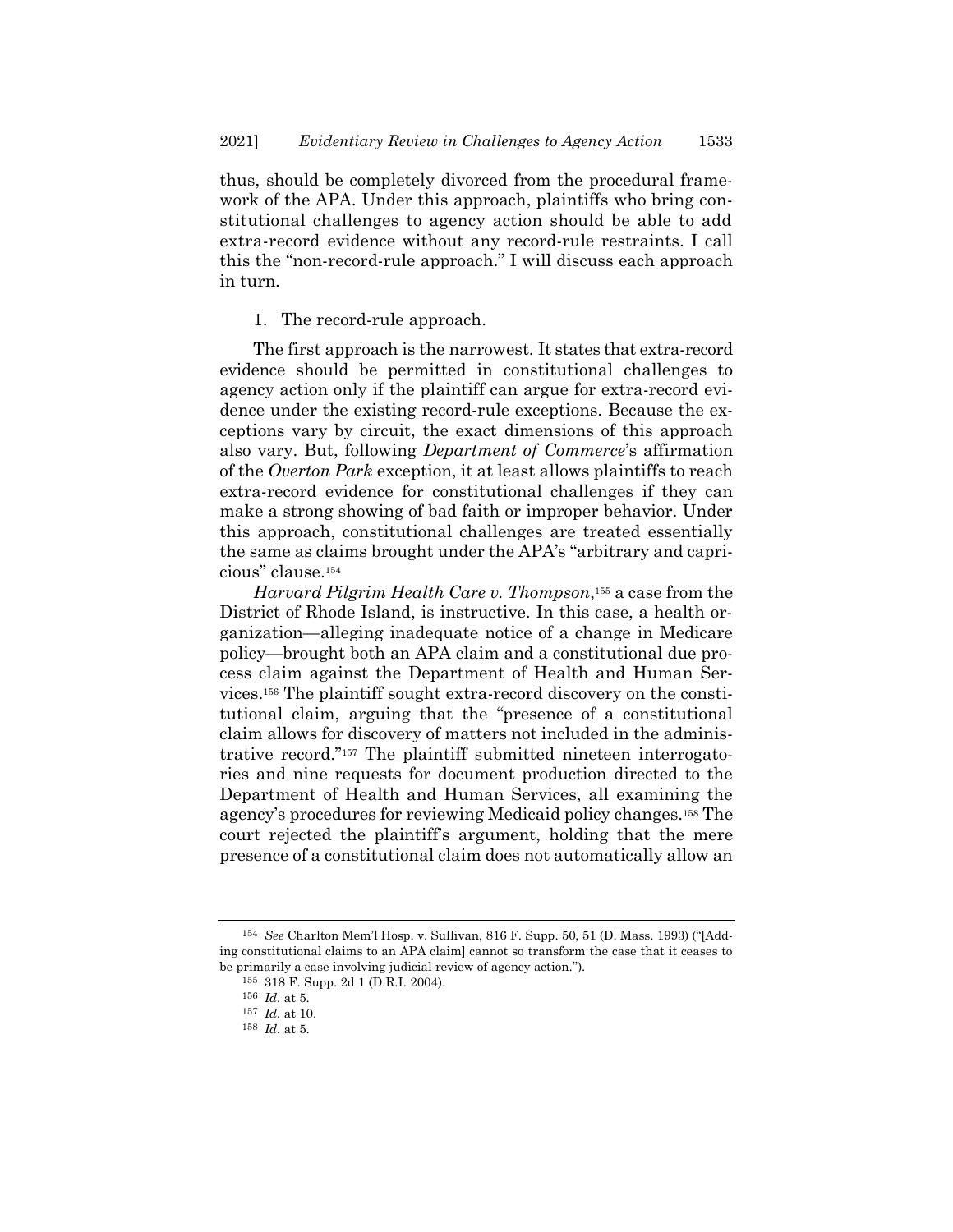thus, should be completely divorced from the procedural framework of the APA. Under this approach, plaintiffs who bring constitutional challenges to agency action should be able to add extra-record evidence without any record-rule restraints. I call this the "non-record-rule approach." I will discuss each approach in turn.

1. The record-rule approach.

The first approach is the narrowest. It states that extra-record evidence should be permitted in constitutional challenges to agency action only if the plaintiff can argue for extra-record evidence under the existing record-rule exceptions. Because the exceptions vary by circuit, the exact dimensions of this approach also vary. But, following *Department of Commerce*'s affirmation of the *Overton Park* exception, it at least allows plaintiffs to reach extra-record evidence for constitutional challenges if they can make a strong showing of bad faith or improper behavior. Under this approach, constitutional challenges are treated essentially the same as claims brought under the APA's "arbitrary and capricious" clause.[154]

*Harvard Pilgrim Health Care v. Thompson*,[155] a case from the District of Rhode Island, is instructive. In this case, a health organization—alleging inadequate notice of a change in Medicare policy—brought both an APA claim and a constitutional due process claim against the Department of Health and Human Services.[156] The plaintiff sought extra-record discovery on the constitutional claim, arguing that the "presence of a constitutional claim allows for discovery of matters not included in the administrative record."[157] The plaintiff submitted nineteen interrogatories and nine requests for document production directed to the Department of Health and Human Services, all examining the agency's procedures for reviewing Medicaid policy changes.[158] The court rejected the plaintiff's argument, holding that the mere presence of a constitutional claim does not automatically allow an

---

[154] *See* Charlton Mem'l Hosp. v. Sullivan, 816 F. Supp. 50, 51 (D. Mass. 1993) ("[Adding constitutional claims to an APA claim] cannot so transform the case that it ceases to be primarily a case involving judicial review of agency action.").

[155] 318 F. Supp. 2d 1 (D.R.I. 2004).

[156] *Id.* at 5.

[157] *Id.* at 10.

[158] *Id.* at 5.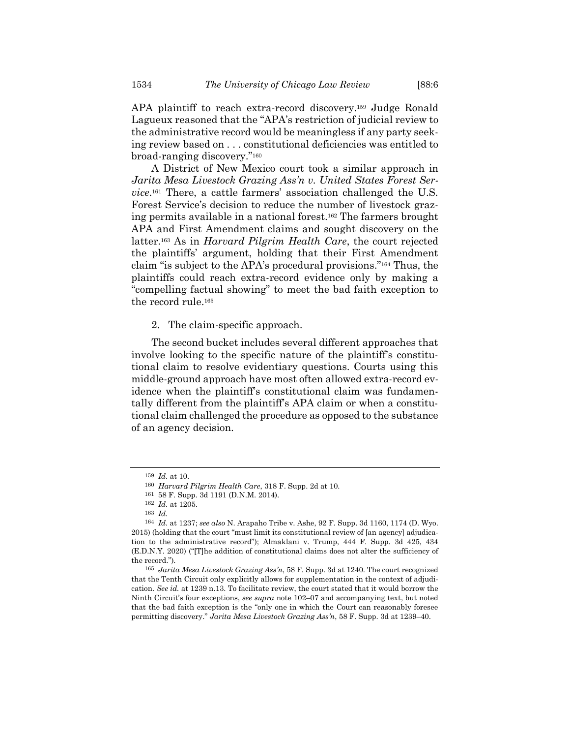APA plaintiff to reach extra-record discovery.[159] Judge Ronald Lagueux reasoned that the "APA's restriction of judicial review to the administrative record would be meaningless if any party seeking review based on . . . constitutional deficiencies was entitled to broad-ranging discovery."[160]

A District of New Mexico court took a similar approach in *Jarita Mesa Livestock Grazing Ass'n v. United States Forest Service*.[161] There, a cattle farmers' association challenged the U.S. Forest Service's decision to reduce the number of livestock grazing permits available in a national forest.[162] The farmers brought APA and First Amendment claims and sought discovery on the latter.[163] As in *Harvard Pilgrim Health Care*, the court rejected the plaintiffs' argument, holding that their First Amendment claim "is subject to the APA's procedural provisions."[164] Thus, the plaintiffs could reach extra-record evidence only by making a "compelling factual showing" to meet the bad faith exception to the record rule.[165]

2. The claim-specific approach.

The second bucket includes several different approaches that involve looking to the specific nature of the plaintiff's constitutional claim to resolve evidentiary questions. Courts using this middle-ground approach have most often allowed extra-record evidence when the plaintiff's constitutional claim was fundamentally different from the plaintiff's APA claim or when a constitutional claim challenged the procedure as opposed to the substance of an agency decision.

---

[159] *Id.* at 10.

[160] *Harvard Pilgrim Health Care*, 318 F. Supp. 2d at 10.

[161] 58 F. Supp. 3d 1191 (D.N.M. 2014).

[162] *Id.* at 1205.

[163] *Id.*

[164] *Id.* at 1237; *see also* N. Arapaho Tribe v. Ashe, 92 F. Supp. 3d 1160, 1174 (D. Wyo. 2015) (holding that the court "must limit its constitutional review of [an agency] adjudication to the administrative record"); Almaklani v. Trump, 444 F. Supp. 3d 425, 434 (E.D.N.Y. 2020) ("[T]he addition of constitutional claims does not alter the sufficiency of the record.").

[165] *Jarita Mesa Livestock Grazing Ass'n*, 58 F. Supp. 3d at 1240. The court recognized that the Tenth Circuit only explicitly allows for supplementation in the context of adjudication. *See id.* at 1239 n.13. To facilitate review, the court stated that it would borrow the Ninth Circuit's four exceptions, *see supra* note 102–07 and accompanying text, but noted that the bad faith exception is the "only one in which the Court can reasonably foresee permitting discovery." *Jarita Mesa Livestock Grazing Ass'n*, 58 F. Supp. 3d at 1239–40.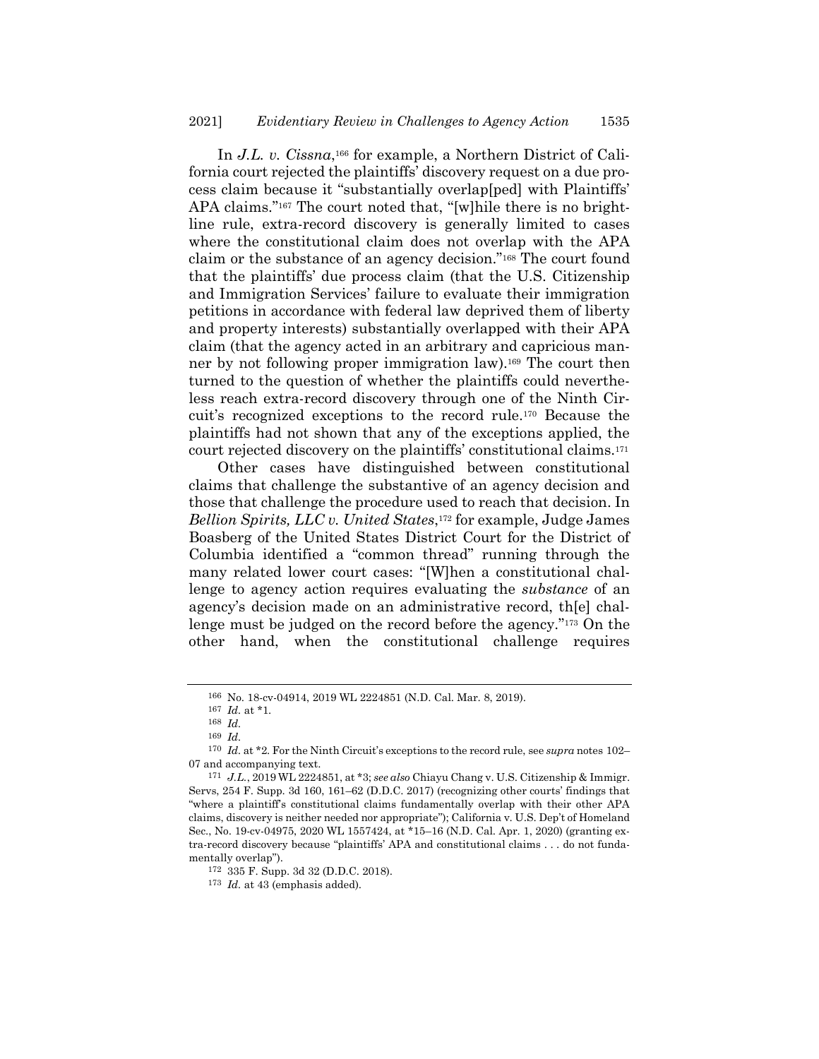In *J.L. v. Cissna*,[166] for example, a Northern District of California court rejected the plaintiffs' discovery request on a due process claim because it "substantially overlap[ped] with Plaintiffs' APA claims."[167] The court noted that, "[w]hile there is no bright-line rule, extra-record discovery is generally limited to cases where the constitutional claim does not overlap with the APA claim or the substance of an agency decision."[168] The court found that the plaintiffs' due process claim (that the U.S. Citizenship and Immigration Services' failure to evaluate their immigration petitions in accordance with federal law deprived them of liberty and property interests) substantially overlapped with their APA claim (that the agency acted in an arbitrary and capricious manner by not following proper immigration law).[169] The court then turned to the question of whether the plaintiffs could nevertheless reach extra-record discovery through one of the Ninth Circuit's recognized exceptions to the record rule.[170] Because the plaintiffs had not shown that any of the exceptions applied, the court rejected discovery on the plaintiffs' constitutional claims.[171]

Other cases have distinguished between constitutional claims that challenge the substantive of an agency decision and those that challenge the procedure used to reach that decision. In *Bellion Spirits, LLC v. United States*,[172] for example, Judge James Boasberg of the United States District Court for the District of Columbia identified a "common thread" running through the many related lower court cases: "[W]hen a constitutional challenge to agency action requires evaluating the *substance* of an agency's decision made on an administrative record, th[e] challenge must be judged on the record before the agency."[173] On the other hand, when the constitutional challenge requires

---

166 No. 18-cv-04914, 2019 WL 2224851 (N.D. Cal. Mar. 8, 2019).

167 *Id.* at \*1.

168 *Id.*

169 *Id.*

170 *Id.* at \*2. For the Ninth Circuit's exceptions to the record rule, see *supra* notes 102–07 and accompanying text.

171 *J.L.*, 2019 WL 2224851, at \*3; *see also* Chiayu Chang v. U.S. Citizenship & Immigr. Servs, 254 F. Supp. 3d 160, 161–62 (D.D.C. 2017) (recognizing other courts' findings that "where a plaintiff's constitutional claims fundamentally overlap with their other APA claims, discovery is neither needed nor appropriate"); California v. U.S. Dep't of Homeland Sec., No. 19-cv-04975, 2020 WL 1557424, at \*15–16 (N.D. Cal. Apr. 1, 2020) (granting extra-record discovery because "plaintiffs' APA and constitutional claims . . . do not fundamentally overlap").

172 335 F. Supp. 3d 32 (D.D.C. 2018).

173 *Id.* at 43 (emphasis added).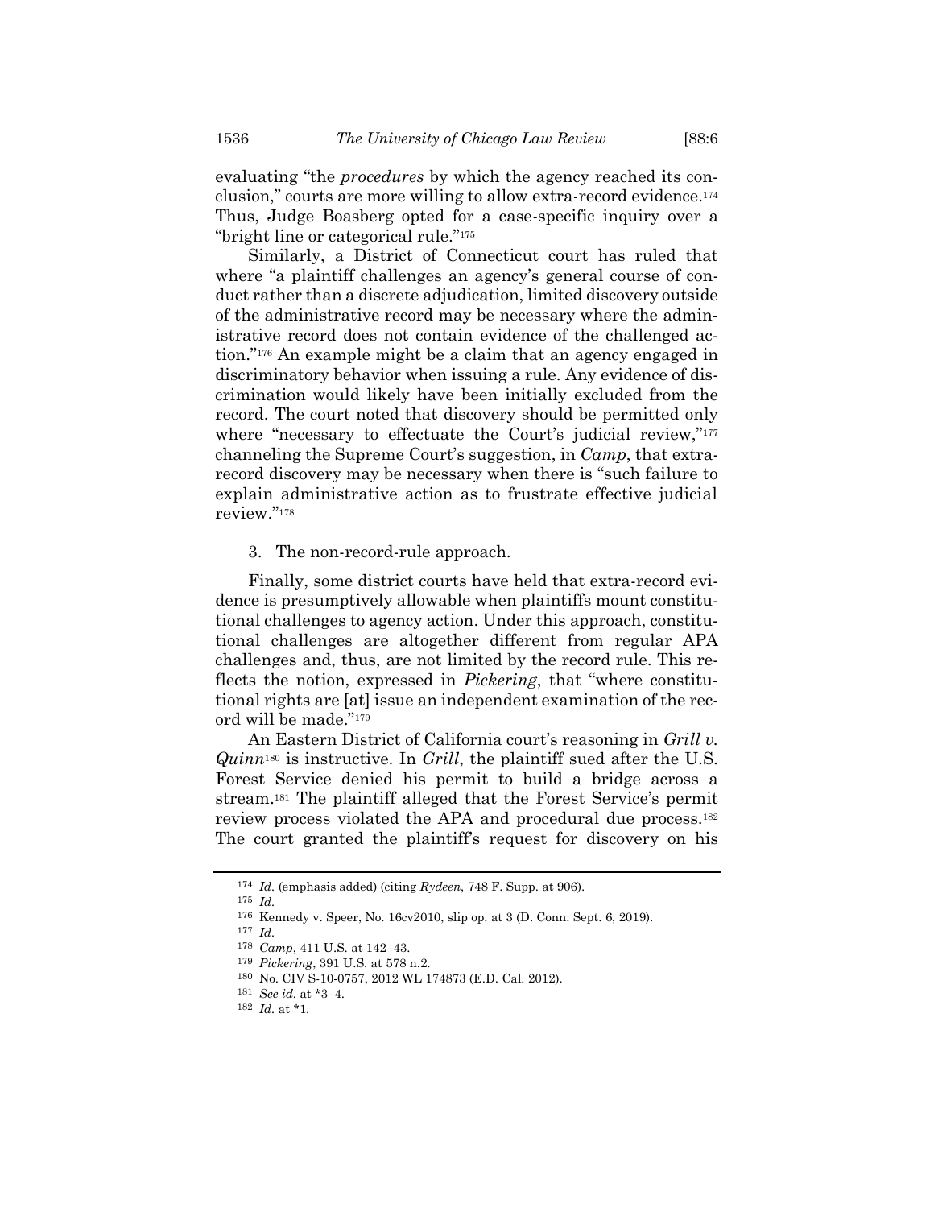evaluating "the *procedures* by which the agency reached its conclusion," courts are more willing to allow extra-record evidence.[174] Thus, Judge Boasberg opted for a case-specific inquiry over a "bright line or categorical rule."[175]

Similarly, a District of Connecticut court has ruled that where "a plaintiff challenges an agency's general course of conduct rather than a discrete adjudication, limited discovery outside of the administrative record may be necessary where the administrative record does not contain evidence of the challenged action."[176] An example might be a claim that an agency engaged in discriminatory behavior when issuing a rule. Any evidence of discrimination would likely have been initially excluded from the record. The court noted that discovery should be permitted only where "necessary to effectuate the Court's judicial review,"[177] channeling the Supreme Court's suggestion, in *Camp*, that extra-record discovery may be necessary when there is "such failure to explain administrative action as to frustrate effective judicial review."[178]

### 3. The non-record-rule approach.

Finally, some district courts have held that extra-record evidence is presumptively allowable when plaintiffs mount constitutional challenges to agency action. Under this approach, constitutional challenges are altogether different from regular APA challenges and, thus, are not limited by the record rule. This reflects the notion, expressed in *Pickering*, that "where constitutional rights are [at] issue an independent examination of the record will be made."[179]

An Eastern District of California court's reasoning in *Grill v. Quinn*[180] is instructive. In *Grill*, the plaintiff sued after the U.S. Forest Service denied his permit to build a bridge across a stream.[181] The plaintiff alleged that the Forest Service's permit review process violated the APA and procedural due process.[182] The court granted the plaintiff's request for discovery on his

---

[174] *Id.* (emphasis added) (citing *Rydeen*, 748 F. Supp. at 906).

[175] *Id.*

[176] Kennedy v. Speer, No. 16cv2010, slip op. at 3 (D. Conn. Sept. 6, 2019).

[177] *Id.*

[178] *Camp*, 411 U.S. at 142–43.

[179] *Pickering*, 391 U.S. at 578 n.2.

[180] No. CIV S-10-0757, 2012 WL 174873 (E.D. Cal. 2012).

[181] *See id.* at *3–4.

[182] *Id.* at *1.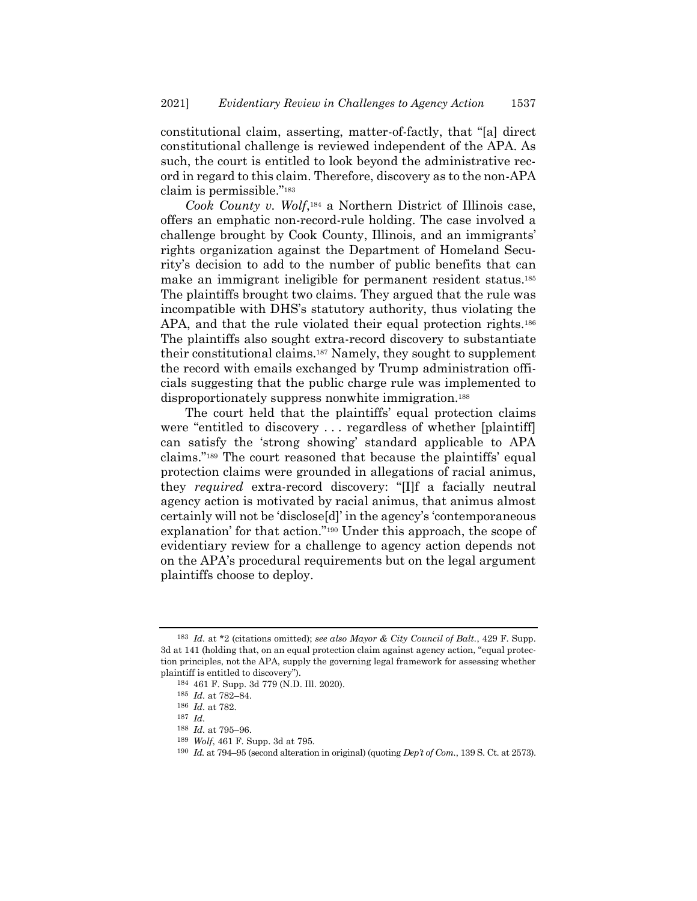constitutional claim, asserting, matter-of-factly, that "[a] direct constitutional challenge is reviewed independent of the APA. As such, the court is entitled to look beyond the administrative record in regard to this claim. Therefore, discovery as to the non-APA claim is permissible."[183]

*Cook County v. Wolf*,[184] a Northern District of Illinois case, offers an emphatic non-record-rule holding. The case involved a challenge brought by Cook County, Illinois, and an immigrants' rights organization against the Department of Homeland Security's decision to add to the number of public benefits that can make an immigrant ineligible for permanent resident status.[185] The plaintiffs brought two claims. They argued that the rule was incompatible with DHS's statutory authority, thus violating the APA, and that the rule violated their equal protection rights.[186] The plaintiffs also sought extra-record discovery to substantiate their constitutional claims.[187] Namely, they sought to supplement the record with emails exchanged by Trump administration officials suggesting that the public charge rule was implemented to disproportionately suppress nonwhite immigration.[188]

The court held that the plaintiffs' equal protection claims were "entitled to discovery . . . regardless of whether [plaintiff] can satisfy the 'strong showing' standard applicable to APA claims."[189] The court reasoned that because the plaintiffs' equal protection claims were grounded in allegations of racial animus, they *required* extra-record discovery: "[I]f a facially neutral agency action is motivated by racial animus, that animus almost certainly will not be 'disclose[d]' in the agency's 'contemporaneous explanation' for that action."[190] Under this approach, the scope of evidentiary review for a challenge to agency action depends not on the APA's procedural requirements but on the legal argument plaintiffs choose to deploy.

---

[183] *Id.* at *2 (citations omitted); *see also Mayor & City Council of Balt.*, 429 F. Supp. 3d at 141 (holding that, on an equal protection claim against agency action, "equal protection principles, not the APA, supply the governing legal framework for assessing whether plaintiff is entitled to discovery").

[184] 461 F. Supp. 3d 779 (N.D. Ill. 2020).

[185] *Id.* at 782–84.

[186] *Id.* at 782.

[187] *Id.*

[188] *Id.* at 795–96.

[189] *Wolf*, 461 F. Supp. 3d at 795.

[190] *Id.* at 794–95 (second alteration in original) (quoting *Dep't of Com.*, 139 S. Ct. at 2573).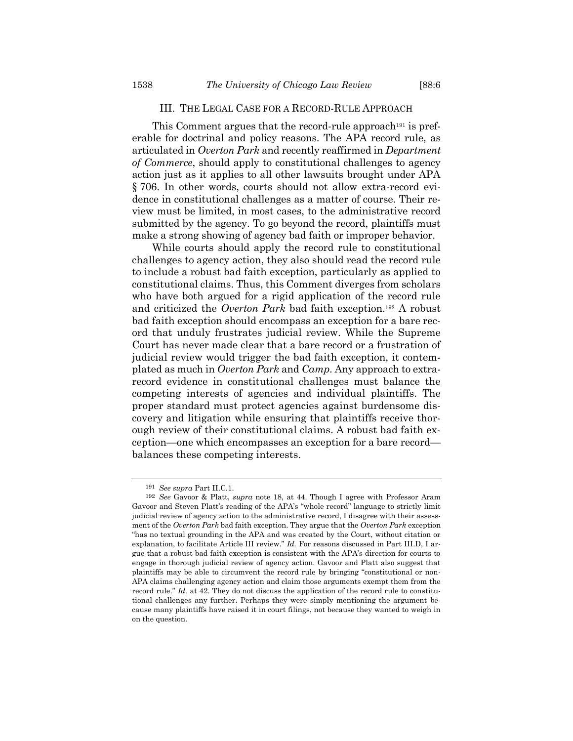## III. The Legal Case for a Record-Rule Approach

This Comment argues that the record-rule approach[191] is preferable for doctrinal and policy reasons. The APA record rule, as articulated in *Overton Park* and recently reaffirmed in *Department of Commerce*, should apply to constitutional challenges to agency action just as it applies to all other lawsuits brought under APA § 706. In other words, courts should not allow extra-record evidence in constitutional challenges as a matter of course. Their review must be limited, in most cases, to the administrative record submitted by the agency. To go beyond the record, plaintiffs must make a strong showing of agency bad faith or improper behavior.

While courts should apply the record rule to constitutional challenges to agency action, they also should read the record rule to include a robust bad faith exception, particularly as applied to constitutional claims. Thus, this Comment diverges from scholars who have both argued for a rigid application of the record rule and criticized the *Overton Park* bad faith exception.[192] A robust bad faith exception should encompass an exception for a bare record that unduly frustrates judicial review. While the Supreme Court has never made clear that a bare record or a frustration of judicial review would trigger the bad faith exception, it contemplated as much in *Overton Park* and *Camp*. Any approach to extra-record evidence in constitutional challenges must balance the competing interests of agencies and individual plaintiffs. The proper standard must protect agencies against burdensome discovery and litigation while ensuring that plaintiffs receive thorough review of their constitutional claims. A robust bad faith exception—one which encompasses an exception for a bare record—balances these competing interests.

---

[191] *See supra* Part II.C.1.

[192] *See* Gavoor & Platt, *supra* note 18, at 44. Though I agree with Professor Aram Gavoor and Steven Platt's reading of the APA's "whole record" language to strictly limit judicial review of agency action to the administrative record, I disagree with their assessment of the *Overton Park* bad faith exception. They argue that the *Overton Park* exception "has no textual grounding in the APA and was created by the Court, without citation or explanation, to facilitate Article III review." *Id.* For reasons discussed in Part III.D, I argue that a robust bad faith exception is consistent with the APA's direction for courts to engage in thorough judicial review of agency action. Gavoor and Platt also suggest that plaintiffs may be able to circumvent the record rule by bringing "constitutional or non-APA claims challenging agency action and claim those arguments exempt them from the record rule." *Id.* at 42. They do not discuss the application of the record rule to constitutional challenges any further. Perhaps they were simply mentioning the argument because many plaintiffs have raised it in court filings, not because they wanted to weigh in on the question.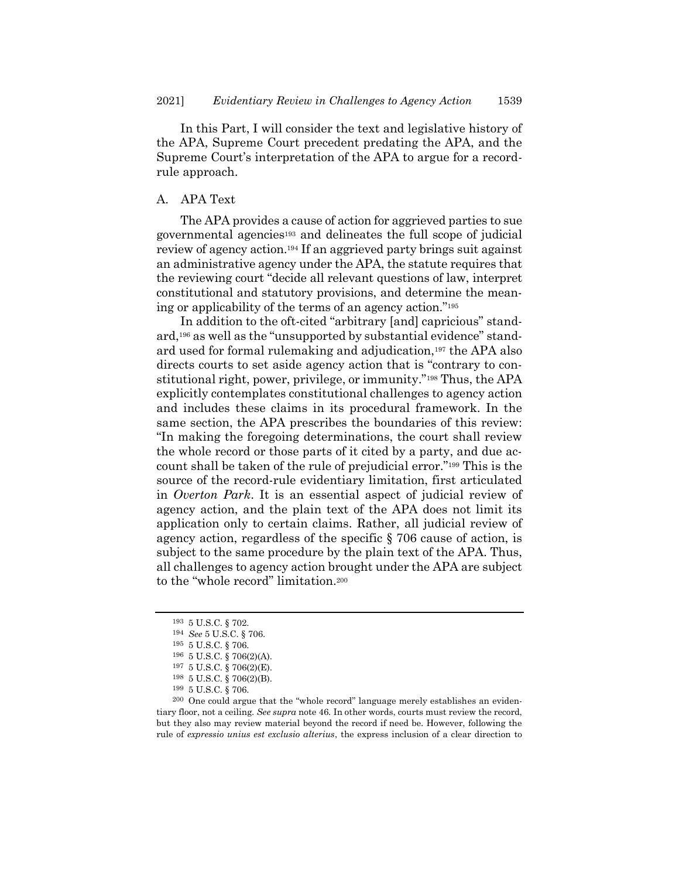In this Part, I will consider the text and legislative history of the APA, Supreme Court precedent predating the APA, and the Supreme Court's interpretation of the APA to argue for a record-rule approach.

## A. APA Text

The APA provides a cause of action for aggrieved parties to sue governmental agencies[193] and delineates the full scope of judicial review of agency action.[194] If an aggrieved party brings suit against an administrative agency under the APA, the statute requires that the reviewing court "decide all relevant questions of law, interpret constitutional and statutory provisions, and determine the meaning or applicability of the terms of an agency action."[195]

In addition to the oft-cited "arbitrary [and] capricious" standard,[196] as well as the "unsupported by substantial evidence" standard used for formal rulemaking and adjudication,[197] the APA also directs courts to set aside agency action that is "contrary to constitutional right, power, privilege, or immunity."[198] Thus, the APA explicitly contemplates constitutional challenges to agency action and includes these claims in its procedural framework. In the same section, the APA prescribes the boundaries of this review: "In making the foregoing determinations, the court shall review the whole record or those parts of it cited by a party, and due account shall be taken of the rule of prejudicial error."[199] This is the source of the record-rule evidentiary limitation, first articulated in *Overton Park*. It is an essential aspect of judicial review of agency action, and the plain text of the APA does not limit its application only to certain claims. Rather, all judicial review of agency action, regardless of the specific § 706 cause of action, is subject to the same procedure by the plain text of the APA. Thus, all challenges to agency action brought under the APA are subject to the "whole record" limitation.[200]

---

[193] 5 U.S.C. § 702.

[194] *See* 5 U.S.C. § 706.

[195] 5 U.S.C. § 706.

[196] 5 U.S.C. § 706(2)(A).

[197] 5 U.S.C. § 706(2)(E).

[198] 5 U.S.C. § 706(2)(B).

[199] 5 U.S.C. § 706.

[200] One could argue that the "whole record" language merely establishes an evidentiary floor, not a ceiling. *See supra* note 46. In other words, courts must review the record, but they also may review material beyond the record if need be. However, following the rule of *expressio unius est exclusio alterius*, the express inclusion of a clear direction to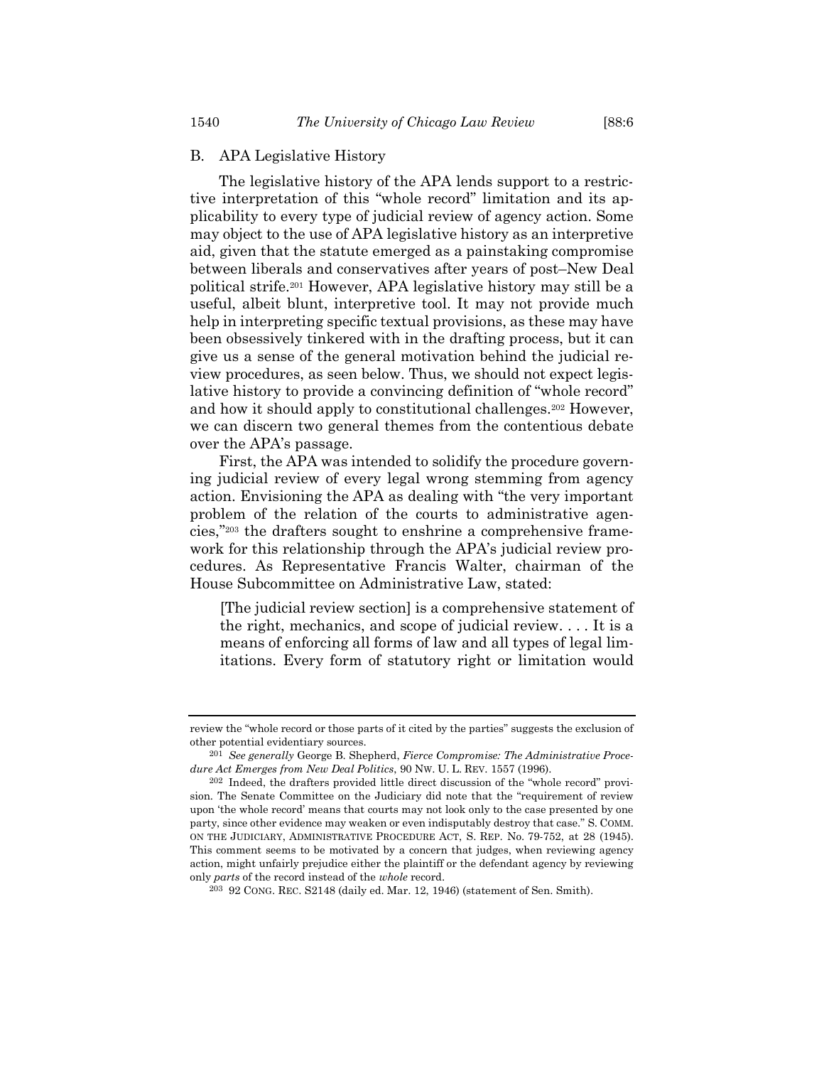## B. APA Legislative History

The legislative history of the APA lends support to a restrictive interpretation of this "whole record" limitation and its applicability to every type of judicial review of agency action. Some may object to the use of APA legislative history as an interpretive aid, given that the statute emerged as a painstaking compromise between liberals and conservatives after years of post–New Deal political strife.[201] However, APA legislative history may still be a useful, albeit blunt, interpretive tool. It may not provide much help in interpreting specific textual provisions, as these may have been obsessively tinkered with in the drafting process, but it can give us a sense of the general motivation behind the judicial review procedures, as seen below. Thus, we should not expect legislative history to provide a convincing definition of "whole record" and how it should apply to constitutional challenges.[202] However, we can discern two general themes from the contentious debate over the APA's passage.

First, the APA was intended to solidify the procedure governing judicial review of every legal wrong stemming from agency action. Envisioning the APA as dealing with "the very important problem of the relation of the courts to administrative agencies,"[203] the drafters sought to enshrine a comprehensive framework for this relationship through the APA's judicial review procedures. As Representative Francis Walter, chairman of the House Subcommittee on Administrative Law, stated:

> [The judicial review section] is a comprehensive statement of the right, mechanics, and scope of judicial review. . . . It is a means of enforcing all forms of law and all types of legal limitations. Every form of statutory right or limitation would

---

review the "whole record or those parts of it cited by the parties" suggests the exclusion of other potential evidentiary sources.

[201] *See generally* George B. Shepherd, *Fierce Compromise: The Administrative Procedure Act Emerges from New Deal Politics*, 90 NW. U. L. REV. 1557 (1996).

[202] Indeed, the drafters provided little direct discussion of the "whole record" provision. The Senate Committee on the Judiciary did note that the "requirement of review upon 'the whole record' means that courts may not look only to the case presented by one party, since other evidence may weaken or even indisputably destroy that case." S. COMM. ON THE JUDICIARY, ADMINISTRATIVE PROCEDURE ACT, S. REP. No. 79-752, at 28 (1945). This comment seems to be motivated by a concern that judges, when reviewing agency action, might unfairly prejudice either the plaintiff or the defendant agency by reviewing only *parts* of the record instead of the *whole* record.

[203] 92 CONG. REC. S2148 (daily ed. Mar. 12, 1946) (statement of Sen. Smith).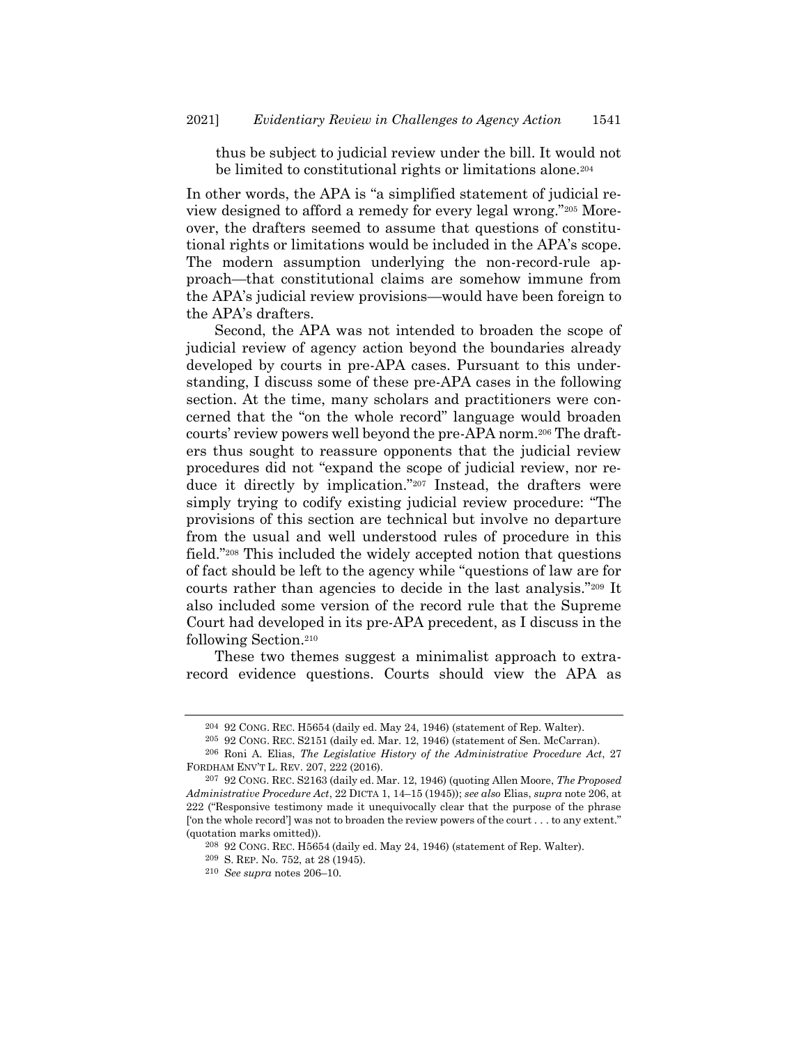> thus be subject to judicial review under the bill. It would not be limited to constitutional rights or limitations alone.[204]

In other words, the APA is "a simplified statement of judicial review designed to afford a remedy for every legal wrong."[205] Moreover, the drafters seemed to assume that questions of constitutional rights or limitations would be included in the APA's scope. The modern assumption underlying the non-record-rule approach—that constitutional claims are somehow immune from the APA's judicial review provisions—would have been foreign to the APA's drafters.

Second, the APA was not intended to broaden the scope of judicial review of agency action beyond the boundaries already developed by courts in pre-APA cases. Pursuant to this understanding, I discuss some of these pre-APA cases in the following section. At the time, many scholars and practitioners were concerned that the "on the whole record" language would broaden courts' review powers well beyond the pre-APA norm.[206] The drafters thus sought to reassure opponents that the judicial review procedures did not "expand the scope of judicial review, nor reduce it directly by implication."[207] Instead, the drafters were simply trying to codify existing judicial review procedure: "The provisions of this section are technical but involve no departure from the usual and well understood rules of procedure in this field."[208] This included the widely accepted notion that questions of fact should be left to the agency while "questions of law are for courts rather than agencies to decide in the last analysis."[209] It also included some version of the record rule that the Supreme Court had developed in its pre-APA precedent, as I discuss in the following Section.[210]

These two themes suggest a minimalist approach to extra-record evidence questions. Courts should view the APA as

---

[204] 92 CONG. REC. H5654 (daily ed. May 24, 1946) (statement of Rep. Walter).

[205] 92 CONG. REC. S2151 (daily ed. Mar. 12, 1946) (statement of Sen. McCarran).

[206] Roni A. Elias, *The Legislative History of the Administrative Procedure Act*, 27 FORDHAM ENV'T L. REV. 207, 222 (2016).

[207] 92 CONG. REC. S2163 (daily ed. Mar. 12, 1946) (quoting Allen Moore, *The Proposed Administrative Procedure Act*, 22 DICTA 1, 14–15 (1945)); *see also* Elias, *supra* note 206, at 222 ("Responsive testimony made it unequivocally clear that the purpose of the phrase ['on the whole record'] was not to broaden the review powers of the court . . . to any extent." (quotation marks omitted)).

[208] 92 CONG. REC. H5654 (daily ed. May 24, 1946) (statement of Rep. Walter).

[209] S. REP. No. 752, at 28 (1945).

[210] *See supra* notes 206–10.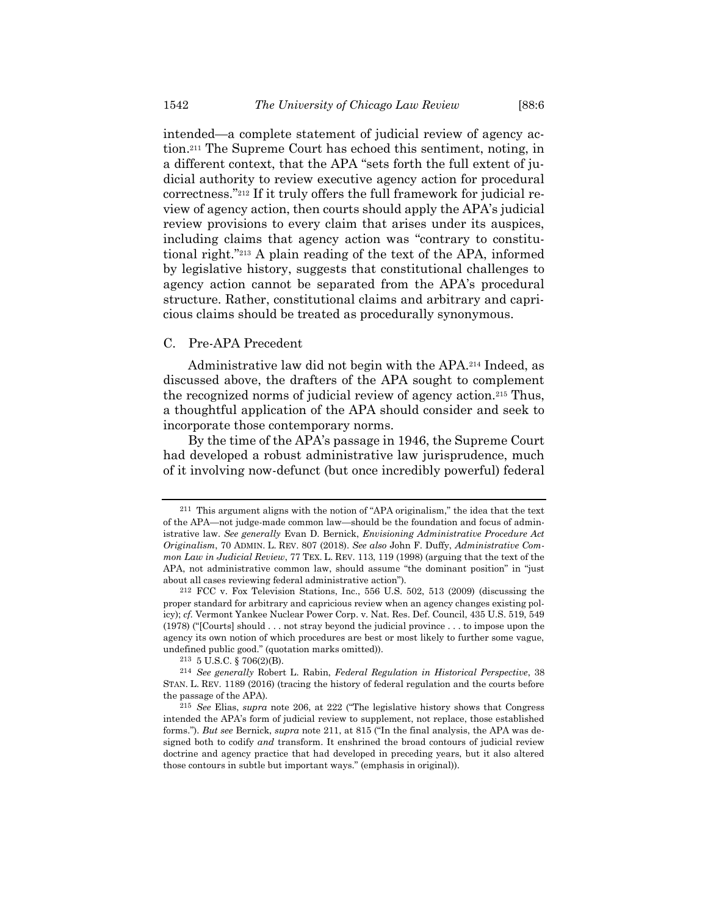intended—a complete statement of judicial review of agency action.[211] The Supreme Court has echoed this sentiment, noting, in a different context, that the APA "sets forth the full extent of judicial authority to review executive agency action for procedural correctness."[212] If it truly offers the full framework for judicial review of agency action, then courts should apply the APA's judicial review provisions to every claim that arises under its auspices, including claims that agency action was "contrary to constitutional right."[213] A plain reading of the text of the APA, informed by legislative history, suggests that constitutional challenges to agency action cannot be separated from the APA's procedural structure. Rather, constitutional claims and arbitrary and capricious claims should be treated as procedurally synonymous.

### C. Pre-APA Precedent

Administrative law did not begin with the APA.[214] Indeed, as discussed above, the drafters of the APA sought to complement the recognized norms of judicial review of agency action.[215] Thus, a thoughtful application of the APA should consider and seek to incorporate those contemporary norms.

By the time of the APA's passage in 1946, the Supreme Court had developed a robust administrative law jurisprudence, much of it involving now-defunct (but once incredibly powerful) federal

---

[211] This argument aligns with the notion of "APA originalism," the idea that the text of the APA—not judge-made common law—should be the foundation and focus of administrative law. *See generally* Evan D. Bernick, *Envisioning Administrative Procedure Act Originalism*, 70 ADMIN. L. REV. 807 (2018). *See also* John F. Duffy, *Administrative Common Law in Judicial Review*, 77 TEX. L. REV. 113, 119 (1998) (arguing that the text of the APA, not administrative common law, should assume "the dominant position" in "just about all cases reviewing federal administrative action").

[212] FCC v. Fox Television Stations, Inc., 556 U.S. 502, 513 (2009) (discussing the proper standard for arbitrary and capricious review when an agency changes existing policy); *cf.* Vermont Yankee Nuclear Power Corp. v. Nat. Res. Def. Council, 435 U.S. 519, 549 (1978) ("[Courts] should . . . not stray beyond the judicial province . . . to impose upon the agency its own notion of which procedures are best or most likely to further some vague, undefined public good." (quotation marks omitted)).

[213] 5 U.S.C. § 706(2)(B).

[214] *See generally* Robert L. Rabin, *Federal Regulation in Historical Perspective*, 38 STAN. L. REV. 1189 (2016) (tracing the history of federal regulation and the courts before the passage of the APA).

[215] *See* Elias, *supra* note 206, at 222 ("The legislative history shows that Congress intended the APA's form of judicial review to supplement, not replace, those established forms."). *But see* Bernick, *supra* note 211, at 815 ("In the final analysis, the APA was designed both to codify *and* transform. It enshrined the broad contours of judicial review doctrine and agency practice that had developed in preceding years, but it also altered those contours in subtle but important ways." (emphasis in original)).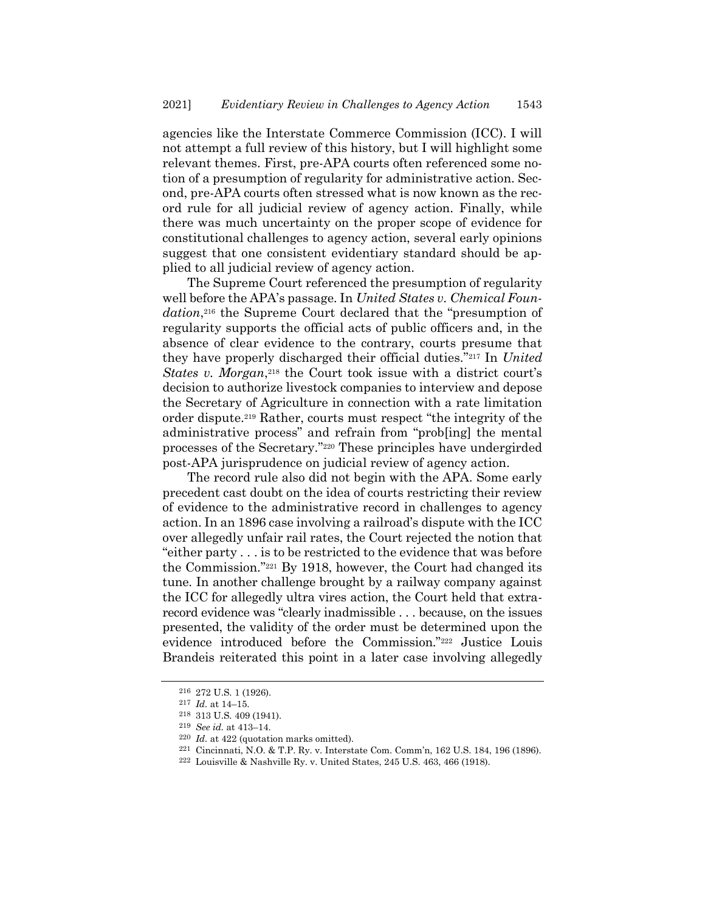agencies like the Interstate Commerce Commission (ICC). I will not attempt a full review of this history, but I will highlight some relevant themes. First, pre-APA courts often referenced some notion of a presumption of regularity for administrative action. Second, pre-APA courts often stressed what is now known as the record rule for all judicial review of agency action. Finally, while there was much uncertainty on the proper scope of evidence for constitutional challenges to agency action, several early opinions suggest that one consistent evidentiary standard should be applied to all judicial review of agency action.

The Supreme Court referenced the presumption of regularity well before the APA's passage. In *United States v. Chemical Foundation*,[216] the Supreme Court declared that the "presumption of regularity supports the official acts of public officers and, in the absence of clear evidence to the contrary, courts presume that they have properly discharged their official duties."[217] In *United States v. Morgan*,[218] the Court took issue with a district court's decision to authorize livestock companies to interview and depose the Secretary of Agriculture in connection with a rate limitation order dispute.[219] Rather, courts must respect "the integrity of the administrative process" and refrain from "prob[ing] the mental processes of the Secretary."[220] These principles have undergirded post-APA jurisprudence on judicial review of agency action.

The record rule also did not begin with the APA. Some early precedent cast doubt on the idea of courts restricting their review of evidence to the administrative record in challenges to agency action. In an 1896 case involving a railroad's dispute with the ICC over allegedly unfair rail rates, the Court rejected the notion that "either party . . . is to be restricted to the evidence that was before the Commission."[221] By 1918, however, the Court had changed its tune. In another challenge brought by a railway company against the ICC for allegedly ultra vires action, the Court held that extra-record evidence was "clearly inadmissible . . . because, on the issues presented, the validity of the order must be determined upon the evidence introduced before the Commission."[222] Justice Louis Brandeis reiterated this point in a later case involving allegedly

---

[216] 272 U.S. 1 (1926).

[217] *Id.* at 14–15.

[218] 313 U.S. 409 (1941).

[219] *See id.* at 413–14.

[220] *Id.* at 422 (quotation marks omitted).

[221] Cincinnati, N.O. & T.P. Ry. v. Interstate Com. Comm'n, 162 U.S. 184, 196 (1896).

[222] Louisville & Nashville Ry. v. United States, 245 U.S. 463, 466 (1918).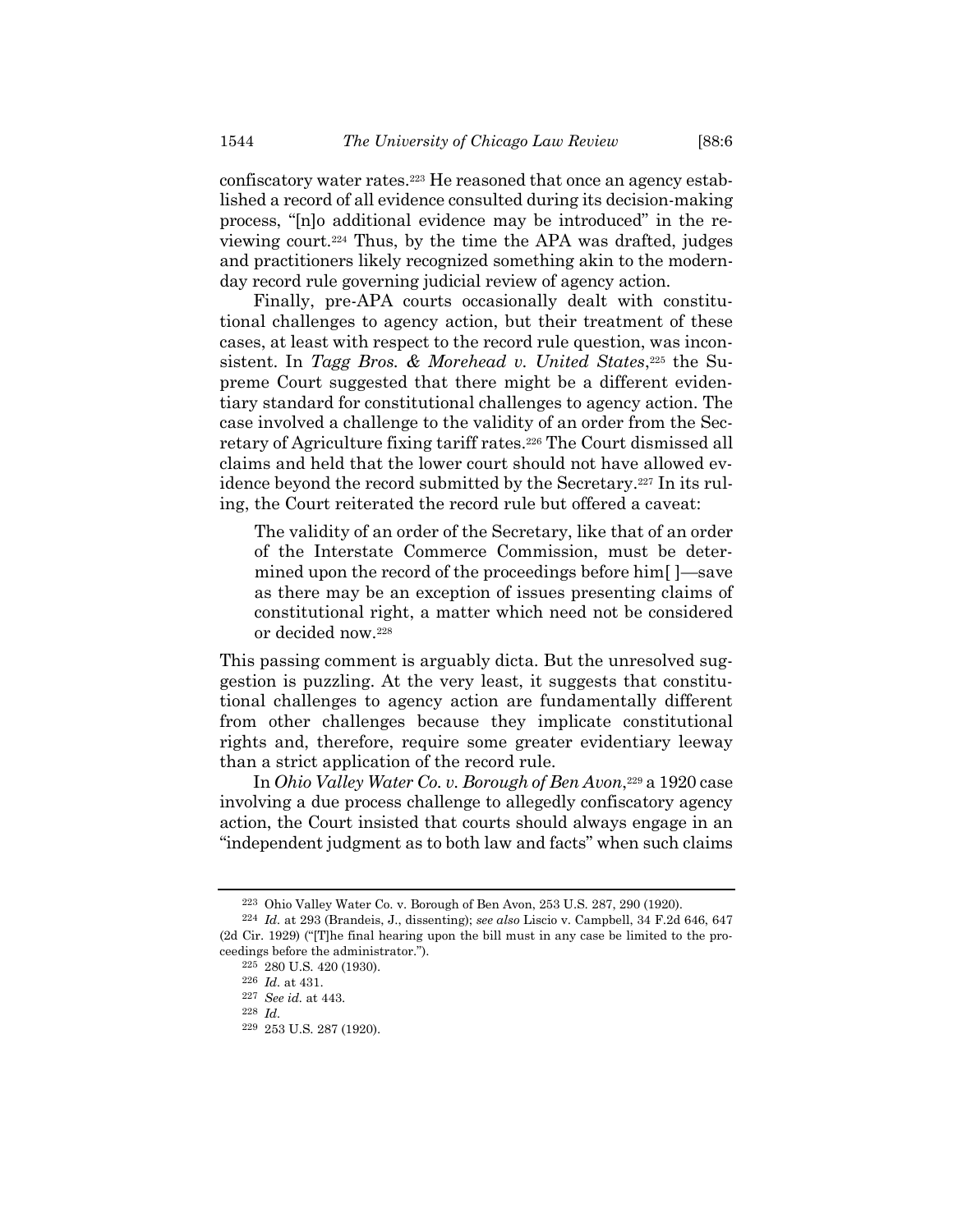confiscatory water rates.[223] He reasoned that once an agency established a record of all evidence consulted during its decision-making process, "[n]o additional evidence may be introduced" in the reviewing court.[224] Thus, by the time the APA was drafted, judges and practitioners likely recognized something akin to the modern-day record rule governing judicial review of agency action.

Finally, pre-APA courts occasionally dealt with constitutional challenges to agency action, but their treatment of these cases, at least with respect to the record rule question, was inconsistent. In *Tagg Bros. & Morehead v. United States*,[225] the Supreme Court suggested that there might be a different evidentiary standard for constitutional challenges to agency action. The case involved a challenge to the validity of an order from the Secretary of Agriculture fixing tariff rates.[226] The Court dismissed all claims and held that the lower court should not have allowed evidence beyond the record submitted by the Secretary.[227] In its ruling, the Court reiterated the record rule but offered a caveat:

> The validity of an order of the Secretary, like that of an order of the Interstate Commerce Commission, must be determined upon the record of the proceedings before him[ ]—save as there may be an exception of issues presenting claims of constitutional right, a matter which need not be considered or decided now.[228]

This passing comment is arguably dicta. But the unresolved suggestion is puzzling. At the very least, it suggests that constitutional challenges to agency action are fundamentally different from other challenges because they implicate constitutional rights and, therefore, require some greater evidentiary leeway than a strict application of the record rule.

In *Ohio Valley Water Co. v. Borough of Ben Avon*,[229] a 1920 case involving a due process challenge to allegedly confiscatory agency action, the Court insisted that courts should always engage in an "independent judgment as to both law and facts" when such claims

---

[223] Ohio Valley Water Co. v. Borough of Ben Avon, 253 U.S. 287, 290 (1920).

[224] *Id.* at 293 (Brandeis, J., dissenting); *see also* Liscio v. Campbell, 34 F.2d 646, 647 (2d Cir. 1929) ("[T]he final hearing upon the bill must in any case be limited to the proceedings before the administrator.").

[225] 280 U.S. 420 (1930).

[226] *Id.* at 431.

[227] *See id.* at 443.

[228] *Id.*

[229] 253 U.S. 287 (1920).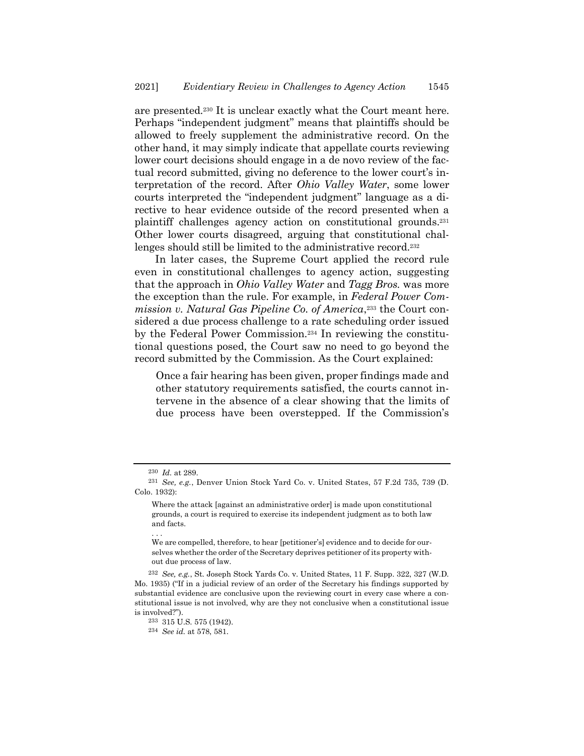are presented.[230] It is unclear exactly what the Court meant here. Perhaps "independent judgment" means that plaintiffs should be allowed to freely supplement the administrative record. On the other hand, it may simply indicate that appellate courts reviewing lower court decisions should engage in a de novo review of the factual record submitted, giving no deference to the lower court's interpretation of the record. After *Ohio Valley Water*, some lower courts interpreted the "independent judgment" language as a directive to hear evidence outside of the record presented when a plaintiff challenges agency action on constitutional grounds.[231] Other lower courts disagreed, arguing that constitutional challenges should still be limited to the administrative record.[232]

In later cases, the Supreme Court applied the record rule even in constitutional challenges to agency action, suggesting that the approach in *Ohio Valley Water* and *Tagg Bros.* was more the exception than the rule. For example, in *Federal Power Commission v. Natural Gas Pipeline Co. of America*,[233] the Court considered a due process challenge to a rate scheduling order issued by the Federal Power Commission.[234] In reviewing the constitutional questions posed, the Court saw no need to go beyond the record submitted by the Commission. As the Court explained:

> Once a fair hearing has been given, proper findings made and other statutory requirements satisfied, the courts cannot intervene in the absence of a clear showing that the limits of due process have been overstepped. If the Commission's

---

[230] *Id.* at 289.

[231] *See, e.g.*, Denver Union Stock Yard Co. v. United States, 57 F.2d 735, 739 (D. Colo. 1932):

> Where the attack [against an administrative order] is made upon constitutional grounds, a court is required to exercise its independent judgment as to both law and facts.
>
> . . .
>
> We are compelled, therefore, to hear [petitioner's] evidence and to decide for ourselves whether the order of the Secretary deprives petitioner of its property without due process of law.

[232] *See, e.g.*, St. Joseph Stock Yards Co. v. United States, 11 F. Supp. 322, 327 (W.D. Mo. 1935) ("If in a judicial review of an order of the Secretary his findings supported by substantial evidence are conclusive upon the reviewing court in every case where a constitutional issue is not involved, why are they not conclusive when a constitutional issue is involved?").

[233] 315 U.S. 575 (1942).

[234] *See id.* at 578, 581.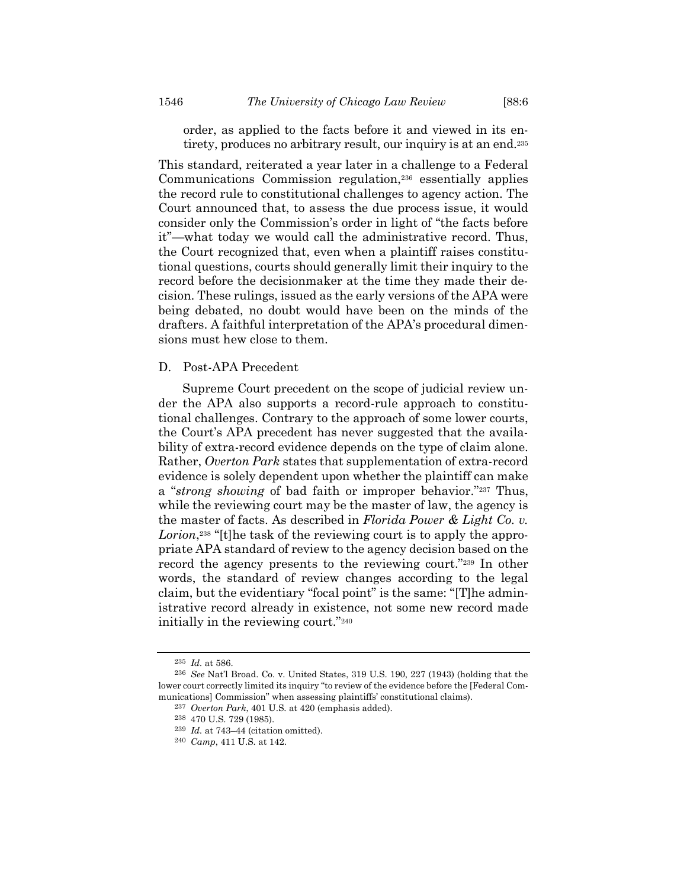order, as applied to the facts before it and viewed in its entirety, produces no arbitrary result, our inquiry is at an end.[235]

This standard, reiterated a year later in a challenge to a Federal Communications Commission regulation,[236] essentially applies the record rule to constitutional challenges to agency action. The Court announced that, to assess the due process issue, it would consider only the Commission's order in light of "the facts before it"—what today we would call the administrative record. Thus, the Court recognized that, even when a plaintiff raises constitutional questions, courts should generally limit their inquiry to the record before the decisionmaker at the time they made their decision. These rulings, issued as the early versions of the APA were being debated, no doubt would have been on the minds of the drafters. A faithful interpretation of the APA's procedural dimensions must hew close to them.

### D. Post-APA Precedent

Supreme Court precedent on the scope of judicial review under the APA also supports a record-rule approach to constitutional challenges. Contrary to the approach of some lower courts, the Court's APA precedent has never suggested that the availability of extra-record evidence depends on the type of claim alone. Rather, *Overton Park* states that supplementation of extra-record evidence is solely dependent upon whether the plaintiff can make a "*strong showing* of bad faith or improper behavior."[237] Thus, while the reviewing court may be the master of law, the agency is the master of facts. As described in *Florida Power & Light Co. v. Lorion*,[238] "[t]he task of the reviewing court is to apply the appropriate APA standard of review to the agency decision based on the record the agency presents to the reviewing court."[239] In other words, the standard of review changes according to the legal claim, but the evidentiary "focal point" is the same: "[T]he administrative record already in existence, not some new record made initially in the reviewing court."[240]

---

[235] *Id.* at 586.

[236] *See* Nat'l Broad. Co. v. United States, 319 U.S. 190, 227 (1943) (holding that the lower court correctly limited its inquiry "to review of the evidence before the [Federal Communications] Commission" when assessing plaintiffs' constitutional claims).

[237] *Overton Park*, 401 U.S. at 420 (emphasis added).

[238] 470 U.S. 729 (1985).

[239] *Id.* at 743–44 (citation omitted).

[240] *Camp*, 411 U.S. at 142.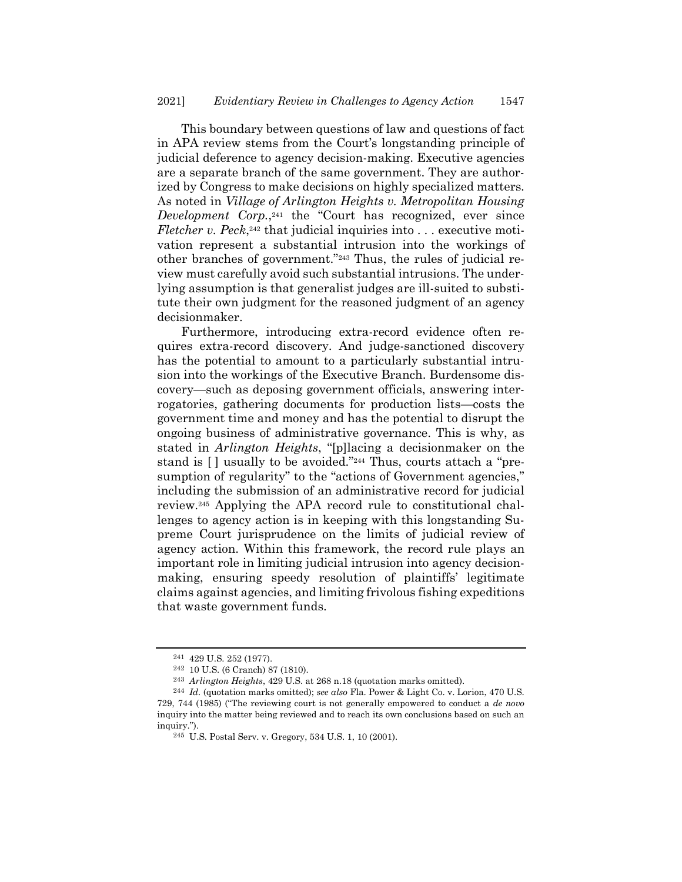This boundary between questions of law and questions of fact in APA review stems from the Court's longstanding principle of judicial deference to agency decision-making. Executive agencies are a separate branch of the same government. They are authorized by Congress to make decisions on highly specialized matters. As noted in *Village of Arlington Heights v. Metropolitan Housing Development Corp.*,[241] the "Court has recognized, ever since *Fletcher v. Peck*,[242] that judicial inquiries into . . . executive motivation represent a substantial intrusion into the workings of other branches of government."[243] Thus, the rules of judicial review must carefully avoid such substantial intrusions. The underlying assumption is that generalist judges are ill-suited to substitute their own judgment for the reasoned judgment of an agency decisionmaker.

Furthermore, introducing extra-record evidence often requires extra-record discovery. And judge-sanctioned discovery has the potential to amount to a particularly substantial intrusion into the workings of the Executive Branch. Burdensome discovery—such as deposing government officials, answering interrogatories, gathering documents for production lists—costs the government time and money and has the potential to disrupt the ongoing business of administrative governance. This is why, as stated in *Arlington Heights*, "[p]lacing a decisionmaker on the stand is [ ] usually to be avoided."[244] Thus, courts attach a "presumption of regularity" to the "actions of Government agencies," including the submission of an administrative record for judicial review.[245] Applying the APA record rule to constitutional challenges to agency action is in keeping with this longstanding Supreme Court jurisprudence on the limits of judicial review of agency action. Within this framework, the record rule plays an important role in limiting judicial intrusion into agency decision-making, ensuring speedy resolution of plaintiffs' legitimate claims against agencies, and limiting frivolous fishing expeditions that waste government funds.

---

[241] 429 U.S. 252 (1977).

[242] 10 U.S. (6 Cranch) 87 (1810).

[243] *Arlington Heights*, 429 U.S. at 268 n.18 (quotation marks omitted).

[244] *Id.* (quotation marks omitted); *see also* Fla. Power & Light Co. v. Lorion, 470 U.S. 729, 744 (1985) ("The reviewing court is not generally empowered to conduct a *de novo* inquiry into the matter being reviewed and to reach its own conclusions based on such an inquiry.").

[245] U.S. Postal Serv. v. Gregory, 534 U.S. 1, 10 (2001).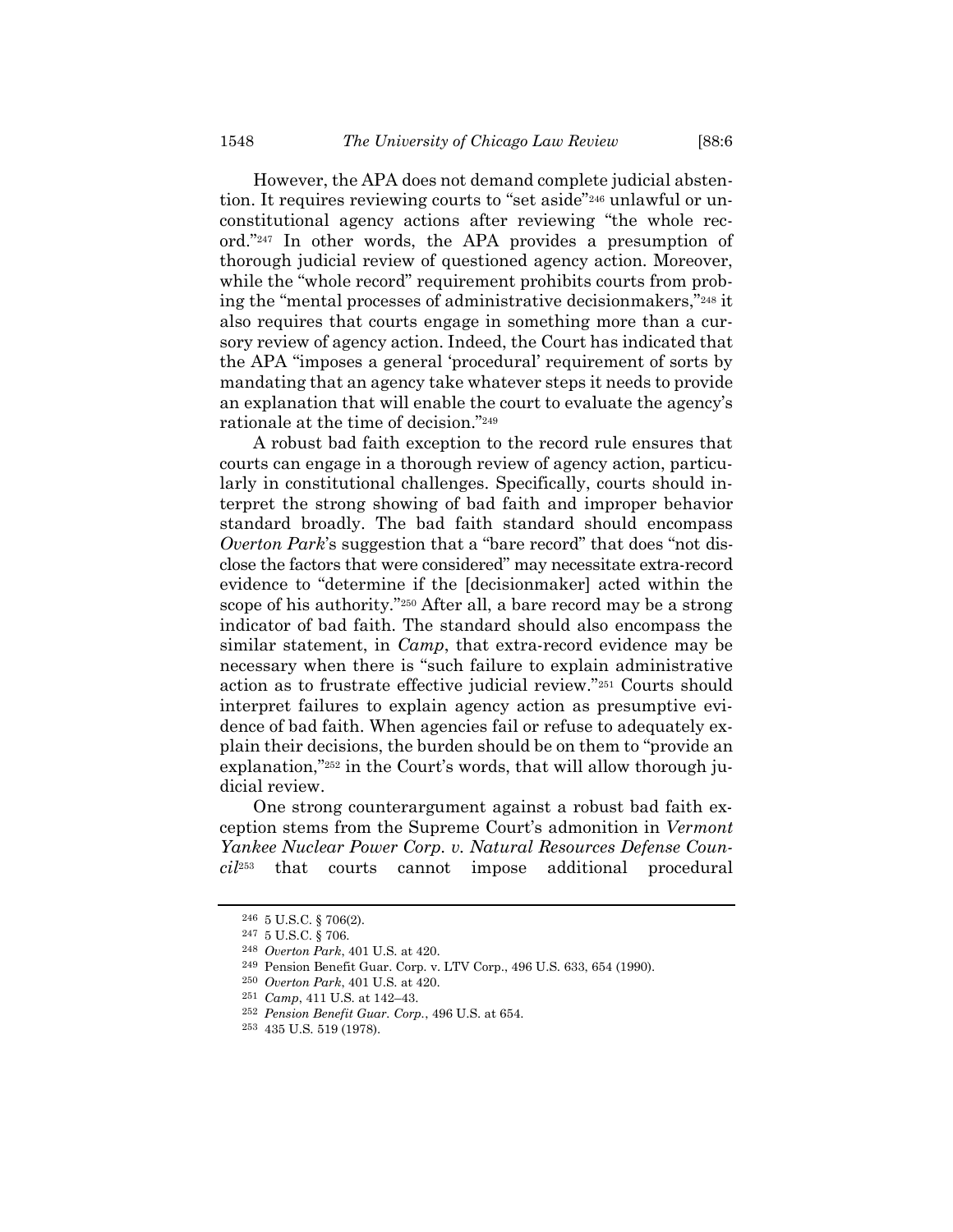However, the APA does not demand complete judicial abstention. It requires reviewing courts to "set aside"[246] unlawful or unconstitutional agency actions after reviewing "the whole record."[247] In other words, the APA provides a presumption of thorough judicial review of questioned agency action. Moreover, while the "whole record" requirement prohibits courts from probing the "mental processes of administrative decisionmakers,"[248] it also requires that courts engage in something more than a cursory review of agency action. Indeed, the Court has indicated that the APA "imposes a general 'procedural' requirement of sorts by mandating that an agency take whatever steps it needs to provide an explanation that will enable the court to evaluate the agency's rationale at the time of decision."[249]

A robust bad faith exception to the record rule ensures that courts can engage in a thorough review of agency action, particularly in constitutional challenges. Specifically, courts should interpret the strong showing of bad faith and improper behavior standard broadly. The bad faith standard should encompass *Overton Park*'s suggestion that a "bare record" that does "not disclose the factors that were considered" may necessitate extra-record evidence to "determine if the [decisionmaker] acted within the scope of his authority."[250] After all, a bare record may be a strong indicator of bad faith. The standard should also encompass the similar statement, in *Camp*, that extra-record evidence may be necessary when there is "such failure to explain administrative action as to frustrate effective judicial review."[251] Courts should interpret failures to explain agency action as presumptive evidence of bad faith. When agencies fail or refuse to adequately explain their decisions, the burden should be on them to "provide an explanation,"[252] in the Court's words, that will allow thorough judicial review.

One strong counterargument against a robust bad faith exception stems from the Supreme Court's admonition in *Vermont Yankee Nuclear Power Corp. v. Natural Resources Defense Council*[253] that courts cannot impose additional procedural

---

[246] 5 U.S.C. § 706(2).

[247] 5 U.S.C. § 706.

[248] *Overton Park*, 401 U.S. at 420.

[249] Pension Benefit Guar. Corp. v. LTV Corp., 496 U.S. 633, 654 (1990).

[250] *Overton Park*, 401 U.S. at 420.

[251] *Camp*, 411 U.S. at 142–43.

[252] *Pension Benefit Guar. Corp.*, 496 U.S. at 654.

[253] 435 U.S. 519 (1978).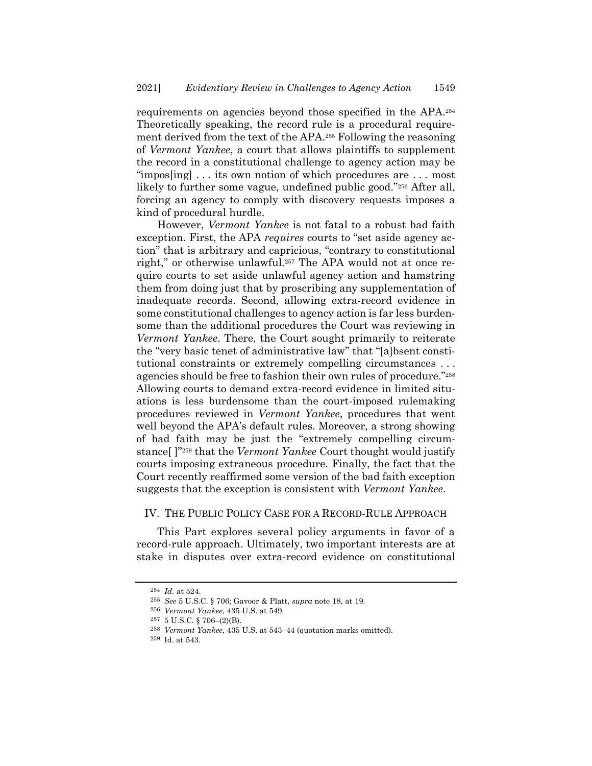requirements on agencies beyond those specified in the APA.[254] Theoretically speaking, the record rule is a procedural requirement derived from the text of the APA.[255] Following the reasoning of *Vermont Yankee*, a court that allows plaintiffs to supplement the record in a constitutional challenge to agency action may be "impos[ing] . . . its own notion of which procedures are . . . most likely to further some vague, undefined public good."[256] After all, forcing an agency to comply with discovery requests imposes a kind of procedural hurdle.

However, *Vermont Yankee* is not fatal to a robust bad faith exception. First, the APA *requires* courts to "set aside agency action" that is arbitrary and capricious, "contrary to constitutional right," or otherwise unlawful.[257] The APA would not at once require courts to set aside unlawful agency action and hamstring them from doing just that by proscribing any supplementation of inadequate records. Second, allowing extra-record evidence in some constitutional challenges to agency action is far less burdensome than the additional procedures the Court was reviewing in *Vermont Yankee*. There, the Court sought primarily to reiterate the "very basic tenet of administrative law" that "[a]bsent constitutional constraints or extremely compelling circumstances . . . agencies should be free to fashion their own rules of procedure."[258] Allowing courts to demand extra-record evidence in limited situations is less burdensome than the court-imposed rulemaking procedures reviewed in *Vermont Yankee*, procedures that went well beyond the APA's default rules. Moreover, a strong showing of bad faith may be just the "extremely compelling circumstance[ ]"[259] that the *Vermont Yankee* Court thought would justify courts imposing extraneous procedure. Finally, the fact that the Court recently reaffirmed some version of the bad faith exception suggests that the exception is consistent with *Vermont Yankee*.

## IV. THE PUBLIC POLICY CASE FOR A RECORD-RULE APPROACH

This Part explores several policy arguments in favor of a record-rule approach. Ultimately, two important interests are at stake in disputes over extra-record evidence on constitutional

---

[254] *Id.* at 524.

[255] *See* 5 U.S.C. § 706; Gavoor & Platt, *supra* note 18, at 19.

[256] *Vermont Yankee*, 435 U.S. at 549.

[257] 5 U.S.C. § 706–(2)(B).

[258] *Vermont Yankee*, 435 U.S. at 543–44 (quotation marks omitted).

[259] Id. at 543.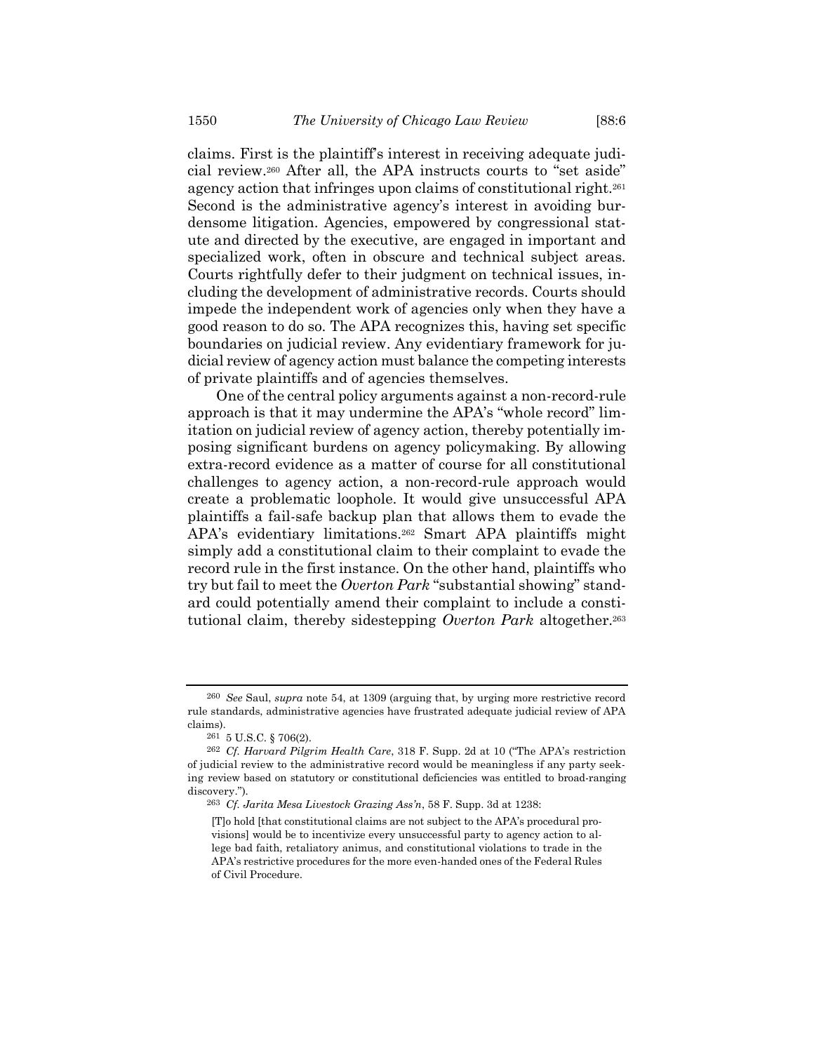claims. First is the plaintiff's interest in receiving adequate judicial review.[260] After all, the APA instructs courts to "set aside" agency action that infringes upon claims of constitutional right.[261] Second is the administrative agency's interest in avoiding burdensome litigation. Agencies, empowered by congressional statute and directed by the executive, are engaged in important and specialized work, often in obscure and technical subject areas. Courts rightfully defer to their judgment on technical issues, including the development of administrative records. Courts should impede the independent work of agencies only when they have a good reason to do so. The APA recognizes this, having set specific boundaries on judicial review. Any evidentiary framework for judicial review of agency action must balance the competing interests of private plaintiffs and of agencies themselves.

One of the central policy arguments against a non-record-rule approach is that it may undermine the APA's "whole record" limitation on judicial review of agency action, thereby potentially imposing significant burdens on agency policymaking. By allowing extra-record evidence as a matter of course for all constitutional challenges to agency action, a non-record-rule approach would create a problematic loophole. It would give unsuccessful APA plaintiffs a fail-safe backup plan that allows them to evade the APA's evidentiary limitations.[262] Smart APA plaintiffs might simply add a constitutional claim to their complaint to evade the record rule in the first instance. On the other hand, plaintiffs who try but fail to meet the *Overton Park* "substantial showing" standard could potentially amend their complaint to include a constitutional claim, thereby sidestepping *Overton Park* altogether.[263]

---

[260] *See* Saul, *supra* note 54, at 1309 (arguing that, by urging more restrictive record rule standards, administrative agencies have frustrated adequate judicial review of APA claims).

[261] 5 U.S.C. § 706(2).

[262] *Cf. Harvard Pilgrim Health Care*, 318 F. Supp. 2d at 10 ("The APA's restriction of judicial review to the administrative record would be meaningless if any party seeking review based on statutory or constitutional deficiencies was entitled to broad-ranging discovery.").

[263] *Cf. Jarita Mesa Livestock Grazing Ass'n*, 58 F. Supp. 3d at 1238:

> [T]o hold [that constitutional claims are not subject to the APA's procedural provisions] would be to incentivize every unsuccessful party to agency action to allege bad faith, retaliatory animus, and constitutional violations to trade in the APA's restrictive procedures for the more even-handed ones of the Federal Rules of Civil Procedure.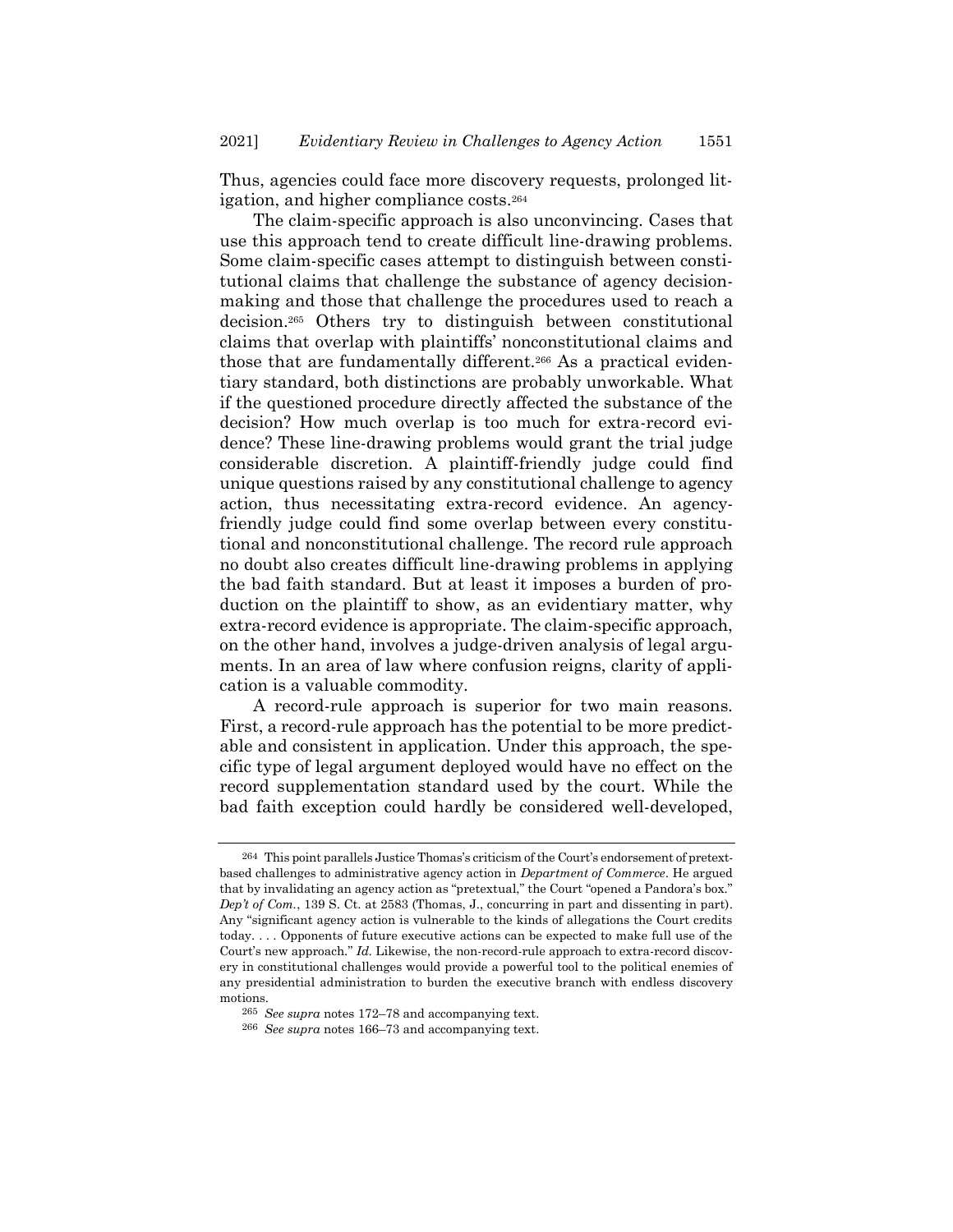Thus, agencies could face more discovery requests, prolonged litigation, and higher compliance costs.[264]

The claim-specific approach is also unconvincing. Cases that use this approach tend to create difficult line-drawing problems. Some claim-specific cases attempt to distinguish between constitutional claims that challenge the substance of agency decision-making and those that challenge the procedures used to reach a decision.[265] Others try to distinguish between constitutional claims that overlap with plaintiffs' nonconstitutional claims and those that are fundamentally different.[266] As a practical evidentiary standard, both distinctions are probably unworkable. What if the questioned procedure directly affected the substance of the decision? How much overlap is too much for extra-record evidence? These line-drawing problems would grant the trial judge considerable discretion. A plaintiff-friendly judge could find unique questions raised by any constitutional challenge to agency action, thus necessitating extra-record evidence. An agency-friendly judge could find some overlap between every constitutional and nonconstitutional challenge. The record rule approach no doubt also creates difficult line-drawing problems in applying the bad faith standard. But at least it imposes a burden of production on the plaintiff to show, as an evidentiary matter, why extra-record evidence is appropriate. The claim-specific approach, on the other hand, involves a judge-driven analysis of legal arguments. In an area of law where confusion reigns, clarity of application is a valuable commodity.

A record-rule approach is superior for two main reasons. First, a record-rule approach has the potential to be more predictable and consistent in application. Under this approach, the specific type of legal argument deployed would have no effect on the record supplementation standard used by the court. While the bad faith exception could hardly be considered well-developed,

---

[264] This point parallels Justice Thomas's criticism of the Court's endorsement of pretext-based challenges to administrative agency action in *Department of Commerce*. He argued that by invalidating an agency action as "pretextual," the Court "opened a Pandora's box." *Dep't of Com.*, 139 S. Ct. at 2583 (Thomas, J., concurring in part and dissenting in part). Any "significant agency action is vulnerable to the kinds of allegations the Court credits today. . . . Opponents of future executive actions can be expected to make full use of the Court's new approach." *Id.* Likewise, the non-record-rule approach to extra-record discovery in constitutional challenges would provide a powerful tool to the political enemies of any presidential administration to burden the executive branch with endless discovery motions.

[265] *See supra* notes 172–78 and accompanying text.

[266] *See supra* notes 166–73 and accompanying text.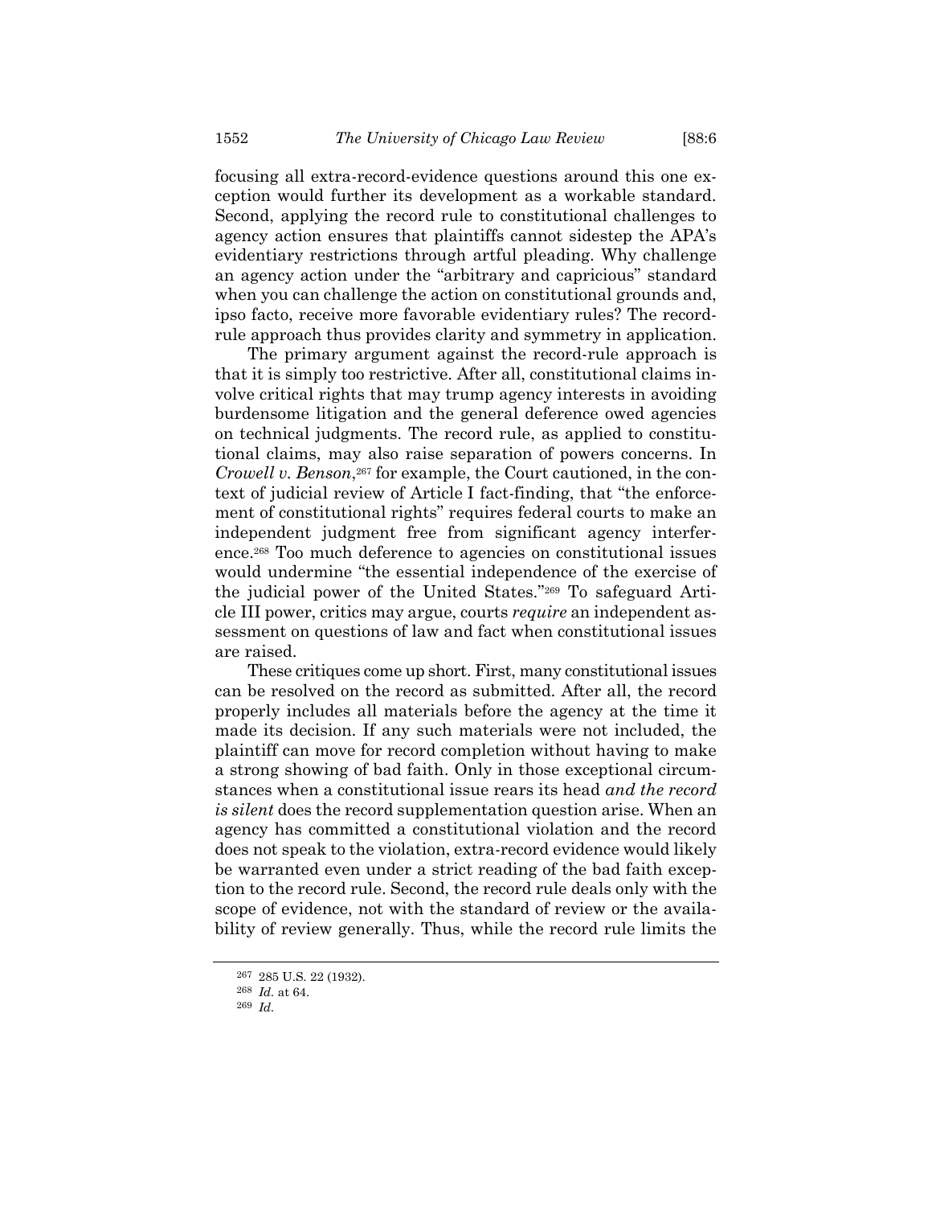focusing all extra-record-evidence questions around this one exception would further its development as a workable standard. Second, applying the record rule to constitutional challenges to agency action ensures that plaintiffs cannot sidestep the APA's evidentiary restrictions through artful pleading. Why challenge an agency action under the "arbitrary and capricious" standard when you can challenge the action on constitutional grounds and, ipso facto, receive more favorable evidentiary rules? The record-rule approach thus provides clarity and symmetry in application.

The primary argument against the record-rule approach is that it is simply too restrictive. After all, constitutional claims involve critical rights that may trump agency interests in avoiding burdensome litigation and the general deference owed agencies on technical judgments. The record rule, as applied to constitutional claims, may also raise separation of powers concerns. In *Crowell v. Benson*,[267] for example, the Court cautioned, in the context of judicial review of Article I fact-finding, that "the enforcement of constitutional rights" requires federal courts to make an independent judgment free from significant agency interference.[268] Too much deference to agencies on constitutional issues would undermine "the essential independence of the exercise of the judicial power of the United States."[269] To safeguard Article III power, critics may argue, courts *require* an independent assessment on questions of law and fact when constitutional issues are raised.

These critiques come up short. First, many constitutional issues can be resolved on the record as submitted. After all, the record properly includes all materials before the agency at the time it made its decision. If any such materials were not included, the plaintiff can move for record completion without having to make a strong showing of bad faith. Only in those exceptional circumstances when a constitutional issue rears its head *and the record is silent* does the record supplementation question arise. When an agency has committed a constitutional violation and the record does not speak to the violation, extra-record evidence would likely be warranted even under a strict reading of the bad faith exception to the record rule. Second, the record rule deals only with the scope of evidence, not with the standard of review or the availability of review generally. Thus, while the record rule limits the

[267] 285 U.S. 22 (1932).

[268] *Id.* at 64.

[269] *Id.*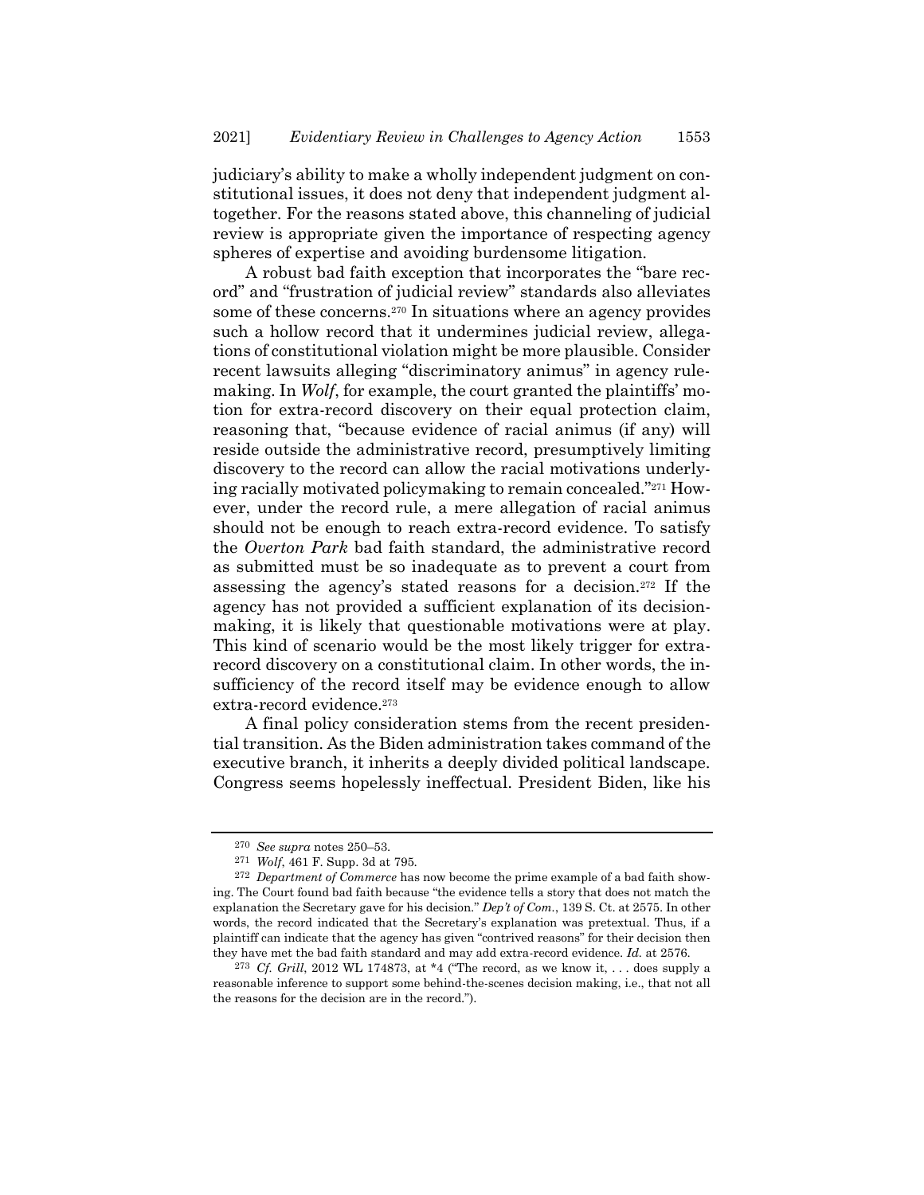judiciary's ability to make a wholly independent judgment on constitutional issues, it does not deny that independent judgment altogether. For the reasons stated above, this channeling of judicial review is appropriate given the importance of respecting agency spheres of expertise and avoiding burdensome litigation.

A robust bad faith exception that incorporates the "bare record" and "frustration of judicial review" standards also alleviates some of these concerns.[270] In situations where an agency provides such a hollow record that it undermines judicial review, allegations of constitutional violation might be more plausible. Consider recent lawsuits alleging "discriminatory animus" in agency rulemaking. In *Wolf*, for example, the court granted the plaintiffs' motion for extra-record discovery on their equal protection claim, reasoning that, "because evidence of racial animus (if any) will reside outside the administrative record, presumptively limiting discovery to the record can allow the racial motivations underlying racially motivated policymaking to remain concealed."[271] However, under the record rule, a mere allegation of racial animus should not be enough to reach extra-record evidence. To satisfy the *Overton Park* bad faith standard, the administrative record as submitted must be so inadequate as to prevent a court from assessing the agency's stated reasons for a decision.[272] If the agency has not provided a sufficient explanation of its decision-making, it is likely that questionable motivations were at play. This kind of scenario would be the most likely trigger for extra-record discovery on a constitutional claim. In other words, the insufficiency of the record itself may be evidence enough to allow extra-record evidence.[273]

A final policy consideration stems from the recent presidential transition. As the Biden administration takes command of the executive branch, it inherits a deeply divided political landscape. Congress seems hopelessly ineffectual. President Biden, like his

---

[270] *See supra* notes 250–53.

[271] *Wolf*, 461 F. Supp. 3d at 795.

[272] *Department of Commerce* has now become the prime example of a bad faith showing. The Court found bad faith because "the evidence tells a story that does not match the explanation the Secretary gave for his decision." *Dep't of Com.*, 139 S. Ct. at 2575. In other words, the record indicated that the Secretary's explanation was pretextual. Thus, if a plaintiff can indicate that the agency has given "contrived reasons" for their decision then they have met the bad faith standard and may add extra-record evidence. *Id.* at 2576.

[273] *Cf. Grill*, 2012 WL 174873, at *4 ("The record, as we know it, . . . does supply a reasonable inference to support some behind-the-scenes decision making, i.e., that not all the reasons for the decision are in the record.").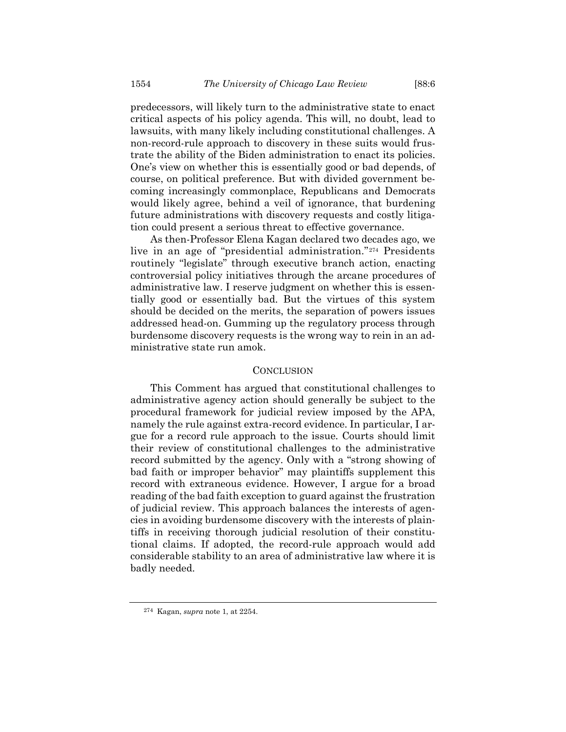predecessors, will likely turn to the administrative state to enact critical aspects of his policy agenda. This will, no doubt, lead to lawsuits, with many likely including constitutional challenges. A non-record-rule approach to discovery in these suits would frustrate the ability of the Biden administration to enact its policies. One's view on whether this is essentially good or bad depends, of course, on political preference. But with divided government becoming increasingly commonplace, Republicans and Democrats would likely agree, behind a veil of ignorance, that burdening future administrations with discovery requests and costly litigation could present a serious threat to effective governance.

As then-Professor Elena Kagan declared two decades ago, we live in an age of "presidential administration."[274] Presidents routinely "legislate" through executive branch action, enacting controversial policy initiatives through the arcane procedures of administrative law. I reserve judgment on whether this is essentially good or essentially bad. But the virtues of this system should be decided on the merits, the separation of powers issues addressed head-on. Gumming up the regulatory process through burdensome discovery requests is the wrong way to rein in an administrative state run amok.

## CONCLUSION

This Comment has argued that constitutional challenges to administrative agency action should generally be subject to the procedural framework for judicial review imposed by the APA, namely the rule against extra-record evidence. In particular, I argue for a record rule approach to the issue. Courts should limit their review of constitutional challenges to the administrative record submitted by the agency. Only with a "strong showing of bad faith or improper behavior" may plaintiffs supplement this record with extraneous evidence. However, I argue for a broad reading of the bad faith exception to guard against the frustration of judicial review. This approach balances the interests of agencies in avoiding burdensome discovery with the interests of plaintiffs in receiving thorough judicial resolution of their constitutional claims. If adopted, the record-rule approach would add considerable stability to an area of administrative law where it is badly needed.

[274] Kagan, *supra* note 1, at 2254.